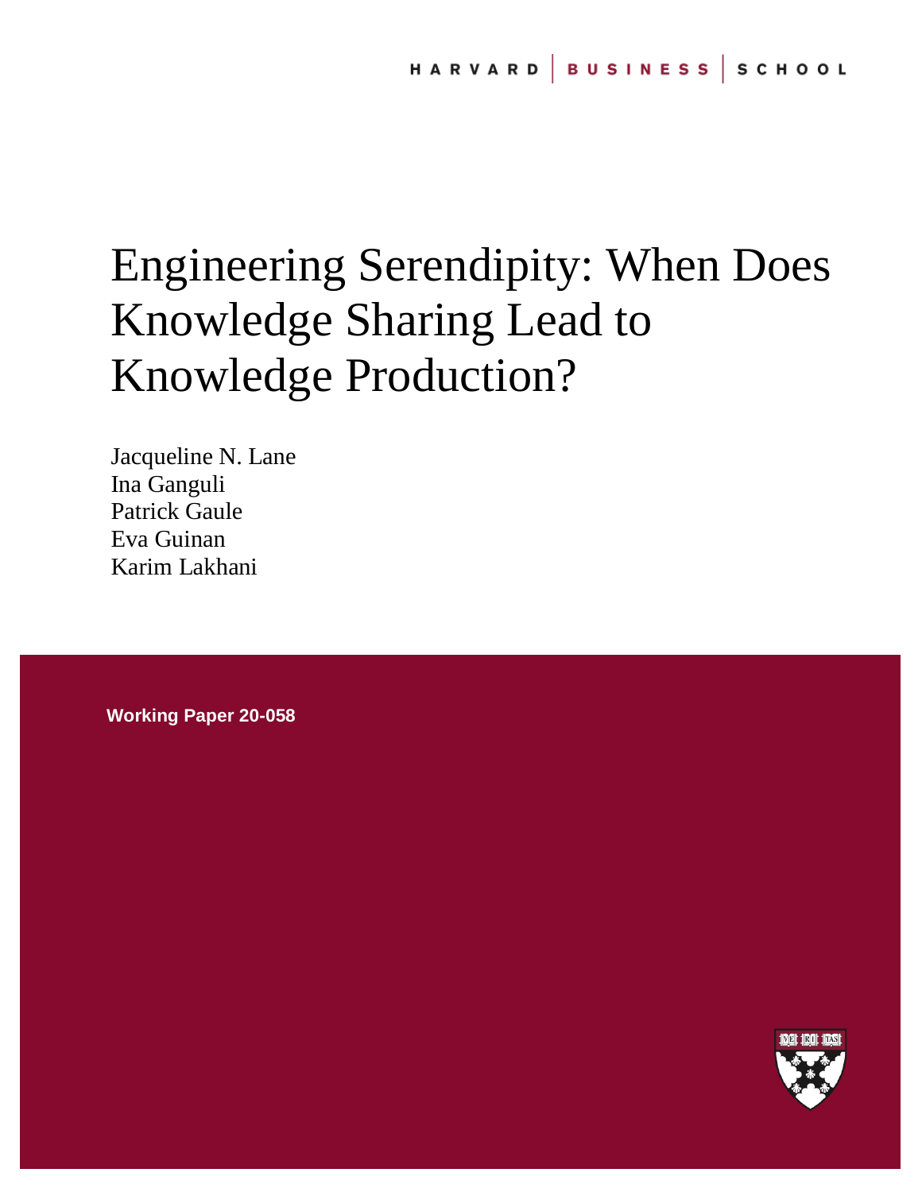HARVARD | BUSINESS | SCHOOL

# Engineering Serendipity: When Does Knowledge Sharing Lead to Knowledge Production?

Jacqueline N. Lane
Ina Ganguli
Patrick Gaule
Eva Guinan
Karim Lakhani

**Working Paper 20-058**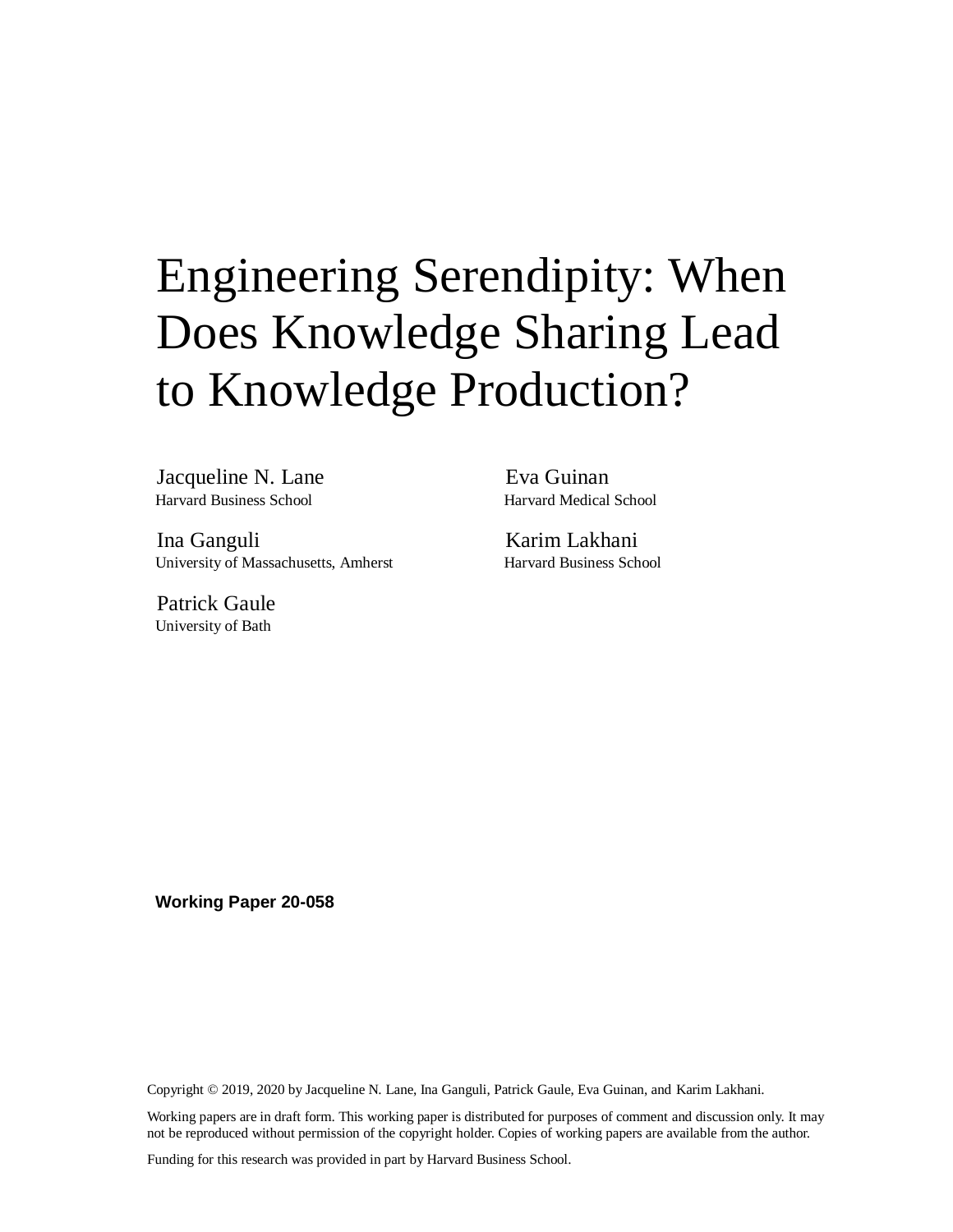# Engineering Serendipity: When Does Knowledge Sharing Lead to Knowledge Production?

Jacqueline N. Lane
Harvard Business School

Ina Ganguli
University of Massachusetts, Amherst

Patrick Gaule
University of Bath

Eva Guinan
Harvard Medical School

Karim Lakhani
Harvard Business School

**Working Paper 20-058**

Copyright © 2019, 2020 by Jacqueline N. Lane, Ina Ganguli, Patrick Gaule, Eva Guinan, and Karim Lakhani.

Working papers are in draft form. This working paper is distributed for purposes of comment and discussion only. It may not be reproduced without permission of the copyright holder. Copies of working papers are available from the author.

Funding for this research was provided in part by Harvard Business School.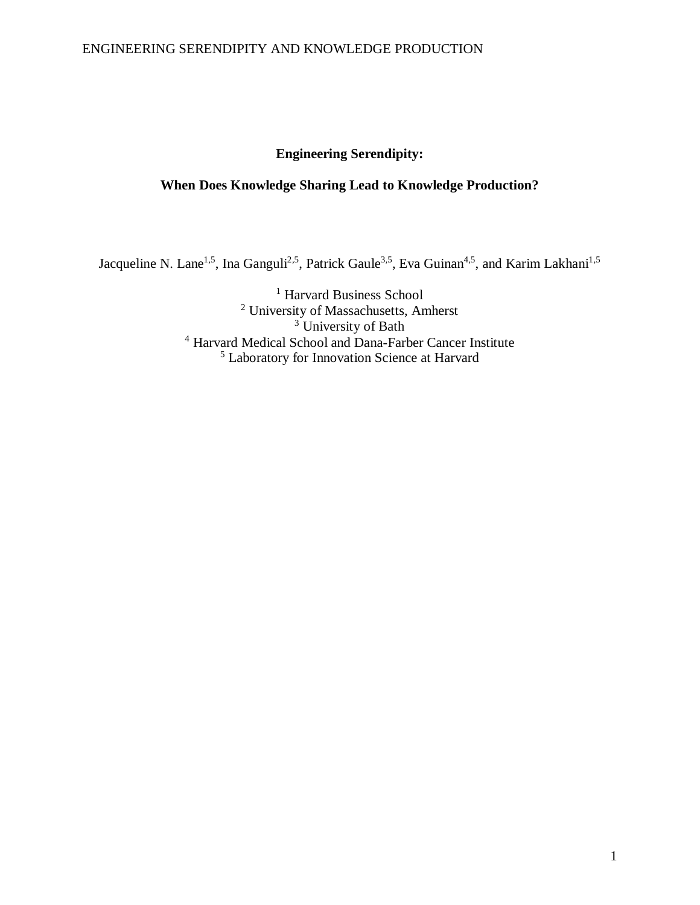**Engineering Serendipity:**

**When Does Knowledge Sharing Lead to Knowledge Production?**

Jacqueline N. Lane[1,5], Ina Ganguli[2,5], Patrick Gaule[3,5], Eva Guinan[4,5], and Karim Lakhani[1,5]

[1] Harvard Business School
[2] University of Massachusetts, Amherst
[3] University of Bath
[4] Harvard Medical School and Dana-Farber Cancer Institute
[5] Laboratory for Innovation Science at Harvard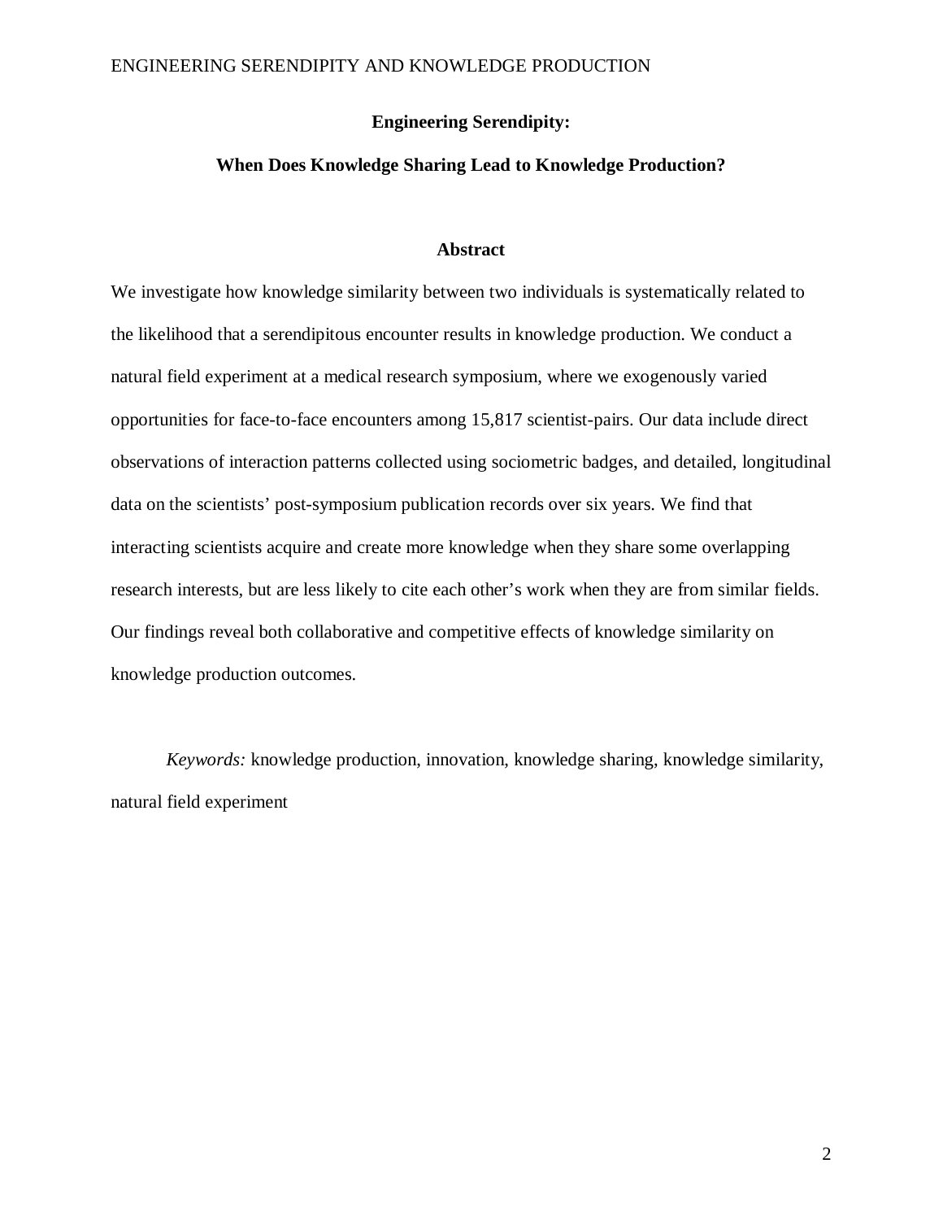**Engineering Serendipity:**

**When Does Knowledge Sharing Lead to Knowledge Production?**

## Abstract

We investigate how knowledge similarity between two individuals is systematically related to the likelihood that a serendipitous encounter results in knowledge production. We conduct a natural field experiment at a medical research symposium, where we exogenously varied opportunities for face-to-face encounters among 15,817 scientist-pairs. Our data include direct observations of interaction patterns collected using sociometric badges, and detailed, longitudinal data on the scientists' post-symposium publication records over six years. We find that interacting scientists acquire and create more knowledge when they share some overlapping research interests, but are less likely to cite each other's work when they are from similar fields. Our findings reveal both collaborative and competitive effects of knowledge similarity on knowledge production outcomes.

*Keywords:* knowledge production, innovation, knowledge sharing, knowledge similarity, natural field experiment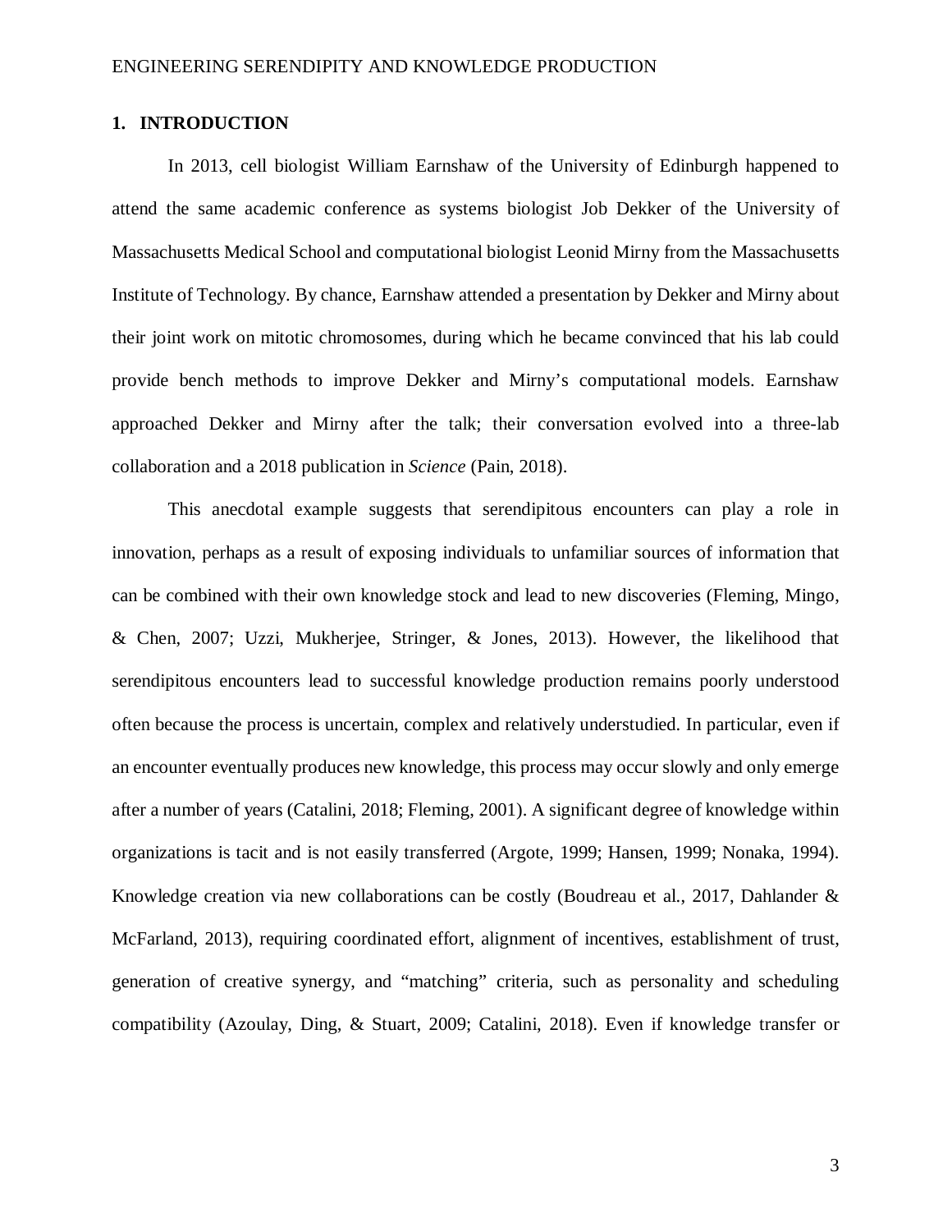## 1. INTRODUCTION

In 2013, cell biologist William Earnshaw of the University of Edinburgh happened to attend the same academic conference as systems biologist Job Dekker of the University of Massachusetts Medical School and computational biologist Leonid Mirny from the Massachusetts Institute of Technology. By chance, Earnshaw attended a presentation by Dekker and Mirny about their joint work on mitotic chromosomes, during which he became convinced that his lab could provide bench methods to improve Dekker and Mirny's computational models. Earnshaw approached Dekker and Mirny after the talk; their conversation evolved into a three-lab collaboration and a 2018 publication in *Science* (Pain, 2018).

This anecdotal example suggests that serendipitous encounters can play a role in innovation, perhaps as a result of exposing individuals to unfamiliar sources of information that can be combined with their own knowledge stock and lead to new discoveries (Fleming, Mingo, & Chen, 2007; Uzzi, Mukherjee, Stringer, & Jones, 2013). However, the likelihood that serendipitous encounters lead to successful knowledge production remains poorly understood often because the process is uncertain, complex and relatively understudied. In particular, even if an encounter eventually produces new knowledge, this process may occur slowly and only emerge after a number of years (Catalini, 2018; Fleming, 2001). A significant degree of knowledge within organizations is tacit and is not easily transferred (Argote, 1999; Hansen, 1999; Nonaka, 1994). Knowledge creation via new collaborations can be costly (Boudreau et al., 2017, Dahlander & McFarland, 2013), requiring coordinated effort, alignment of incentives, establishment of trust, generation of creative synergy, and "matching" criteria, such as personality and scheduling compatibility (Azoulay, Ding, & Stuart, 2009; Catalini, 2018). Even if knowledge transfer or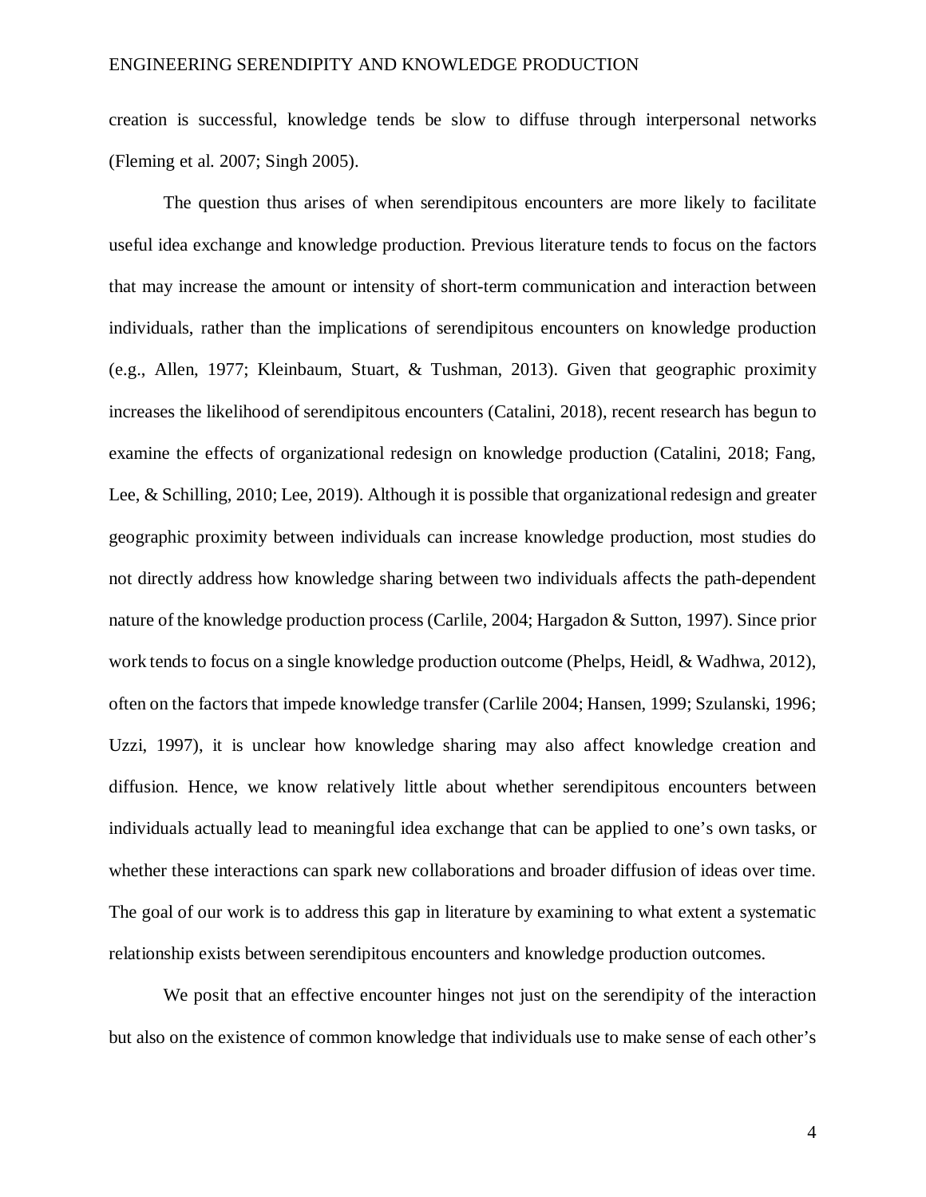creation is successful, knowledge tends be slow to diffuse through interpersonal networks (Fleming et al. 2007; Singh 2005).

The question thus arises of when serendipitous encounters are more likely to facilitate useful idea exchange and knowledge production. Previous literature tends to focus on the factors that may increase the amount or intensity of short-term communication and interaction between individuals, rather than the implications of serendipitous encounters on knowledge production (e.g., Allen, 1977; Kleinbaum, Stuart, & Tushman, 2013). Given that geographic proximity increases the likelihood of serendipitous encounters (Catalini, 2018), recent research has begun to examine the effects of organizational redesign on knowledge production (Catalini, 2018; Fang, Lee, & Schilling, 2010; Lee, 2019). Although it is possible that organizational redesign and greater geographic proximity between individuals can increase knowledge production, most studies do not directly address how knowledge sharing between two individuals affects the path-dependent nature of the knowledge production process (Carlile, 2004; Hargadon & Sutton, 1997). Since prior work tends to focus on a single knowledge production outcome (Phelps, Heidl, & Wadhwa, 2012), often on the factors that impede knowledge transfer (Carlile 2004; Hansen, 1999; Szulanski, 1996; Uzzi, 1997), it is unclear how knowledge sharing may also affect knowledge creation and diffusion. Hence, we know relatively little about whether serendipitous encounters between individuals actually lead to meaningful idea exchange that can be applied to one's own tasks, or whether these interactions can spark new collaborations and broader diffusion of ideas over time. The goal of our work is to address this gap in literature by examining to what extent a systematic relationship exists between serendipitous encounters and knowledge production outcomes.

We posit that an effective encounter hinges not just on the serendipity of the interaction but also on the existence of common knowledge that individuals use to make sense of each other's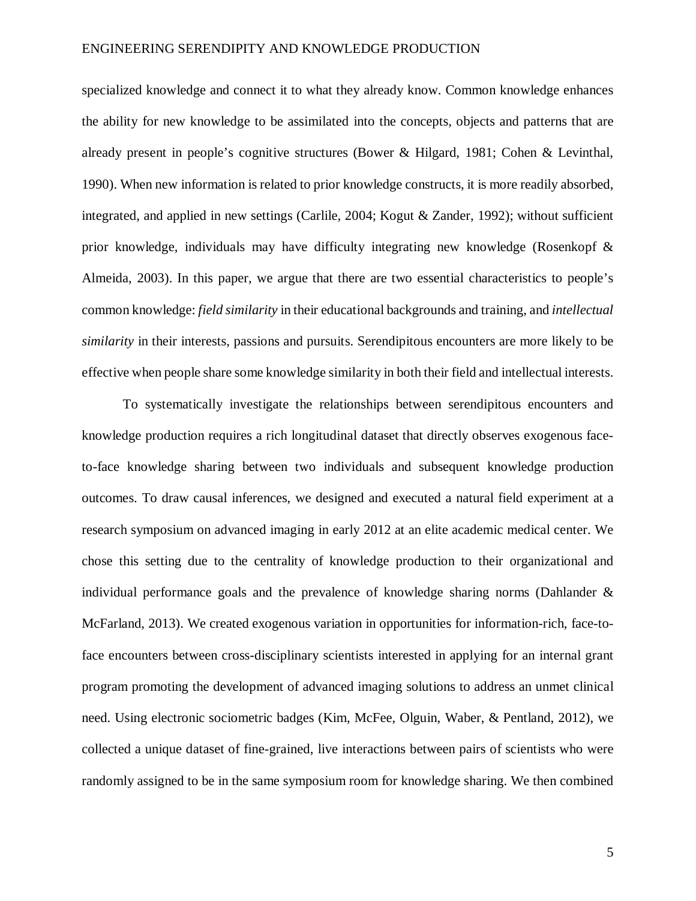specialized knowledge and connect it to what they already know. Common knowledge enhances the ability for new knowledge to be assimilated into the concepts, objects and patterns that are already present in people's cognitive structures (Bower & Hilgard, 1981; Cohen & Levinthal, 1990). When new information is related to prior knowledge constructs, it is more readily absorbed, integrated, and applied in new settings (Carlile, 2004; Kogut & Zander, 1992); without sufficient prior knowledge, individuals may have difficulty integrating new knowledge (Rosenkopf & Almeida, 2003). In this paper, we argue that there are two essential characteristics to people's common knowledge: *field similarity* in their educational backgrounds and training, and *intellectual similarity* in their interests, passions and pursuits. Serendipitous encounters are more likely to be effective when people share some knowledge similarity in both their field and intellectual interests.

To systematically investigate the relationships between serendipitous encounters and knowledge production requires a rich longitudinal dataset that directly observes exogenous face-to-face knowledge sharing between two individuals and subsequent knowledge production outcomes. To draw causal inferences, we designed and executed a natural field experiment at a research symposium on advanced imaging in early 2012 at an elite academic medical center. We chose this setting due to the centrality of knowledge production to their organizational and individual performance goals and the prevalence of knowledge sharing norms (Dahlander & McFarland, 2013). We created exogenous variation in opportunities for information-rich, face-to-face encounters between cross-disciplinary scientists interested in applying for an internal grant program promoting the development of advanced imaging solutions to address an unmet clinical need. Using electronic sociometric badges (Kim, McFee, Olguin, Waber, & Pentland, 2012), we collected a unique dataset of fine-grained, live interactions between pairs of scientists who were randomly assigned to be in the same symposium room for knowledge sharing. We then combined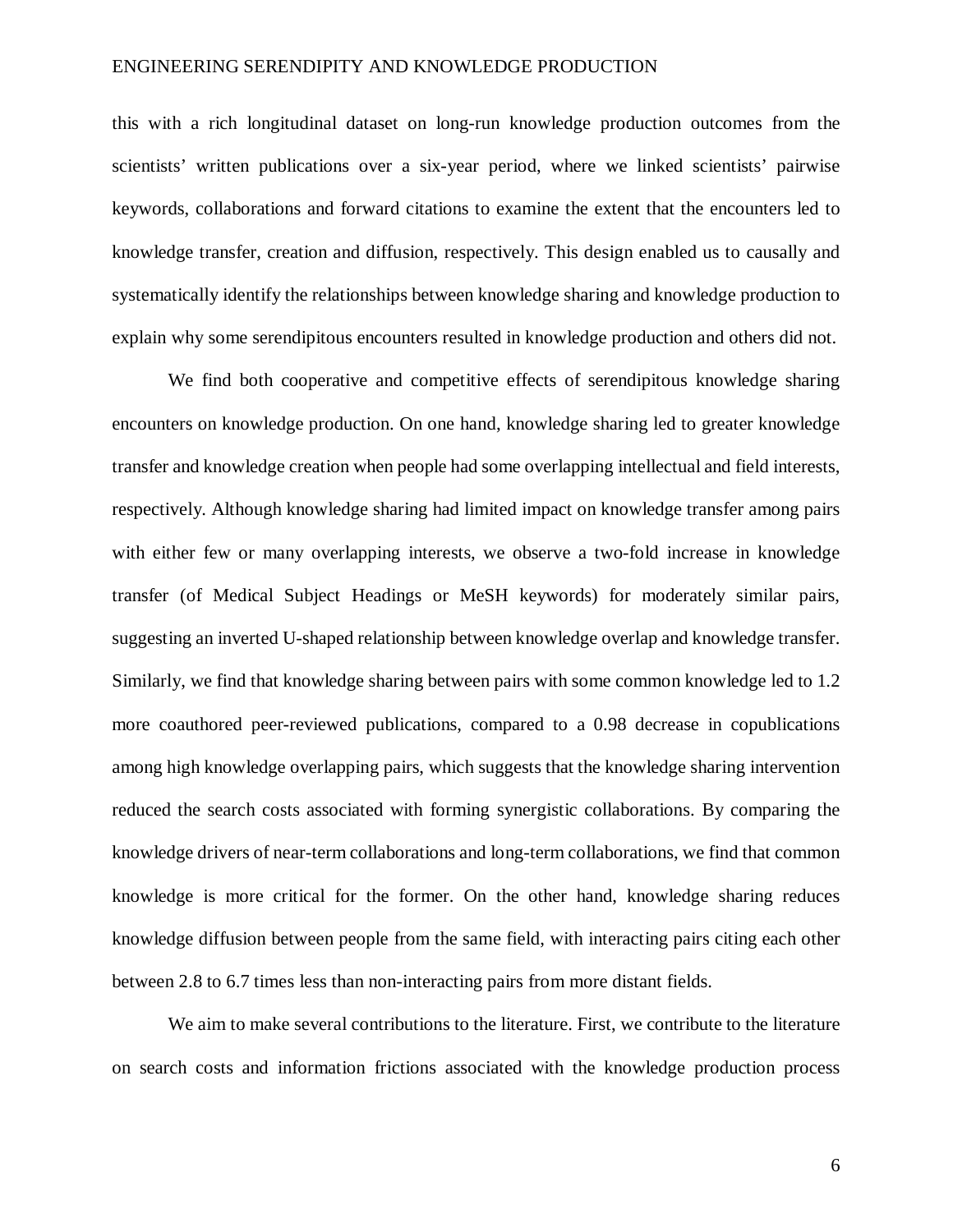this with a rich longitudinal dataset on long-run knowledge production outcomes from the scientists' written publications over a six-year period, where we linked scientists' pairwise keywords, collaborations and forward citations to examine the extent that the encounters led to knowledge transfer, creation and diffusion, respectively. This design enabled us to causally and systematically identify the relationships between knowledge sharing and knowledge production to explain why some serendipitous encounters resulted in knowledge production and others did not.

We find both cooperative and competitive effects of serendipitous knowledge sharing encounters on knowledge production. On one hand, knowledge sharing led to greater knowledge transfer and knowledge creation when people had some overlapping intellectual and field interests, respectively. Although knowledge sharing had limited impact on knowledge transfer among pairs with either few or many overlapping interests, we observe a two-fold increase in knowledge transfer (of Medical Subject Headings or MeSH keywords) for moderately similar pairs, suggesting an inverted U-shaped relationship between knowledge overlap and knowledge transfer. Similarly, we find that knowledge sharing between pairs with some common knowledge led to 1.2 more coauthored peer-reviewed publications, compared to a 0.98 decrease in copublications among high knowledge overlapping pairs, which suggests that the knowledge sharing intervention reduced the search costs associated with forming synergistic collaborations. By comparing the knowledge drivers of near-term collaborations and long-term collaborations, we find that common knowledge is more critical for the former. On the other hand, knowledge sharing reduces knowledge diffusion between people from the same field, with interacting pairs citing each other between 2.8 to 6.7 times less than non-interacting pairs from more distant fields.

We aim to make several contributions to the literature. First, we contribute to the literature on search costs and information frictions associated with the knowledge production process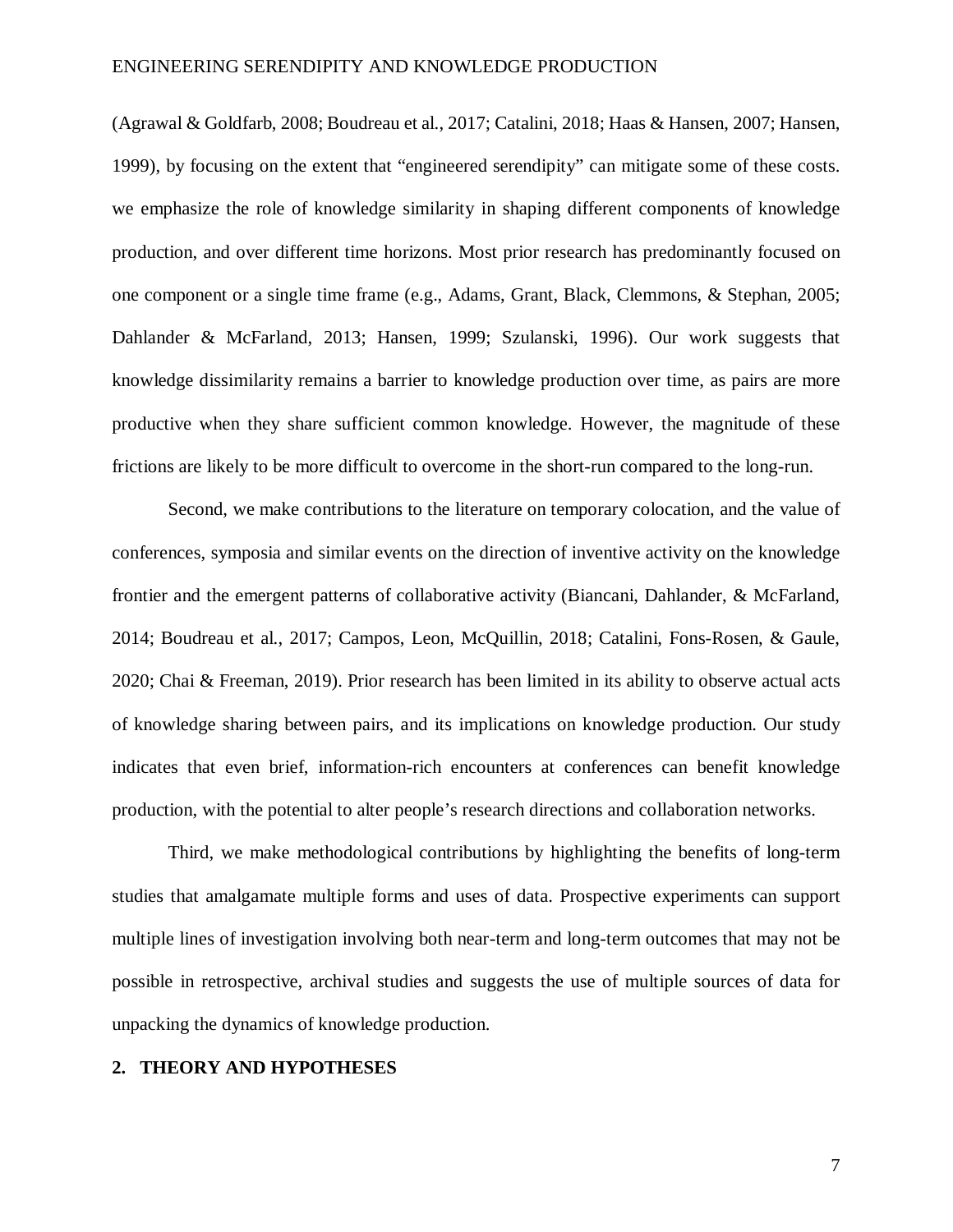(Agrawal & Goldfarb, 2008; Boudreau et al., 2017; Catalini, 2018; Haas & Hansen, 2007; Hansen, 1999), by focusing on the extent that "engineered serendipity" can mitigate some of these costs. we emphasize the role of knowledge similarity in shaping different components of knowledge production, and over different time horizons. Most prior research has predominantly focused on one component or a single time frame (e.g., Adams, Grant, Black, Clemmons, & Stephan, 2005; Dahlander & McFarland, 2013; Hansen, 1999; Szulanski, 1996). Our work suggests that knowledge dissimilarity remains a barrier to knowledge production over time, as pairs are more productive when they share sufficient common knowledge. However, the magnitude of these frictions are likely to be more difficult to overcome in the short-run compared to the long-run.

Second, we make contributions to the literature on temporary colocation, and the value of conferences, symposia and similar events on the direction of inventive activity on the knowledge frontier and the emergent patterns of collaborative activity (Biancani, Dahlander, & McFarland, 2014; Boudreau et al., 2017; Campos, Leon, McQuillin, 2018; Catalini, Fons-Rosen, & Gaule, 2020; Chai & Freeman, 2019). Prior research has been limited in its ability to observe actual acts of knowledge sharing between pairs, and its implications on knowledge production. Our study indicates that even brief, information-rich encounters at conferences can benefit knowledge production, with the potential to alter people's research directions and collaboration networks.

Third, we make methodological contributions by highlighting the benefits of long-term studies that amalgamate multiple forms and uses of data. Prospective experiments can support multiple lines of investigation involving both near-term and long-term outcomes that may not be possible in retrospective, archival studies and suggests the use of multiple sources of data for unpacking the dynamics of knowledge production.

## 2. THEORY AND HYPOTHESES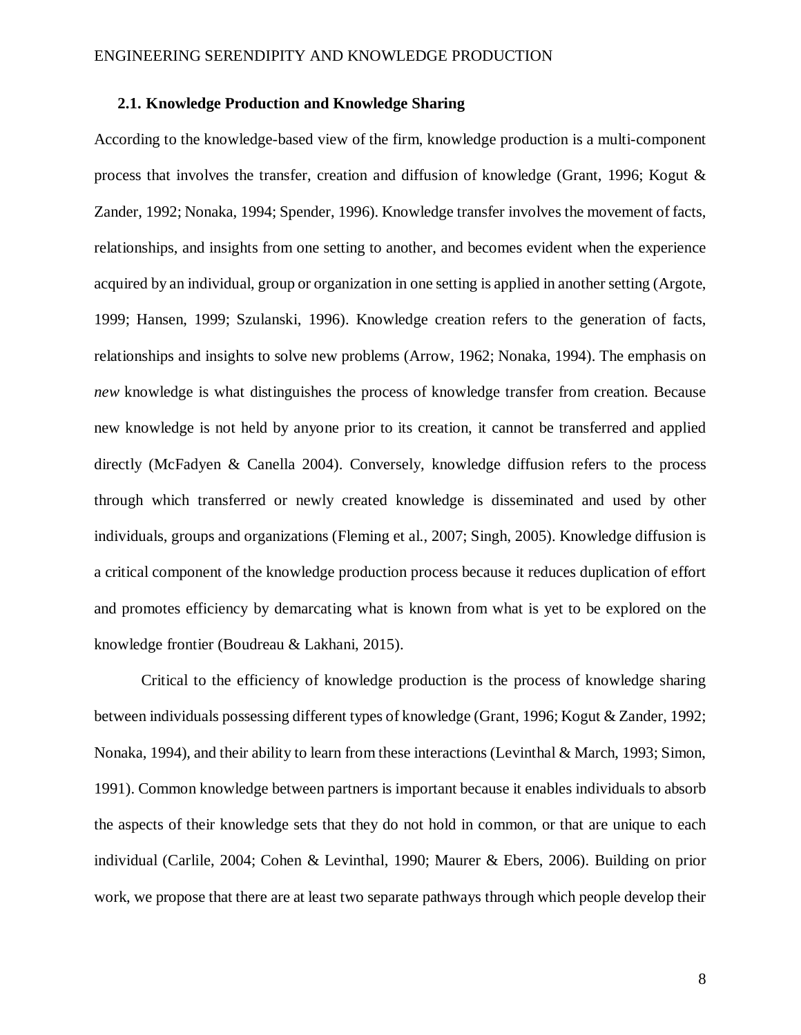### 2.1. Knowledge Production and Knowledge Sharing

According to the knowledge-based view of the firm, knowledge production is a multi-component process that involves the transfer, creation and diffusion of knowledge (Grant, 1996; Kogut & Zander, 1992; Nonaka, 1994; Spender, 1996). Knowledge transfer involves the movement of facts, relationships, and insights from one setting to another, and becomes evident when the experience acquired by an individual, group or organization in one setting is applied in another setting (Argote, 1999; Hansen, 1999; Szulanski, 1996). Knowledge creation refers to the generation of facts, relationships and insights to solve new problems (Arrow, 1962; Nonaka, 1994). The emphasis on *new* knowledge is what distinguishes the process of knowledge transfer from creation. Because new knowledge is not held by anyone prior to its creation, it cannot be transferred and applied directly (McFadyen & Canella 2004). Conversely, knowledge diffusion refers to the process through which transferred or newly created knowledge is disseminated and used by other individuals, groups and organizations (Fleming et al., 2007; Singh, 2005). Knowledge diffusion is a critical component of the knowledge production process because it reduces duplication of effort and promotes efficiency by demarcating what is known from what is yet to be explored on the knowledge frontier (Boudreau & Lakhani, 2015).

Critical to the efficiency of knowledge production is the process of knowledge sharing between individuals possessing different types of knowledge (Grant, 1996; Kogut & Zander, 1992; Nonaka, 1994), and their ability to learn from these interactions (Levinthal & March, 1993; Simon, 1991). Common knowledge between partners is important because it enables individuals to absorb the aspects of their knowledge sets that they do not hold in common, or that are unique to each individual (Carlile, 2004; Cohen & Levinthal, 1990; Maurer & Ebers, 2006). Building on prior work, we propose that there are at least two separate pathways through which people develop their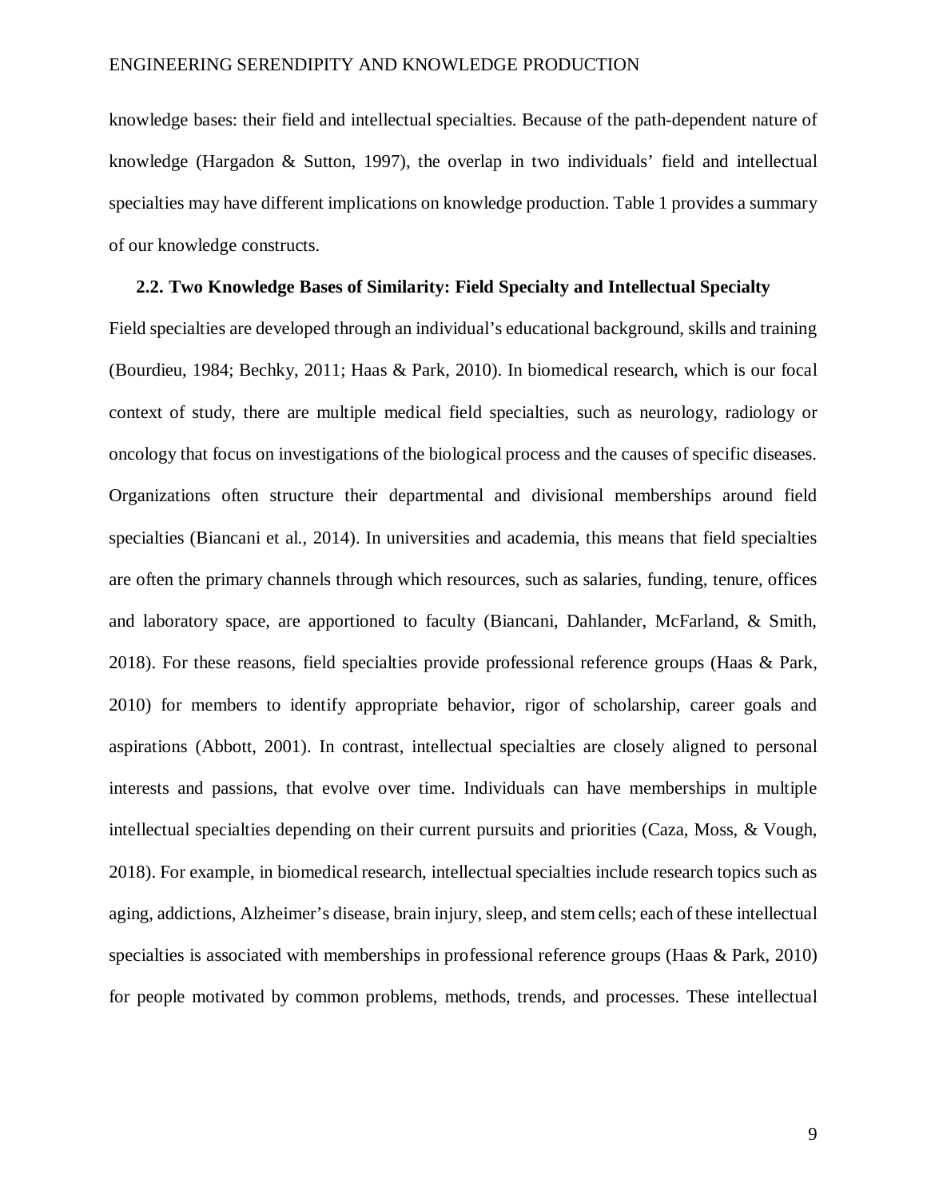knowledge bases: their field and intellectual specialties. Because of the path-dependent nature of knowledge (Hargadon & Sutton, 1997), the overlap in two individuals' field and intellectual specialties may have different implications on knowledge production. Table 1 provides a summary of our knowledge constructs.

### 2.2. Two Knowledge Bases of Similarity: Field Specialty and Intellectual Specialty

Field specialties are developed through an individual's educational background, skills and training (Bourdieu, 1984; Bechky, 2011; Haas & Park, 2010). In biomedical research, which is our focal context of study, there are multiple medical field specialties, such as neurology, radiology or oncology that focus on investigations of the biological process and the causes of specific diseases. Organizations often structure their departmental and divisional memberships around field specialties (Biancani et al., 2014). In universities and academia, this means that field specialties are often the primary channels through which resources, such as salaries, funding, tenure, offices and laboratory space, are apportioned to faculty (Biancani, Dahlander, McFarland, & Smith, 2018). For these reasons, field specialties provide professional reference groups (Haas & Park, 2010) for members to identify appropriate behavior, rigor of scholarship, career goals and aspirations (Abbott, 2001). In contrast, intellectual specialties are closely aligned to personal interests and passions, that evolve over time. Individuals can have memberships in multiple intellectual specialties depending on their current pursuits and priorities (Caza, Moss, & Vough, 2018). For example, in biomedical research, intellectual specialties include research topics such as aging, addictions, Alzheimer's disease, brain injury, sleep, and stem cells; each of these intellectual specialties is associated with memberships in professional reference groups (Haas & Park, 2010) for people motivated by common problems, methods, trends, and processes. These intellectual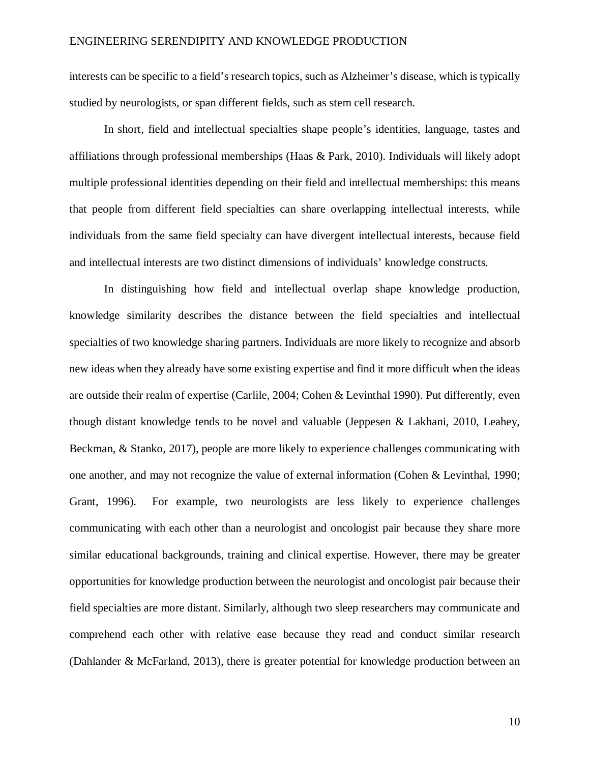interests can be specific to a field's research topics, such as Alzheimer's disease, which is typically studied by neurologists, or span different fields, such as stem cell research.

In short, field and intellectual specialties shape people's identities, language, tastes and affiliations through professional memberships (Haas & Park, 2010). Individuals will likely adopt multiple professional identities depending on their field and intellectual memberships: this means that people from different field specialties can share overlapping intellectual interests, while individuals from the same field specialty can have divergent intellectual interests, because field and intellectual interests are two distinct dimensions of individuals' knowledge constructs.

In distinguishing how field and intellectual overlap shape knowledge production, knowledge similarity describes the distance between the field specialties and intellectual specialties of two knowledge sharing partners. Individuals are more likely to recognize and absorb new ideas when they already have some existing expertise and find it more difficult when the ideas are outside their realm of expertise (Carlile, 2004; Cohen & Levinthal 1990). Put differently, even though distant knowledge tends to be novel and valuable (Jeppesen & Lakhani, 2010, Leahey, Beckman, & Stanko, 2017), people are more likely to experience challenges communicating with one another, and may not recognize the value of external information (Cohen & Levinthal, 1990; Grant, 1996). For example, two neurologists are less likely to experience challenges communicating with each other than a neurologist and oncologist pair because they share more similar educational backgrounds, training and clinical expertise. However, there may be greater opportunities for knowledge production between the neurologist and oncologist pair because their field specialties are more distant. Similarly, although two sleep researchers may communicate and comprehend each other with relative ease because they read and conduct similar research (Dahlander & McFarland, 2013), there is greater potential for knowledge production between an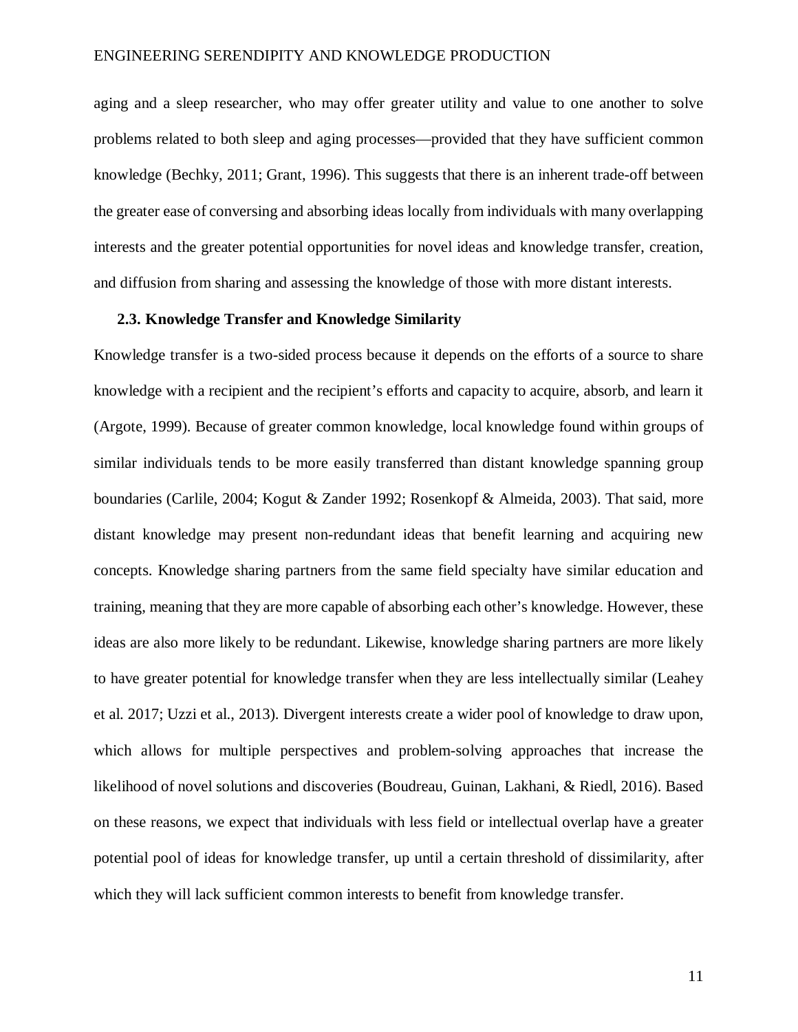aging and a sleep researcher, who may offer greater utility and value to one another to solve problems related to both sleep and aging processes—provided that they have sufficient common knowledge (Bechky, 2011; Grant, 1996). This suggests that there is an inherent trade-off between the greater ease of conversing and absorbing ideas locally from individuals with many overlapping interests and the greater potential opportunities for novel ideas and knowledge transfer, creation, and diffusion from sharing and assessing the knowledge of those with more distant interests.

### 2.3. Knowledge Transfer and Knowledge Similarity

Knowledge transfer is a two-sided process because it depends on the efforts of a source to share knowledge with a recipient and the recipient's efforts and capacity to acquire, absorb, and learn it (Argote, 1999). Because of greater common knowledge, local knowledge found within groups of similar individuals tends to be more easily transferred than distant knowledge spanning group boundaries (Carlile, 2004; Kogut & Zander 1992; Rosenkopf & Almeida, 2003). That said, more distant knowledge may present non-redundant ideas that benefit learning and acquiring new concepts. Knowledge sharing partners from the same field specialty have similar education and training, meaning that they are more capable of absorbing each other's knowledge. However, these ideas are also more likely to be redundant. Likewise, knowledge sharing partners are more likely to have greater potential for knowledge transfer when they are less intellectually similar (Leahey et al. 2017; Uzzi et al., 2013). Divergent interests create a wider pool of knowledge to draw upon, which allows for multiple perspectives and problem-solving approaches that increase the likelihood of novel solutions and discoveries (Boudreau, Guinan, Lakhani, & Riedl, 2016). Based on these reasons, we expect that individuals with less field or intellectual overlap have a greater potential pool of ideas for knowledge transfer, up until a certain threshold of dissimilarity, after which they will lack sufficient common interests to benefit from knowledge transfer.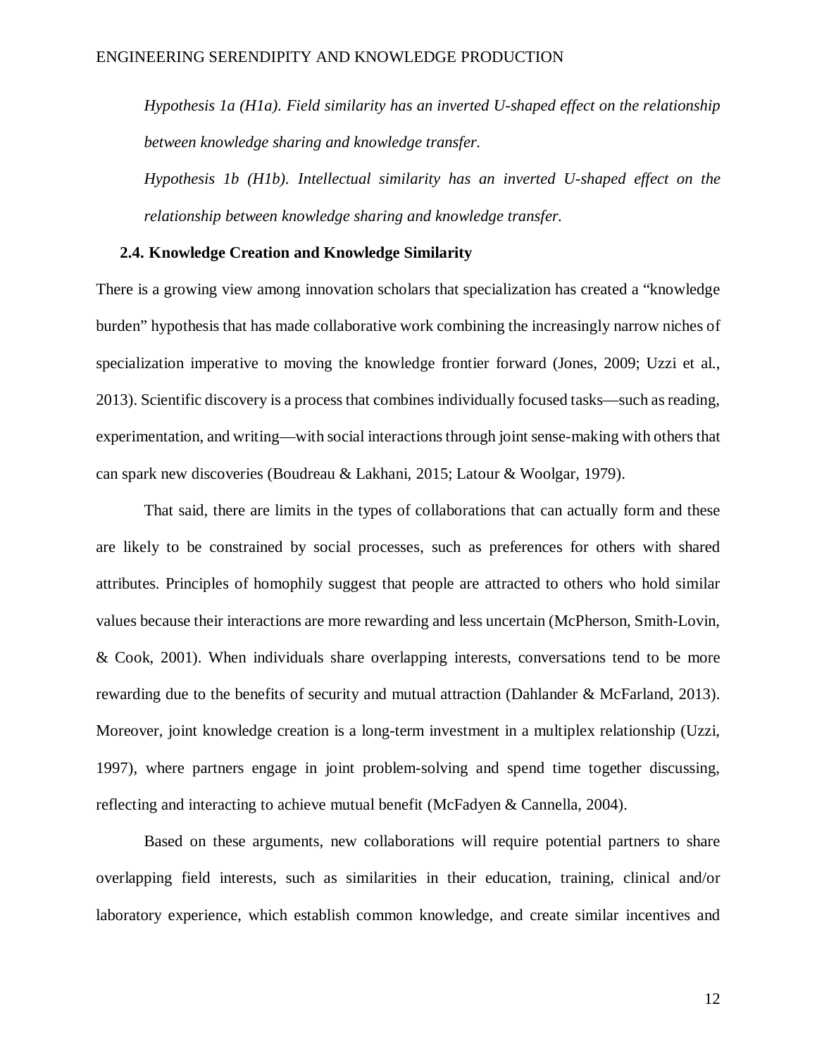*Hypothesis 1a (H1a). Field similarity has an inverted U-shaped effect on the relationship between knowledge sharing and knowledge transfer.*

*Hypothesis 1b (H1b). Intellectual similarity has an inverted U-shaped effect on the relationship between knowledge sharing and knowledge transfer.*

### 2.4. Knowledge Creation and Knowledge Similarity

There is a growing view among innovation scholars that specialization has created a "knowledge burden" hypothesis that has made collaborative work combining the increasingly narrow niches of specialization imperative to moving the knowledge frontier forward (Jones, 2009; Uzzi et al., 2013). Scientific discovery is a process that combines individually focused tasks—such as reading, experimentation, and writing—with social interactions through joint sense-making with others that can spark new discoveries (Boudreau & Lakhani, 2015; Latour & Woolgar, 1979).

That said, there are limits in the types of collaborations that can actually form and these are likely to be constrained by social processes, such as preferences for others with shared attributes. Principles of homophily suggest that people are attracted to others who hold similar values because their interactions are more rewarding and less uncertain (McPherson, Smith-Lovin, & Cook, 2001). When individuals share overlapping interests, conversations tend to be more rewarding due to the benefits of security and mutual attraction (Dahlander & McFarland, 2013). Moreover, joint knowledge creation is a long-term investment in a multiplex relationship (Uzzi, 1997), where partners engage in joint problem-solving and spend time together discussing, reflecting and interacting to achieve mutual benefit (McFadyen & Cannella, 2004).

Based on these arguments, new collaborations will require potential partners to share overlapping field interests, such as similarities in their education, training, clinical and/or laboratory experience, which establish common knowledge, and create similar incentives and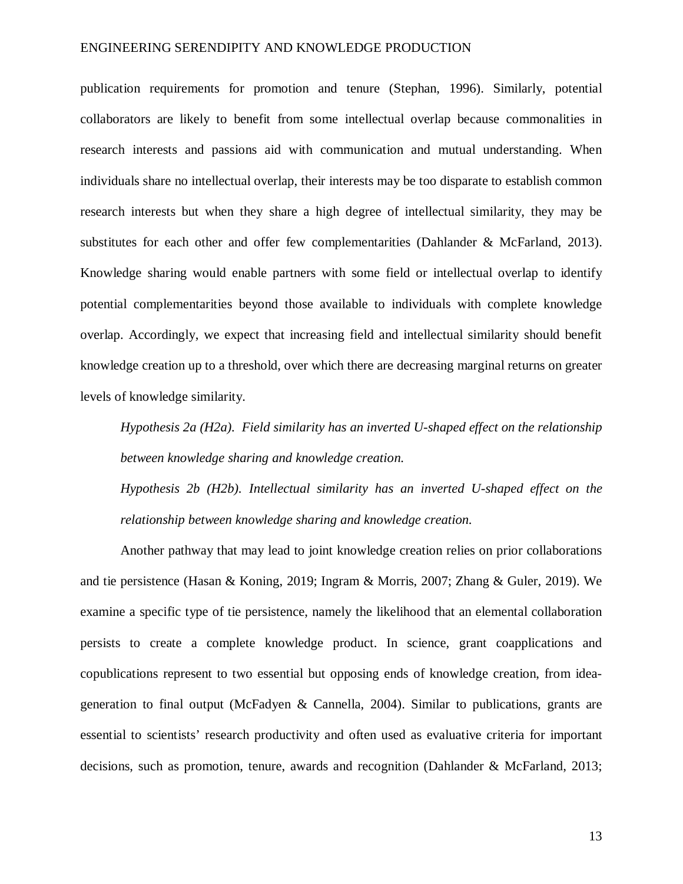publication requirements for promotion and tenure (Stephan, 1996). Similarly, potential collaborators are likely to benefit from some intellectual overlap because commonalities in research interests and passions aid with communication and mutual understanding. When individuals share no intellectual overlap, their interests may be too disparate to establish common research interests but when they share a high degree of intellectual similarity, they may be substitutes for each other and offer few complementarities (Dahlander & McFarland, 2013). Knowledge sharing would enable partners with some field or intellectual overlap to identify potential complementarities beyond those available to individuals with complete knowledge overlap. Accordingly, we expect that increasing field and intellectual similarity should benefit knowledge creation up to a threshold, over which there are decreasing marginal returns on greater levels of knowledge similarity.

*Hypothesis 2a (H2a). Field similarity has an inverted U-shaped effect on the relationship between knowledge sharing and knowledge creation.*

*Hypothesis 2b (H2b). Intellectual similarity has an inverted U-shaped effect on the relationship between knowledge sharing and knowledge creation.*

Another pathway that may lead to joint knowledge creation relies on prior collaborations and tie persistence (Hasan & Koning, 2019; Ingram & Morris, 2007; Zhang & Guler, 2019). We examine a specific type of tie persistence, namely the likelihood that an elemental collaboration persists to create a complete knowledge product. In science, grant coapplications and copublications represent to two essential but opposing ends of knowledge creation, from idea-generation to final output (McFadyen & Cannella, 2004). Similar to publications, grants are essential to scientists' research productivity and often used as evaluative criteria for important decisions, such as promotion, tenure, awards and recognition (Dahlander & McFarland, 2013;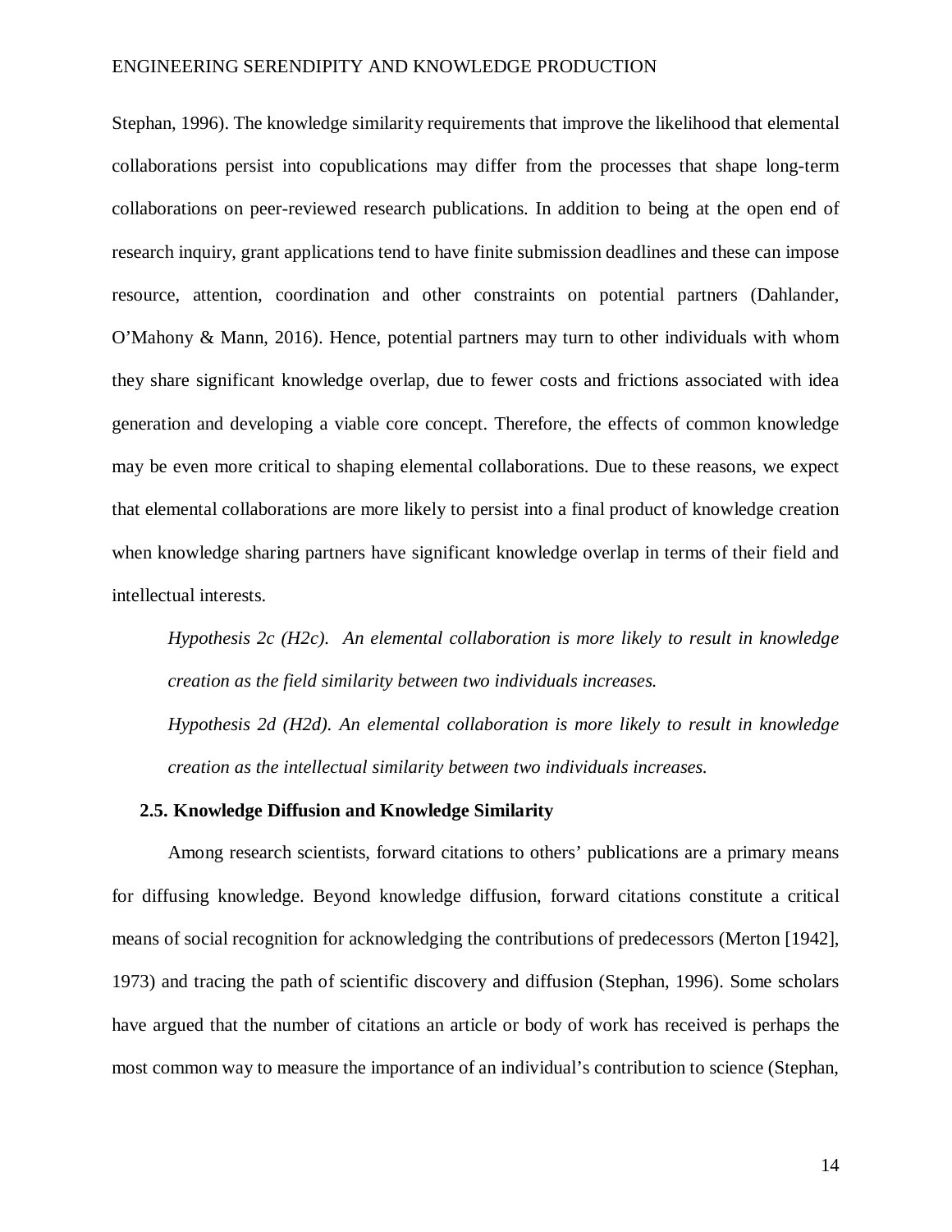Stephan, 1996). The knowledge similarity requirements that improve the likelihood that elemental collaborations persist into copublications may differ from the processes that shape long-term collaborations on peer-reviewed research publications. In addition to being at the open end of research inquiry, grant applications tend to have finite submission deadlines and these can impose resource, attention, coordination and other constraints on potential partners (Dahlander, O'Mahony & Mann, 2016). Hence, potential partners may turn to other individuals with whom they share significant knowledge overlap, due to fewer costs and frictions associated with idea generation and developing a viable core concept. Therefore, the effects of common knowledge may be even more critical to shaping elemental collaborations. Due to these reasons, we expect that elemental collaborations are more likely to persist into a final product of knowledge creation when knowledge sharing partners have significant knowledge overlap in terms of their field and intellectual interests.

*Hypothesis 2c (H2c). An elemental collaboration is more likely to result in knowledge creation as the field similarity between two individuals increases.*

*Hypothesis 2d (H2d). An elemental collaboration is more likely to result in knowledge creation as the intellectual similarity between two individuals increases.*

### 2.5. Knowledge Diffusion and Knowledge Similarity

Among research scientists, forward citations to others' publications are a primary means for diffusing knowledge. Beyond knowledge diffusion, forward citations constitute a critical means of social recognition for acknowledging the contributions of predecessors (Merton [1942], 1973) and tracing the path of scientific discovery and diffusion (Stephan, 1996). Some scholars have argued that the number of citations an article or body of work has received is perhaps the most common way to measure the importance of an individual's contribution to science (Stephan,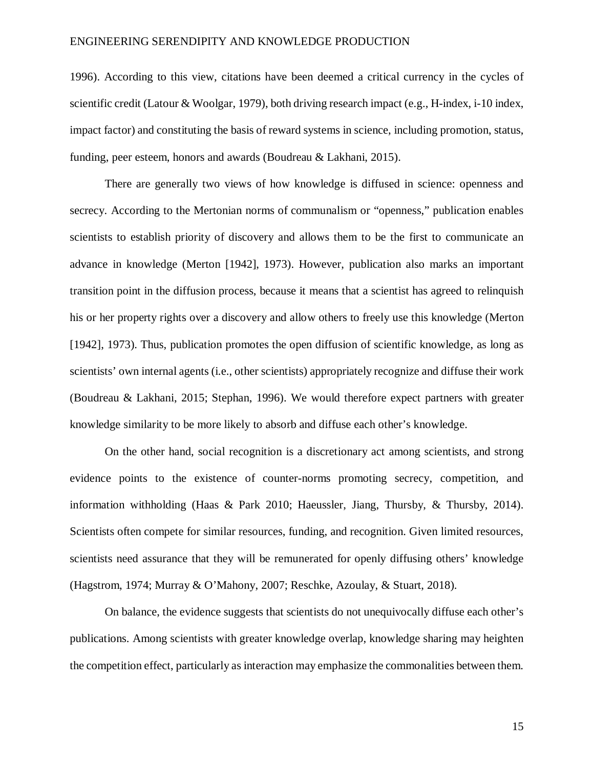1996). According to this view, citations have been deemed a critical currency in the cycles of scientific credit (Latour & Woolgar, 1979), both driving research impact (e.g., H-index, i-10 index, impact factor) and constituting the basis of reward systems in science, including promotion, status, funding, peer esteem, honors and awards (Boudreau & Lakhani, 2015).

There are generally two views of how knowledge is diffused in science: openness and secrecy. According to the Mertonian norms of communalism or "openness," publication enables scientists to establish priority of discovery and allows them to be the first to communicate an advance in knowledge (Merton [1942], 1973). However, publication also marks an important transition point in the diffusion process, because it means that a scientist has agreed to relinquish his or her property rights over a discovery and allow others to freely use this knowledge (Merton [1942], 1973). Thus, publication promotes the open diffusion of scientific knowledge, as long as scientists' own internal agents (i.e., other scientists) appropriately recognize and diffuse their work (Boudreau & Lakhani, 2015; Stephan, 1996). We would therefore expect partners with greater knowledge similarity to be more likely to absorb and diffuse each other's knowledge.

On the other hand, social recognition is a discretionary act among scientists, and strong evidence points to the existence of counter-norms promoting secrecy, competition, and information withholding (Haas & Park 2010; Haeussler, Jiang, Thursby, & Thursby, 2014). Scientists often compete for similar resources, funding, and recognition. Given limited resources, scientists need assurance that they will be remunerated for openly diffusing others' knowledge (Hagstrom, 1974; Murray & O'Mahony, 2007; Reschke, Azoulay, & Stuart, 2018).

On balance, the evidence suggests that scientists do not unequivocally diffuse each other's publications. Among scientists with greater knowledge overlap, knowledge sharing may heighten the competition effect, particularly as interaction may emphasize the commonalities between them.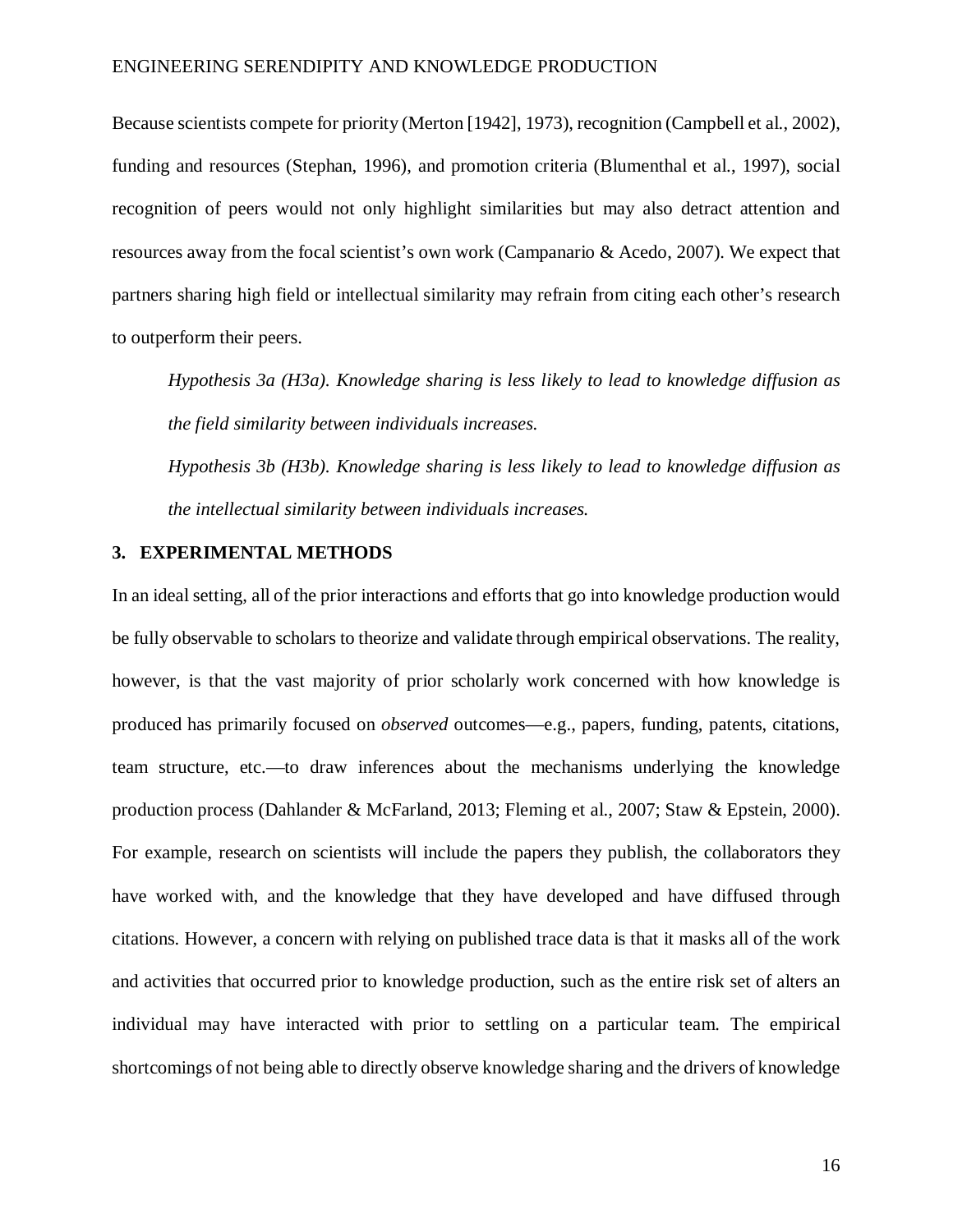Because scientists compete for priority (Merton [1942], 1973), recognition (Campbell et al., 2002), funding and resources (Stephan, 1996), and promotion criteria (Blumenthal et al., 1997), social recognition of peers would not only highlight similarities but may also detract attention and resources away from the focal scientist's own work (Campanario & Acedo, 2007). We expect that partners sharing high field or intellectual similarity may refrain from citing each other's research to outperform their peers.

*Hypothesis 3a (H3a). Knowledge sharing is less likely to lead to knowledge diffusion as the field similarity between individuals increases.*

*Hypothesis 3b (H3b). Knowledge sharing is less likely to lead to knowledge diffusion as the intellectual similarity between individuals increases.*

## 3. EXPERIMENTAL METHODS

In an ideal setting, all of the prior interactions and efforts that go into knowledge production would be fully observable to scholars to theorize and validate through empirical observations. The reality, however, is that the vast majority of prior scholarly work concerned with how knowledge is produced has primarily focused on *observed* outcomes—e.g., papers, funding, patents, citations, team structure, etc.—to draw inferences about the mechanisms underlying the knowledge production process (Dahlander & McFarland, 2013; Fleming et al., 2007; Staw & Epstein, 2000). For example, research on scientists will include the papers they publish, the collaborators they have worked with, and the knowledge that they have developed and have diffused through citations. However, a concern with relying on published trace data is that it masks all of the work and activities that occurred prior to knowledge production, such as the entire risk set of alters an individual may have interacted with prior to settling on a particular team. The empirical shortcomings of not being able to directly observe knowledge sharing and the drivers of knowledge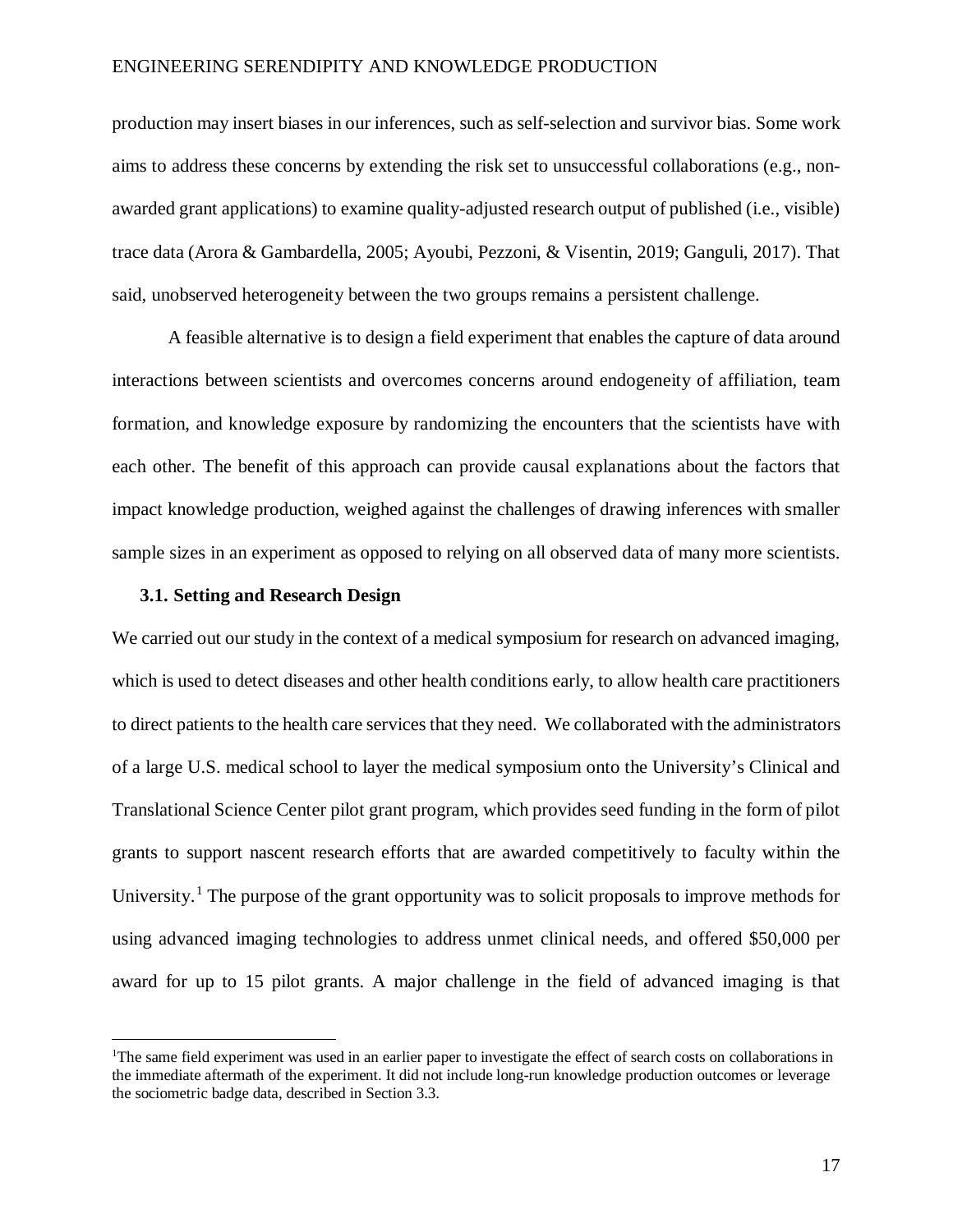production may insert biases in our inferences, such as self-selection and survivor bias. Some work aims to address these concerns by extending the risk set to unsuccessful collaborations (e.g., non-awarded grant applications) to examine quality-adjusted research output of published (i.e., visible) trace data (Arora & Gambardella, 2005; Ayoubi, Pezzoni, & Visentin, 2019; Ganguli, 2017). That said, unobserved heterogeneity between the two groups remains a persistent challenge.

A feasible alternative is to design a field experiment that enables the capture of data around interactions between scientists and overcomes concerns around endogeneity of affiliation, team formation, and knowledge exposure by randomizing the encounters that the scientists have with each other. The benefit of this approach can provide causal explanations about the factors that impact knowledge production, weighed against the challenges of drawing inferences with smaller sample sizes in an experiment as opposed to relying on all observed data of many more scientists.

### 3.1. Setting and Research Design

We carried out our study in the context of a medical symposium for research on advanced imaging, which is used to detect diseases and other health conditions early, to allow health care practitioners to direct patients to the health care services that they need. We collaborated with the administrators of a large U.S. medical school to layer the medical symposium onto the University's Clinical and Translational Science Center pilot grant program, which provides seed funding in the form of pilot grants to support nascent research efforts that are awarded competitively to faculty within the University.[1] The purpose of the grant opportunity was to solicit proposals to improve methods for using advanced imaging technologies to address unmet clinical needs, and offered $50,000 per award for up to 15 pilot grants. A major challenge in the field of advanced imaging is that

[1]The same field experiment was used in an earlier paper to investigate the effect of search costs on collaborations in the immediate aftermath of the experiment. It did not include long-run knowledge production outcomes or leverage the sociometric badge data, described in Section 3.3.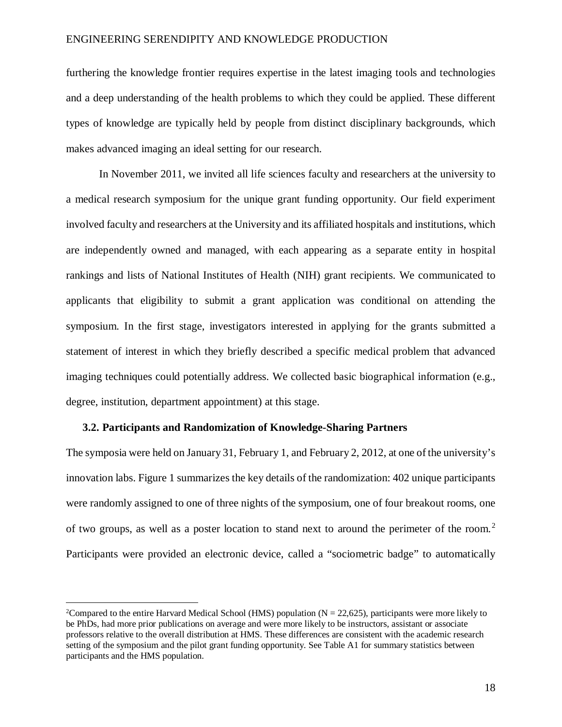furthering the knowledge frontier requires expertise in the latest imaging tools and technologies and a deep understanding of the health problems to which they could be applied. These different types of knowledge are typically held by people from distinct disciplinary backgrounds, which makes advanced imaging an ideal setting for our research.

In November 2011, we invited all life sciences faculty and researchers at the university to a medical research symposium for the unique grant funding opportunity. Our field experiment involved faculty and researchers at the University and its affiliated hospitals and institutions, which are independently owned and managed, with each appearing as a separate entity in hospital rankings and lists of National Institutes of Health (NIH) grant recipients. We communicated to applicants that eligibility to submit a grant application was conditional on attending the symposium. In the first stage, investigators interested in applying for the grants submitted a statement of interest in which they briefly described a specific medical problem that advanced imaging techniques could potentially address. We collected basic biographical information (e.g., degree, institution, department appointment) at this stage.

### 3.2. Participants and Randomization of Knowledge-Sharing Partners

The symposia were held on January 31, February 1, and February 2, 2012, at one of the university's innovation labs. Figure 1 summarizes the key details of the randomization: 402 unique participants were randomly assigned to one of three nights of the symposium, one of four breakout rooms, one of two groups, as well as a poster location to stand next to around the perimeter of the room.[2] Participants were provided an electronic device, called a "sociometric badge" to automatically

---

[2] Compared to the entire Harvard Medical School (HMS) population (N = 22,625), participants were more likely to be PhDs, had more prior publications on average and were more likely to be instructors, assistant or associate professors relative to the overall distribution at HMS. These differences are consistent with the academic research setting of the symposium and the pilot grant funding opportunity. See Table A1 for summary statistics between participants and the HMS population.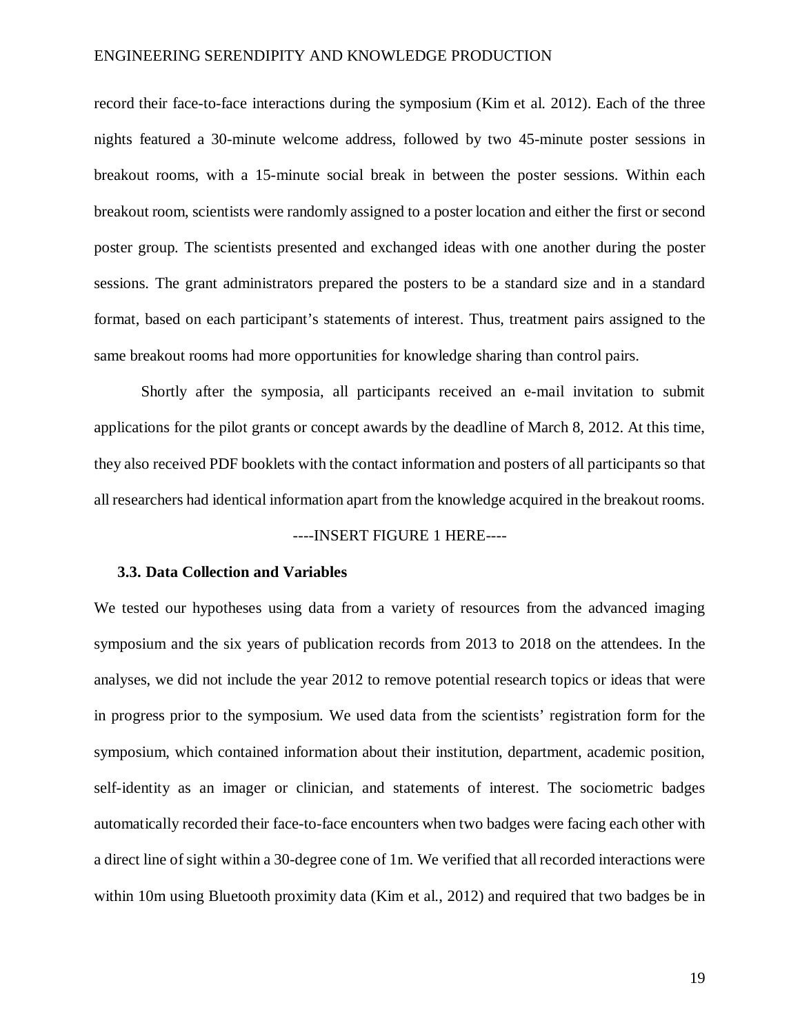record their face-to-face interactions during the symposium (Kim et al. 2012). Each of the three nights featured a 30-minute welcome address, followed by two 45-minute poster sessions in breakout rooms, with a 15-minute social break in between the poster sessions. Within each breakout room, scientists were randomly assigned to a poster location and either the first or second poster group. The scientists presented and exchanged ideas with one another during the poster sessions. The grant administrators prepared the posters to be a standard size and in a standard format, based on each participant's statements of interest. Thus, treatment pairs assigned to the same breakout rooms had more opportunities for knowledge sharing than control pairs.

Shortly after the symposia, all participants received an e-mail invitation to submit applications for the pilot grants or concept awards by the deadline of March 8, 2012. At this time, they also received PDF booklets with the contact information and posters of all participants so that all researchers had identical information apart from the knowledge acquired in the breakout rooms.

----INSERT FIGURE 1 HERE----

### 3.3. Data Collection and Variables

We tested our hypotheses using data from a variety of resources from the advanced imaging symposium and the six years of publication records from 2013 to 2018 on the attendees. In the analyses, we did not include the year 2012 to remove potential research topics or ideas that were in progress prior to the symposium. We used data from the scientists' registration form for the symposium, which contained information about their institution, department, academic position, self-identity as an imager or clinician, and statements of interest. The sociometric badges automatically recorded their face-to-face encounters when two badges were facing each other with a direct line of sight within a 30-degree cone of 1m. We verified that all recorded interactions were within 10m using Bluetooth proximity data (Kim et al., 2012) and required that two badges be in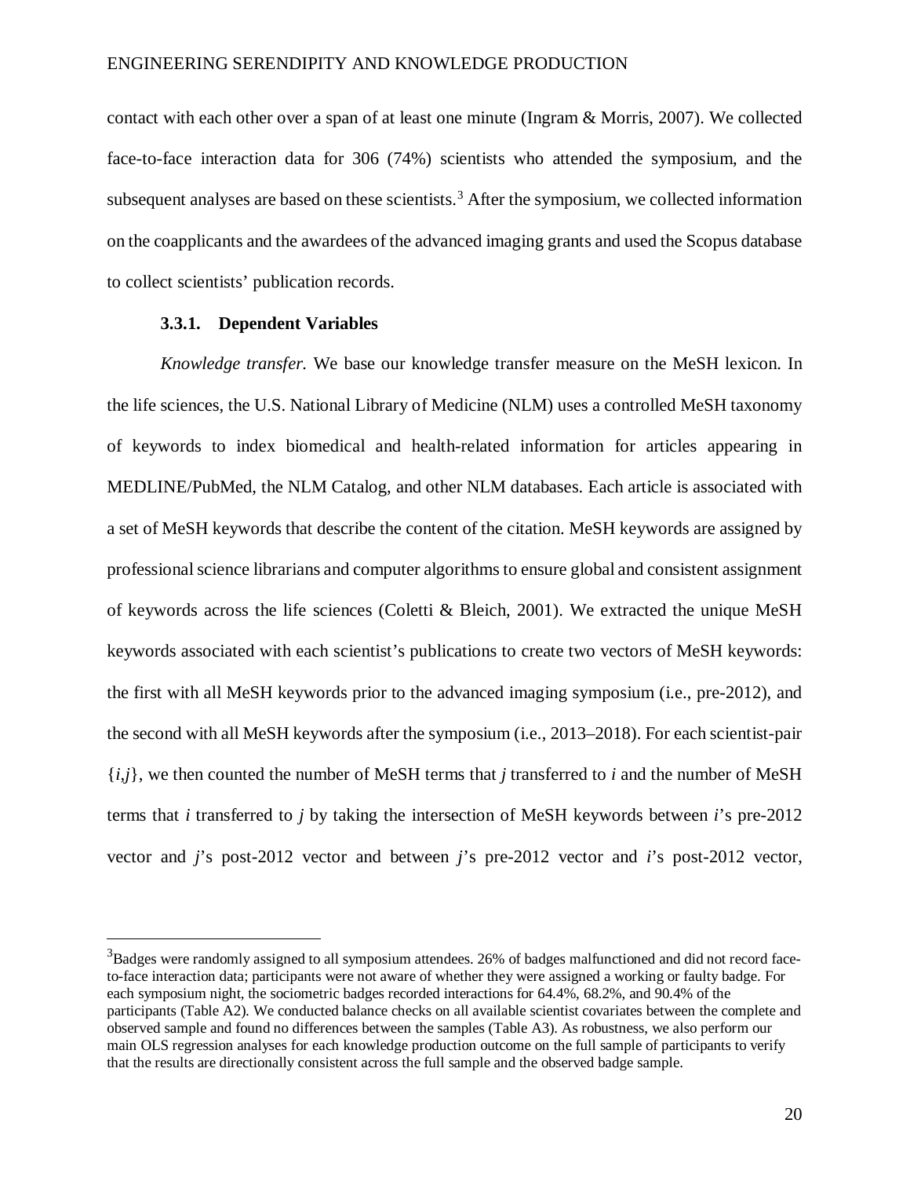contact with each other over a span of at least one minute (Ingram & Morris, 2007). We collected face-to-face interaction data for 306 (74%) scientists who attended the symposium, and the subsequent analyses are based on these scientists.[3] After the symposium, we collected information on the coapplicants and the awardees of the advanced imaging grants and used the Scopus database to collect scientists' publication records.

### 3.3.1. Dependent Variables

*Knowledge transfer.* We base our knowledge transfer measure on the MeSH lexicon. In the life sciences, the U.S. National Library of Medicine (NLM) uses a controlled MeSH taxonomy of keywords to index biomedical and health-related information for articles appearing in MEDLINE/PubMed, the NLM Catalog, and other NLM databases. Each article is associated with a set of MeSH keywords that describe the content of the citation. MeSH keywords are assigned by professional science librarians and computer algorithms to ensure global and consistent assignment of keywords across the life sciences (Coletti & Bleich, 2001). We extracted the unique MeSH keywords associated with each scientist's publications to create two vectors of MeSH keywords: the first with all MeSH keywords prior to the advanced imaging symposium (i.e., pre-2012), and the second with all MeSH keywords after the symposium (i.e., 2013–2018). For each scientist-pair $\{i,j\}$, we then counted the number of MeSH terms that $j$ transferred to $i$ and the number of MeSH terms that $i$ transferred to $j$ by taking the intersection of MeSH keywords between $i$'s pre-2012 vector and $j$'s post-2012 vector and between $j$'s pre-2012 vector and $i$'s post-2012 vector,

---

[3] Badges were randomly assigned to all symposium attendees. 26% of badges malfunctioned and did not record face-to-face interaction data; participants were not aware of whether they were assigned a working or faulty badge. For each symposium night, the sociometric badges recorded interactions for 64.4%, 68.2%, and 90.4% of the participants (Table A2). We conducted balance checks on all available scientist covariates between the complete and observed sample and found no differences between the samples (Table A3). As robustness, we also perform our main OLS regression analyses for each knowledge production outcome on the full sample of participants to verify that the results are directionally consistent across the full sample and the observed badge sample.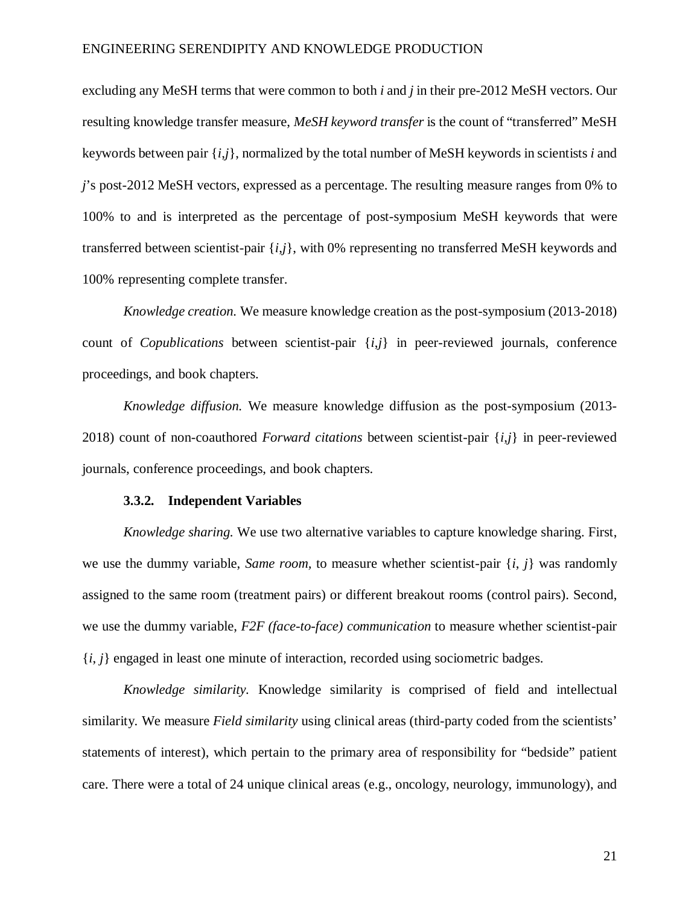excluding any MeSH terms that were common to both *i* and *j* in their pre-2012 MeSH vectors. Our resulting knowledge transfer measure, *MeSH keyword transfer* is the count of "transferred" MeSH keywords between pair {*i*,*j*}, normalized by the total number of MeSH keywords in scientists *i* and *j*'s post-2012 MeSH vectors, expressed as a percentage. The resulting measure ranges from 0% to 100% to and is interpreted as the percentage of post-symposium MeSH keywords that were transferred between scientist-pair {*i*,*j*}, with 0% representing no transferred MeSH keywords and 100% representing complete transfer.

*Knowledge creation.* We measure knowledge creation as the post-symposium (2013-2018) count of *Copublications* between scientist-pair {*i*,*j*} in peer-reviewed journals, conference proceedings, and book chapters.

*Knowledge diffusion.* We measure knowledge diffusion as the post-symposium (2013-2018) count of non-coauthored *Forward citations* between scientist-pair {*i*,*j*} in peer-reviewed journals, conference proceedings, and book chapters.

### 3.3.2. Independent Variables

*Knowledge sharing.* We use two alternative variables to capture knowledge sharing. First, we use the dummy variable, *Same room*, to measure whether scientist-pair {*i*, *j*} was randomly assigned to the same room (treatment pairs) or different breakout rooms (control pairs). Second, we use the dummy variable, *F2F (face-to-face) communication* to measure whether scientist-pair {*i*, *j*} engaged in least one minute of interaction, recorded using sociometric badges.

*Knowledge similarity*. Knowledge similarity is comprised of field and intellectual similarity. We measure *Field similarity* using clinical areas (third-party coded from the scientists' statements of interest), which pertain to the primary area of responsibility for "bedside" patient care. There were a total of 24 unique clinical areas (e.g., oncology, neurology, immunology), and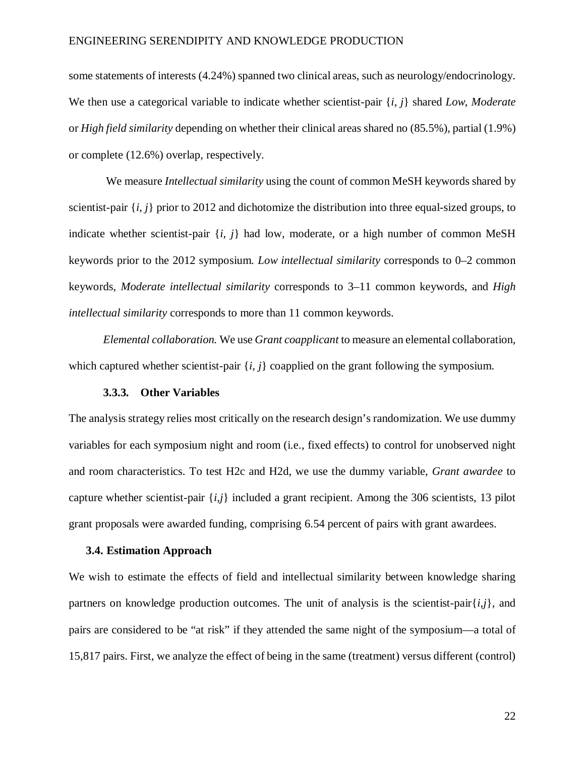some statements of interests (4.24%) spanned two clinical areas, such as neurology/endocrinology. We then use a categorical variable to indicate whether scientist-pair $\{i, j\}$ shared *Low*, *Moderate* or *High field similarity* depending on whether their clinical areas shared no (85.5%), partial (1.9%) or complete (12.6%) overlap, respectively.

We measure *Intellectual similarity* using the count of common MeSH keywords shared by scientist-pair $\{i, j\}$ prior to 2012 and dichotomize the distribution into three equal-sized groups, to indicate whether scientist-pair $\{i, j\}$ had low, moderate, or a high number of common MeSH keywords prior to the 2012 symposium. *Low intellectual similarity* corresponds to 0–2 common keywords, *Moderate intellectual similarity* corresponds to 3–11 common keywords, and *High intellectual similarity* corresponds to more than 11 common keywords.

*Elemental collaboration.* We use *Grant coapplicant* to measure an elemental collaboration, which captured whether scientist-pair $\{i, j\}$ coapplied on the grant following the symposium.

#### 3.3.3. Other Variables

The analysis strategy relies most critically on the research design's randomization. We use dummy variables for each symposium night and room (i.e., fixed effects) to control for unobserved night and room characteristics. To test H2c and H2d, we use the dummy variable, *Grant awardee* to capture whether scientist-pair $\{i,j\}$ included a grant recipient. Among the 306 scientists, 13 pilot grant proposals were awarded funding, comprising 6.54 percent of pairs with grant awardees.

### 3.4. Estimation Approach

We wish to estimate the effects of field and intellectual similarity between knowledge sharing partners on knowledge production outcomes. The unit of analysis is the scientist-pair$\{i,j\}$, and pairs are considered to be "at risk" if they attended the same night of the symposium—a total of 15,817 pairs. First, we analyze the effect of being in the same (treatment) versus different (control)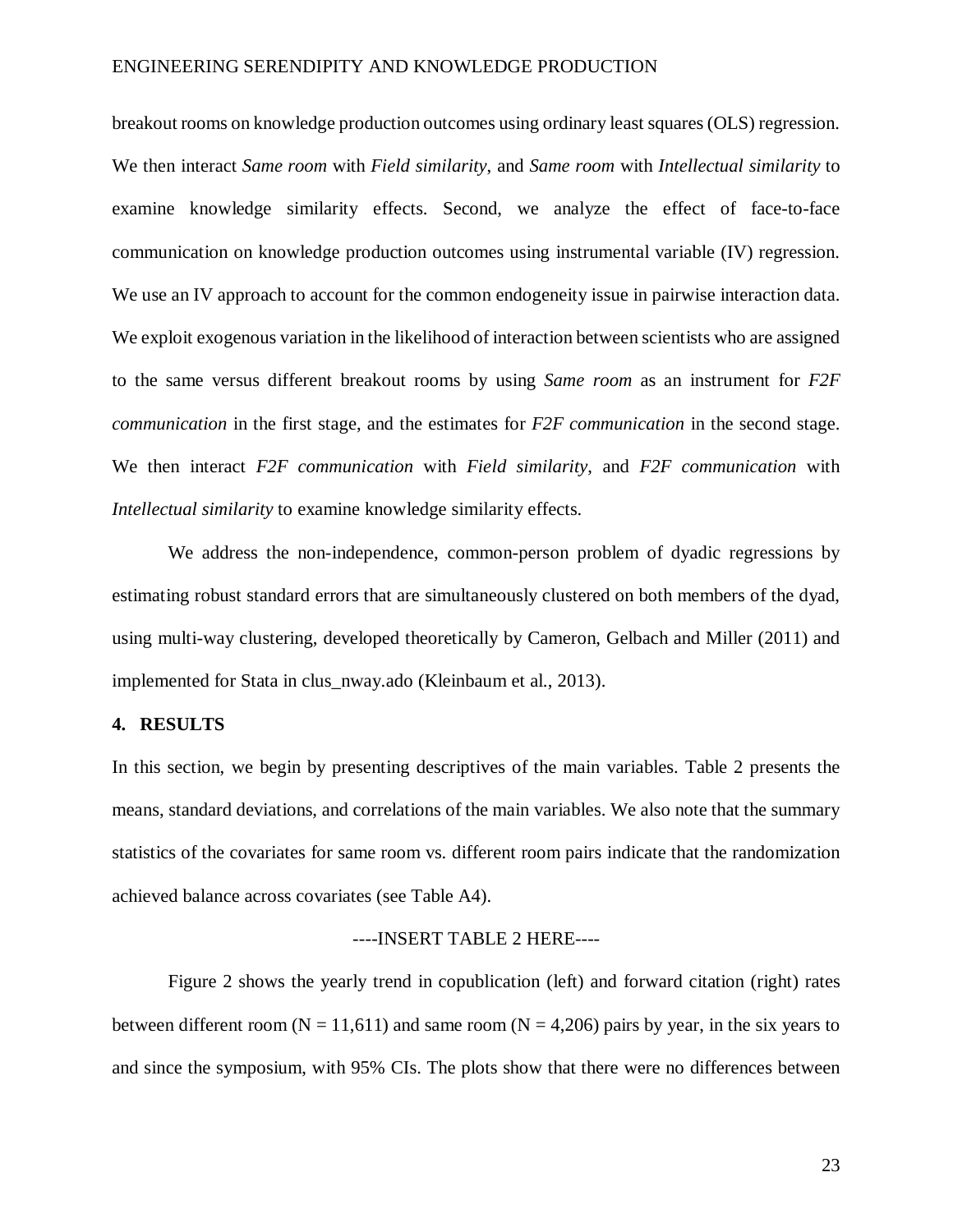breakout rooms on knowledge production outcomes using ordinary least squares (OLS) regression. We then interact *Same room* with *Field similarity*, and *Same room* with *Intellectual similarity* to examine knowledge similarity effects. Second, we analyze the effect of face-to-face communication on knowledge production outcomes using instrumental variable (IV) regression. We use an IV approach to account for the common endogeneity issue in pairwise interaction data. We exploit exogenous variation in the likelihood of interaction between scientists who are assigned to the same versus different breakout rooms by using *Same room* as an instrument for *F2F communication* in the first stage, and the estimates for *F2F communication* in the second stage. We then interact *F2F communication* with *Field similarity*, and *F2F communication* with *Intellectual similarity* to examine knowledge similarity effects.

We address the non-independence, common-person problem of dyadic regressions by estimating robust standard errors that are simultaneously clustered on both members of the dyad, using multi-way clustering, developed theoretically by Cameron, Gelbach and Miller (2011) and implemented for Stata in clus_nway.ado (Kleinbaum et al., 2013).

## 4. RESULTS

In this section, we begin by presenting descriptives of the main variables. Table 2 presents the means, standard deviations, and correlations of the main variables. We also note that the summary statistics of the covariates for same room vs. different room pairs indicate that the randomization achieved balance across covariates (see Table A4).

----INSERT TABLE 2 HERE----

Figure 2 shows the yearly trend in copublication (left) and forward citation (right) rates between different room ($N = 11,611$) and same room ($N = 4,206$) pairs by year, in the six years to and since the symposium, with 95% CIs. The plots show that there were no differences between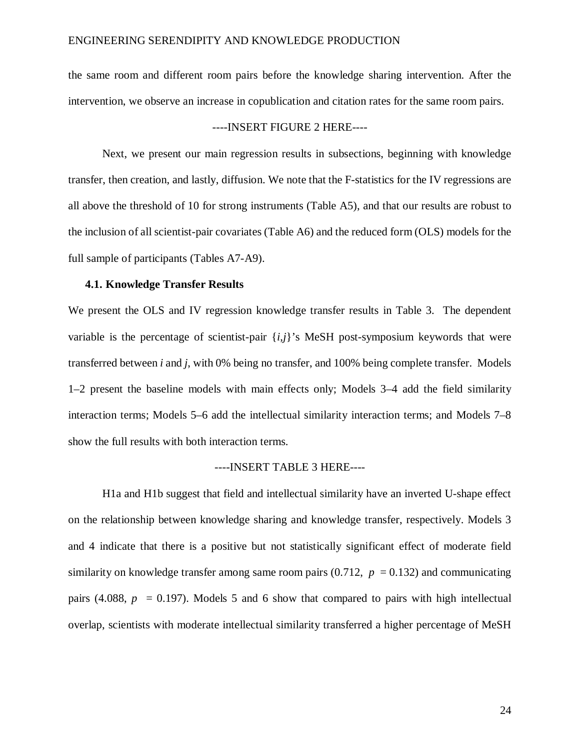the same room and different room pairs before the knowledge sharing intervention. After the intervention, we observe an increase in copublication and citation rates for the same room pairs.

----INSERT FIGURE 2 HERE----

Next, we present our main regression results in subsections, beginning with knowledge transfer, then creation, and lastly, diffusion. We note that the F-statistics for the IV regressions are all above the threshold of 10 for strong instruments (Table A5), and that our results are robust to the inclusion of all scientist-pair covariates (Table A6) and the reduced form (OLS) models for the full sample of participants (Tables A7-A9).

### 4.1. Knowledge Transfer Results

We present the OLS and IV regression knowledge transfer results in Table 3. The dependent variable is the percentage of scientist-pair $\{i,j\}$'s MeSH post-symposium keywords that were transferred between *i* and *j*, with 0% being no transfer, and 100% being complete transfer. Models 1–2 present the baseline models with main effects only; Models 3–4 add the field similarity interaction terms; Models 5–6 add the intellectual similarity interaction terms; and Models 7–8 show the full results with both interaction terms.

----INSERT TABLE 3 HERE----

H1a and H1b suggest that field and intellectual similarity have an inverted U-shape effect on the relationship between knowledge sharing and knowledge transfer, respectively. Models 3 and 4 indicate that there is a positive but not statistically significant effect of moderate field similarity on knowledge transfer among same room pairs (0.712, $p = 0.132$) and communicating pairs (4.088, $p = 0.197$). Models 5 and 6 show that compared to pairs with high intellectual overlap, scientists with moderate intellectual similarity transferred a higher percentage of MeSH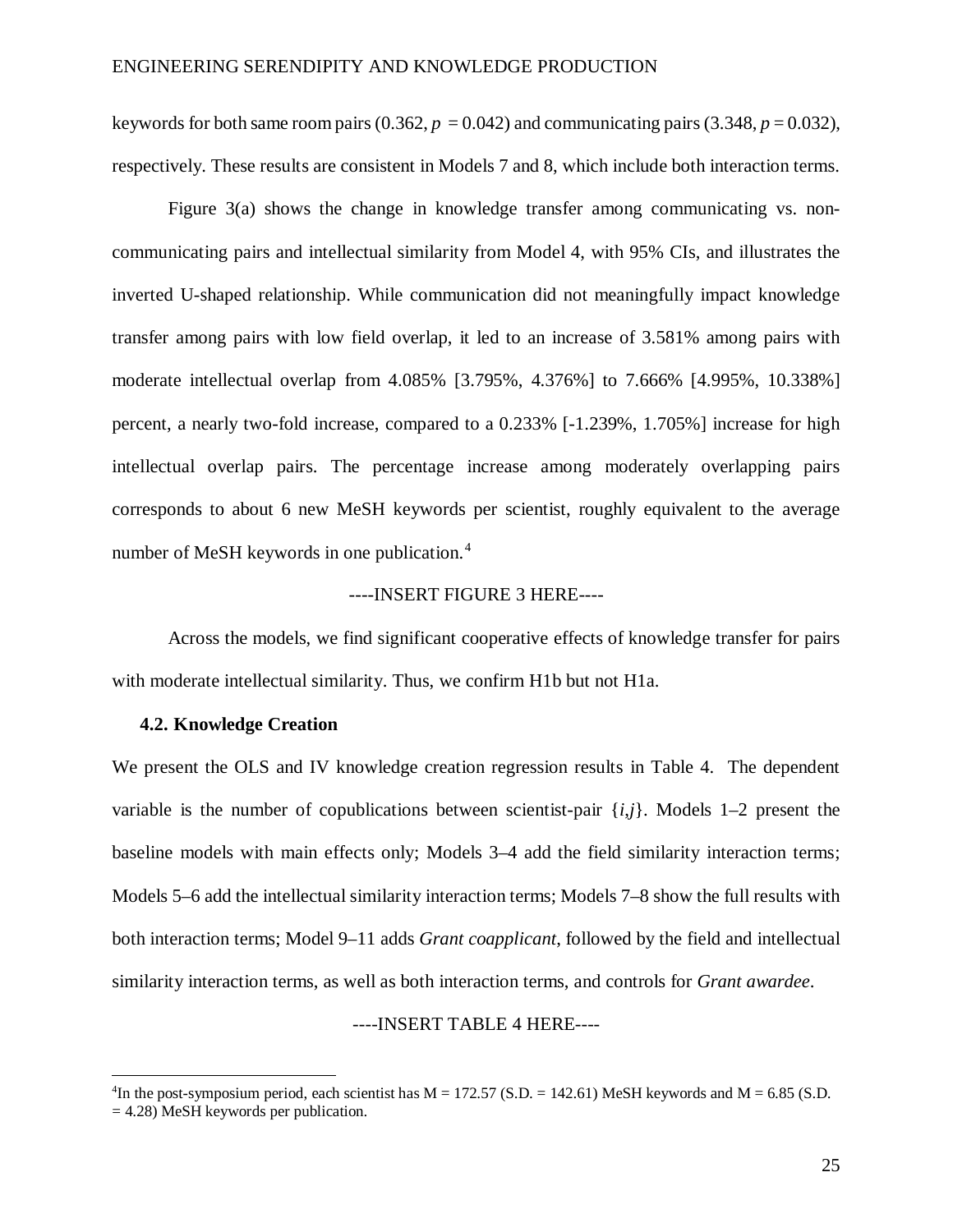keywords for both same room pairs (0.362, $p = 0.042$) and communicating pairs (3.348, $p = 0.032$), respectively. These results are consistent in Models 7 and 8, which include both interaction terms.

Figure 3(a) shows the change in knowledge transfer among communicating vs. non-communicating pairs and intellectual similarity from Model 4, with 95% CIs, and illustrates the inverted U-shaped relationship. While communication did not meaningfully impact knowledge transfer among pairs with low field overlap, it led to an increase of 3.581% among pairs with moderate intellectual overlap from 4.085% [3.795%, 4.376%] to 7.666% [4.995%, 10.338%] percent, a nearly two-fold increase, compared to a 0.233% [-1.239%, 1.705%] increase for high intellectual overlap pairs. The percentage increase among moderately overlapping pairs corresponds to about 6 new MeSH keywords per scientist, roughly equivalent to the average number of MeSH keywords in one publication.[4]

----INSERT FIGURE 3 HERE----

Across the models, we find significant cooperative effects of knowledge transfer for pairs with moderate intellectual similarity. Thus, we confirm H1b but not H1a.

### 4.2. Knowledge Creation

We present the OLS and IV knowledge creation regression results in Table 4. The dependent variable is the number of copublications between scientist-pair $\{i,j\}$. Models 1–2 present the baseline models with main effects only; Models 3–4 add the field similarity interaction terms; Models 5–6 add the intellectual similarity interaction terms; Models 7–8 show the full results with both interaction terms; Model 9–11 adds *Grant coapplicant*, followed by the field and intellectual similarity interaction terms, as well as both interaction terms, and controls for *Grant awardee*.

----INSERT TABLE 4 HERE----

[4]In the post-symposium period, each scientist has M = 172.57 (S.D. = 142.61) MeSH keywords and M = 6.85 (S.D. = 4.28) MeSH keywords per publication.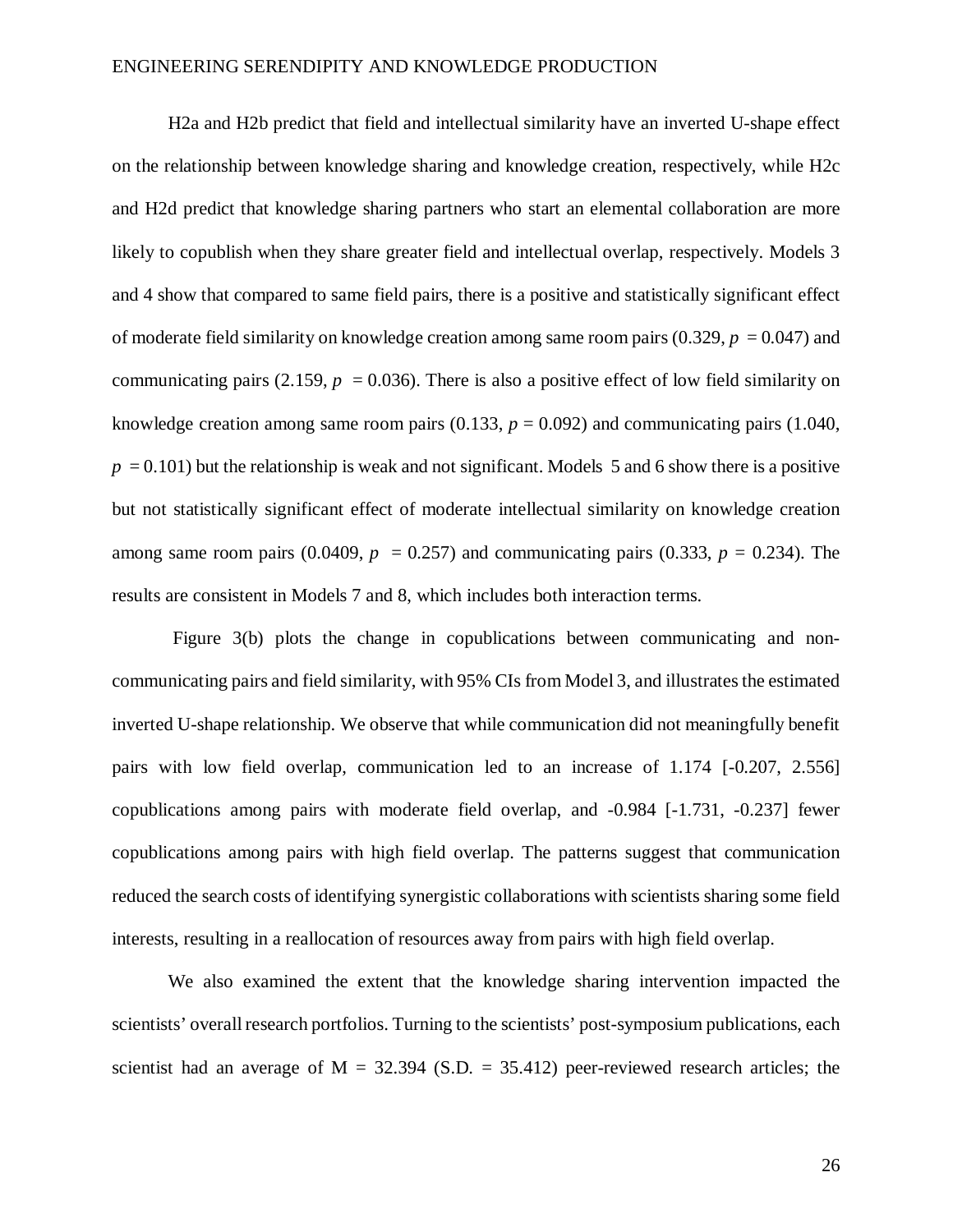H2a and H2b predict that field and intellectual similarity have an inverted U-shape effect on the relationship between knowledge sharing and knowledge creation, respectively, while H2c and H2d predict that knowledge sharing partners who start an elemental collaboration are more likely to copublish when they share greater field and intellectual overlap, respectively. Models 3 and 4 show that compared to same field pairs, there is a positive and statistically significant effect of moderate field similarity on knowledge creation among same room pairs (0.329, $p = 0.047$) and communicating pairs (2.159, $p = 0.036$). There is also a positive effect of low field similarity on knowledge creation among same room pairs (0.133, $p = 0.092$) and communicating pairs (1.040, $p = 0.101$) but the relationship is weak and not significant. Models 5 and 6 show there is a positive but not statistically significant effect of moderate intellectual similarity on knowledge creation among same room pairs (0.0409, $p = 0.257$) and communicating pairs (0.333, $p = 0.234$). The results are consistent in Models 7 and 8, which includes both interaction terms.

Figure 3(b) plots the change in copublications between communicating and non-communicating pairs and field similarity, with 95% CIs from Model 3, and illustrates the estimated inverted U-shape relationship. We observe that while communication did not meaningfully benefit pairs with low field overlap, communication led to an increase of 1.174 [-0.207, 2.556] copublications among pairs with moderate field overlap, and -0.984 [-1.731, -0.237] fewer copublications among pairs with high field overlap. The patterns suggest that communication reduced the search costs of identifying synergistic collaborations with scientists sharing some field interests, resulting in a reallocation of resources away from pairs with high field overlap.

We also examined the extent that the knowledge sharing intervention impacted the scientists' overall research portfolios. Turning to the scientists' post-symposium publications, each scientist had an average of M = 32.394 (S.D. = 35.412) peer-reviewed research articles; the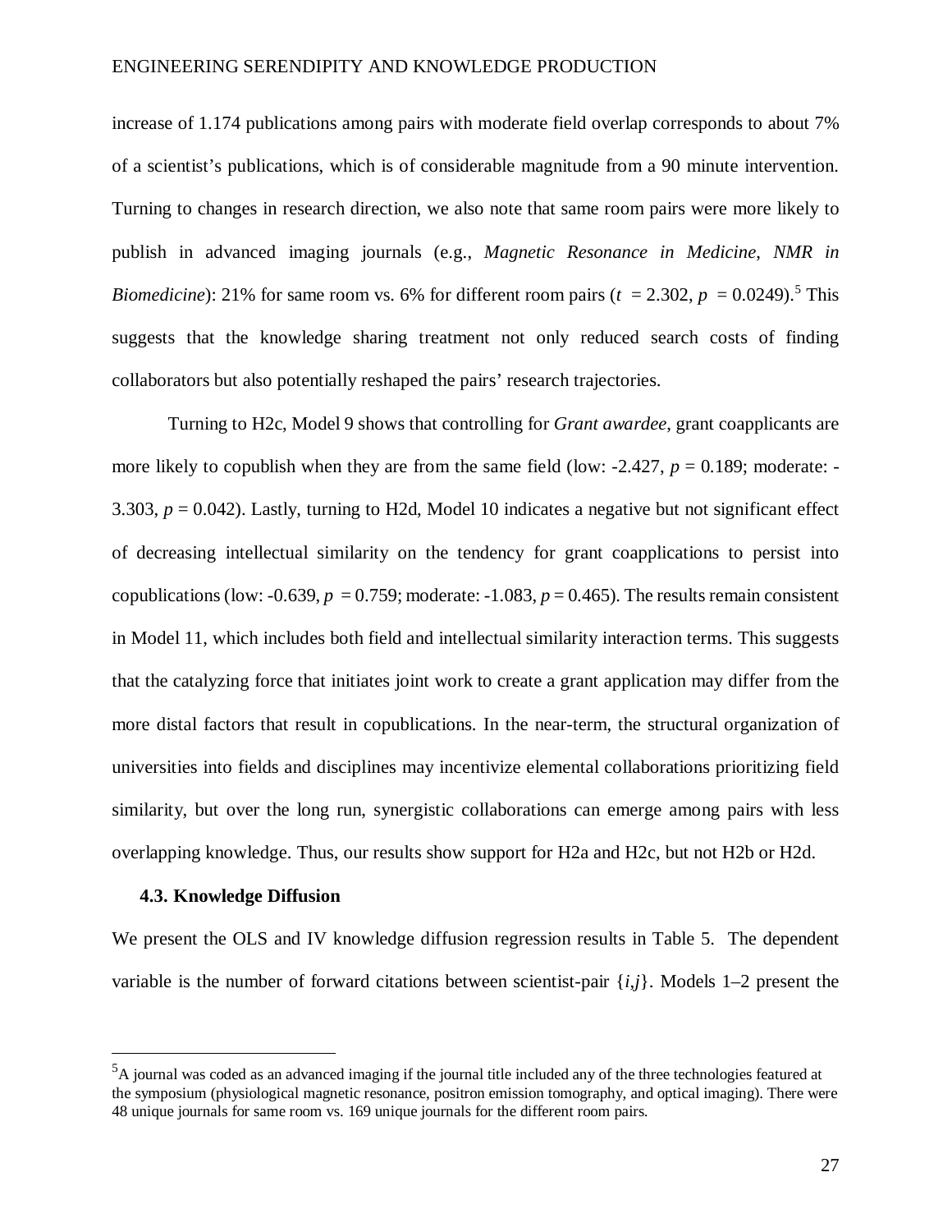increase of 1.174 publications among pairs with moderate field overlap corresponds to about 7% of a scientist's publications, which is of considerable magnitude from a 90 minute intervention. Turning to changes in research direction, we also note that same room pairs were more likely to publish in advanced imaging journals (e.g., *Magnetic Resonance in Medicine*, *NMR in Biomedicine*): 21% for same room vs. 6% for different room pairs ($t = 2.302$, $p = 0.0249$).[5] This suggests that the knowledge sharing treatment not only reduced search costs of finding collaborators but also potentially reshaped the pairs' research trajectories.

Turning to H2c, Model 9 shows that controlling for *Grant awardee*, grant coapplicants are more likely to copublish when they are from the same field (low: -2.427, $p = 0.189$; moderate: -3.303, $p = 0.042$). Lastly, turning to H2d, Model 10 indicates a negative but not significant effect of decreasing intellectual similarity on the tendency for grant coapplications to persist into copublications (low: -0.639, $p = 0.759$; moderate: -1.083, $p = 0.465$). The results remain consistent in Model 11, which includes both field and intellectual similarity interaction terms. This suggests that the catalyzing force that initiates joint work to create a grant application may differ from the more distal factors that result in copublications. In the near-term, the structural organization of universities into fields and disciplines may incentivize elemental collaborations prioritizing field similarity, but over the long run, synergistic collaborations can emerge among pairs with less overlapping knowledge. Thus, our results show support for H2a and H2c, but not H2b or H2d.

### 4.3. Knowledge Diffusion

We present the OLS and IV knowledge diffusion regression results in Table 5. The dependent variable is the number of forward citations between scientist-pair $\{i,j\}$. Models 1–2 present the

---

[5] A journal was coded as an advanced imaging if the journal title included any of the three technologies featured at the symposium (physiological magnetic resonance, positron emission tomography, and optical imaging). There were 48 unique journals for same room vs. 169 unique journals for the different room pairs.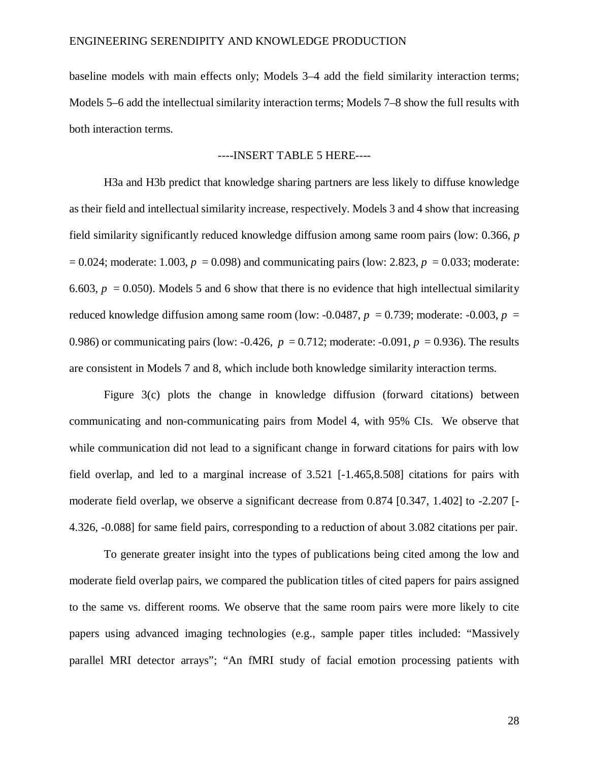baseline models with main effects only; Models 3–4 add the field similarity interaction terms; Models 5–6 add the intellectual similarity interaction terms; Models 7–8 show the full results with both interaction terms.

----INSERT TABLE 5 HERE----

H3a and H3b predict that knowledge sharing partners are less likely to diffuse knowledge as their field and intellectual similarity increase, respectively. Models 3 and 4 show that increasing field similarity significantly reduced knowledge diffusion among same room pairs (low: 0.366, $p = 0.024$; moderate: 1.003, $p = 0.098$) and communicating pairs (low: 2.823, $p = 0.033$; moderate: 6.603, $p = 0.050$). Models 5 and 6 show that there is no evidence that high intellectual similarity reduced knowledge diffusion among same room (low: -0.0487, $p = 0.739$; moderate: -0.003, $p = 0.986$) or communicating pairs (low: -0.426, $p = 0.712$; moderate: -0.091, $p = 0.936$). The results are consistent in Models 7 and 8, which include both knowledge similarity interaction terms.

Figure 3(c) plots the change in knowledge diffusion (forward citations) between communicating and non-communicating pairs from Model 4, with 95% CIs. We observe that while communication did not lead to a significant change in forward citations for pairs with low field overlap, and led to a marginal increase of 3.521 [-1.465,8.508] citations for pairs with moderate field overlap, we observe a significant decrease from 0.874 [0.347, 1.402] to -2.207 [-4.326, -0.088] for same field pairs, corresponding to a reduction of about 3.082 citations per pair.

To generate greater insight into the types of publications being cited among the low and moderate field overlap pairs, we compared the publication titles of cited papers for pairs assigned to the same vs. different rooms. We observe that the same room pairs were more likely to cite papers using advanced imaging technologies (e.g., sample paper titles included: "Massively parallel MRI detector arrays"; "An fMRI study of facial emotion processing patients with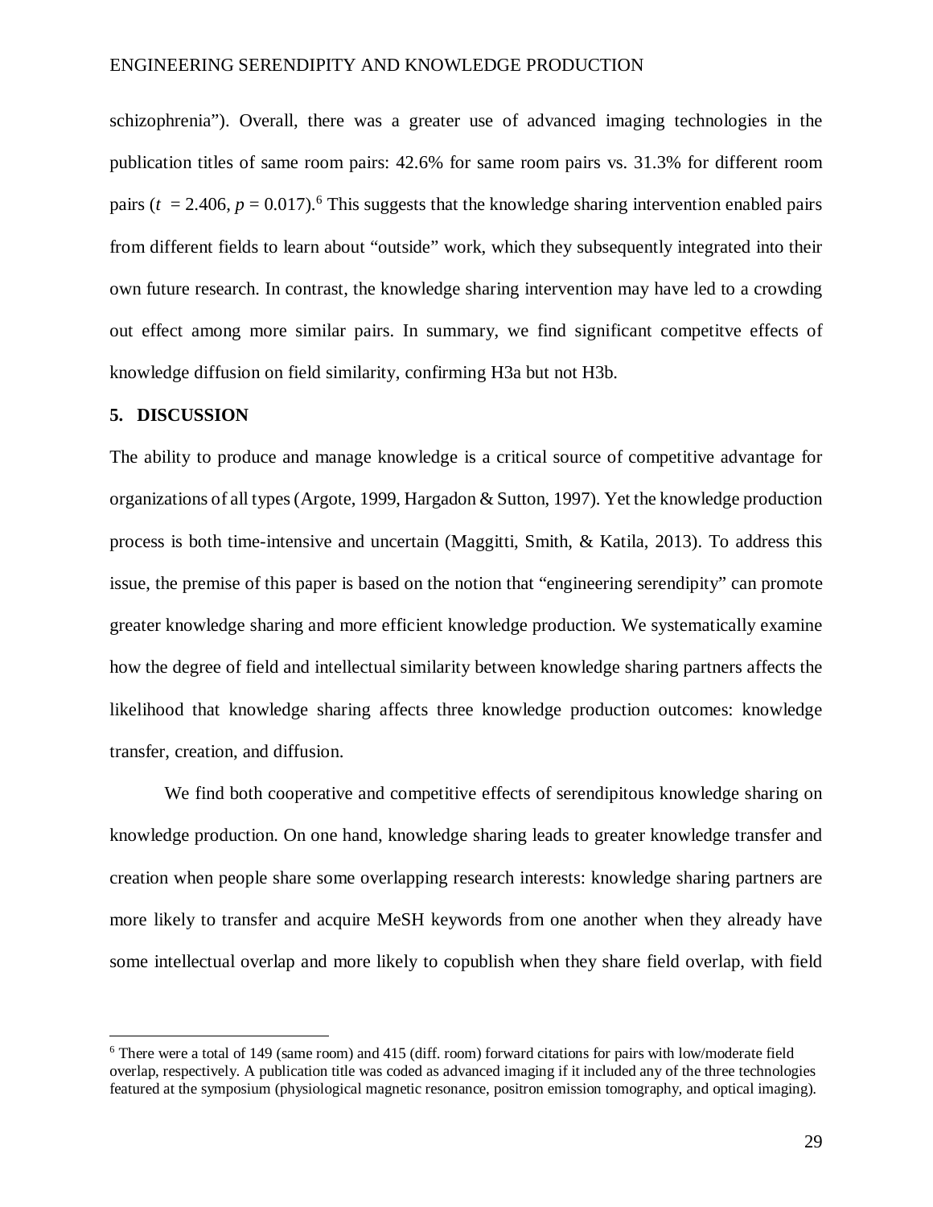schizophrenia"). Overall, there was a greater use of advanced imaging technologies in the publication titles of same room pairs: 42.6% for same room pairs vs. 31.3% for different room pairs ($t = 2.406$, $p = 0.017$).[6] This suggests that the knowledge sharing intervention enabled pairs from different fields to learn about "outside" work, which they subsequently integrated into their own future research. In contrast, the knowledge sharing intervention may have led to a crowding out effect among more similar pairs. In summary, we find significant competitve effects of knowledge diffusion on field similarity, confirming H3a but not H3b.

## 5. DISCUSSION

The ability to produce and manage knowledge is a critical source of competitive advantage for organizations of all types (Argote, 1999, Hargadon & Sutton, 1997). Yet the knowledge production process is both time-intensive and uncertain (Maggitti, Smith, & Katila, 2013). To address this issue, the premise of this paper is based on the notion that "engineering serendipity" can promote greater knowledge sharing and more efficient knowledge production. We systematically examine how the degree of field and intellectual similarity between knowledge sharing partners affects the likelihood that knowledge sharing affects three knowledge production outcomes: knowledge transfer, creation, and diffusion.

We find both cooperative and competitive effects of serendipitous knowledge sharing on knowledge production. On one hand, knowledge sharing leads to greater knowledge transfer and creation when people share some overlapping research interests: knowledge sharing partners are more likely to transfer and acquire MeSH keywords from one another when they already have some intellectual overlap and more likely to copublish when they share field overlap, with field

---

[6] There were a total of 149 (same room) and 415 (diff. room) forward citations for pairs with low/moderate field overlap, respectively. A publication title was coded as advanced imaging if it included any of the three technologies featured at the symposium (physiological magnetic resonance, positron emission tomography, and optical imaging).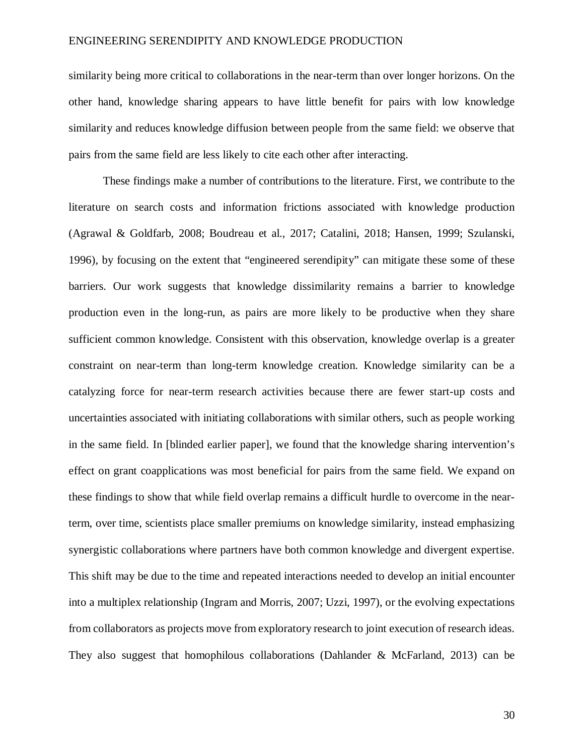similarity being more critical to collaborations in the near-term than over longer horizons. On the other hand, knowledge sharing appears to have little benefit for pairs with low knowledge similarity and reduces knowledge diffusion between people from the same field: we observe that pairs from the same field are less likely to cite each other after interacting.

These findings make a number of contributions to the literature. First, we contribute to the literature on search costs and information frictions associated with knowledge production (Agrawal & Goldfarb, 2008; Boudreau et al., 2017; Catalini, 2018; Hansen, 1999; Szulanski, 1996), by focusing on the extent that "engineered serendipity" can mitigate these some of these barriers. Our work suggests that knowledge dissimilarity remains a barrier to knowledge production even in the long-run, as pairs are more likely to be productive when they share sufficient common knowledge. Consistent with this observation, knowledge overlap is a greater constraint on near-term than long-term knowledge creation. Knowledge similarity can be a catalyzing force for near-term research activities because there are fewer start-up costs and uncertainties associated with initiating collaborations with similar others, such as people working in the same field. In [blinded earlier paper], we found that the knowledge sharing intervention's effect on grant coapplications was most beneficial for pairs from the same field. We expand on these findings to show that while field overlap remains a difficult hurdle to overcome in the near-term, over time, scientists place smaller premiums on knowledge similarity, instead emphasizing synergistic collaborations where partners have both common knowledge and divergent expertise. This shift may be due to the time and repeated interactions needed to develop an initial encounter into a multiplex relationship (Ingram and Morris, 2007; Uzzi, 1997), or the evolving expectations from collaborators as projects move from exploratory research to joint execution of research ideas. They also suggest that homophilous collaborations (Dahlander & McFarland, 2013) can be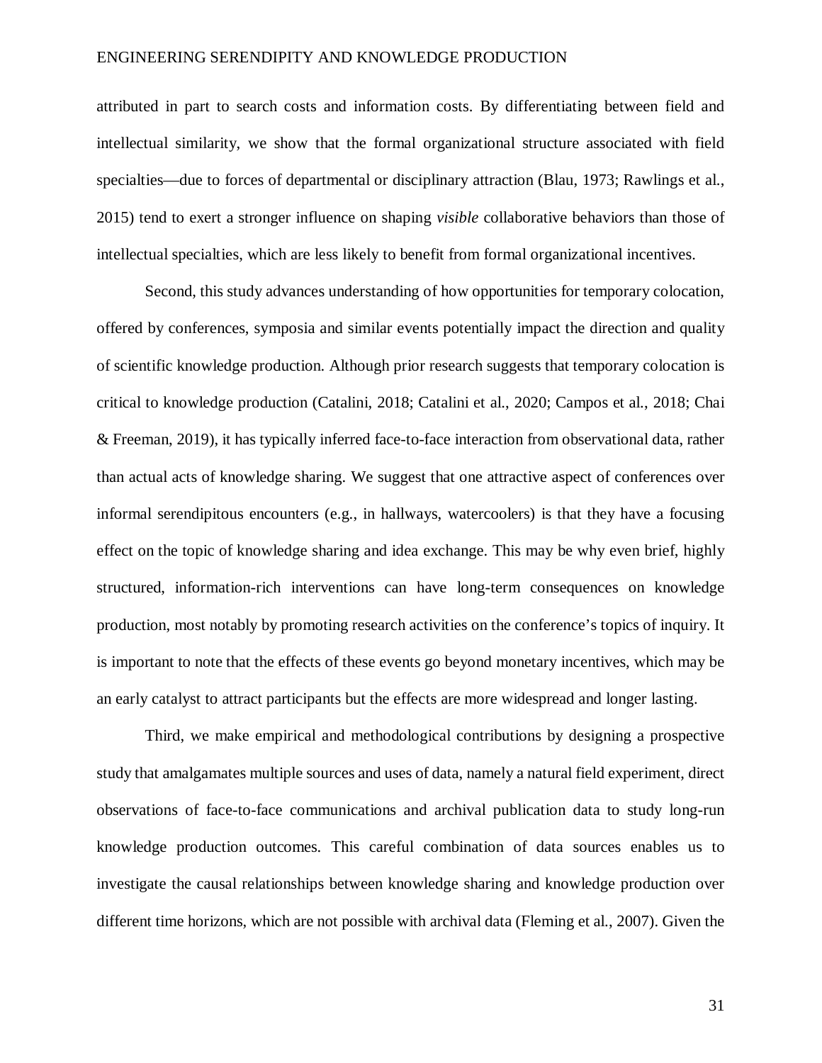attributed in part to search costs and information costs. By differentiating between field and intellectual similarity, we show that the formal organizational structure associated with field specialties—due to forces of departmental or disciplinary attraction (Blau, 1973; Rawlings et al., 2015) tend to exert a stronger influence on shaping *visible* collaborative behaviors than those of intellectual specialties, which are less likely to benefit from formal organizational incentives.

Second, this study advances understanding of how opportunities for temporary colocation, offered by conferences, symposia and similar events potentially impact the direction and quality of scientific knowledge production. Although prior research suggests that temporary colocation is critical to knowledge production (Catalini, 2018; Catalini et al., 2020; Campos et al., 2018; Chai & Freeman, 2019), it has typically inferred face-to-face interaction from observational data, rather than actual acts of knowledge sharing. We suggest that one attractive aspect of conferences over informal serendipitous encounters (e.g., in hallways, watercoolers) is that they have a focusing effect on the topic of knowledge sharing and idea exchange. This may be why even brief, highly structured, information-rich interventions can have long-term consequences on knowledge production, most notably by promoting research activities on the conference's topics of inquiry. It is important to note that the effects of these events go beyond monetary incentives, which may be an early catalyst to attract participants but the effects are more widespread and longer lasting.

Third, we make empirical and methodological contributions by designing a prospective study that amalgamates multiple sources and uses of data, namely a natural field experiment, direct observations of face-to-face communications and archival publication data to study long-run knowledge production outcomes. This careful combination of data sources enables us to investigate the causal relationships between knowledge sharing and knowledge production over different time horizons, which are not possible with archival data (Fleming et al., 2007). Given the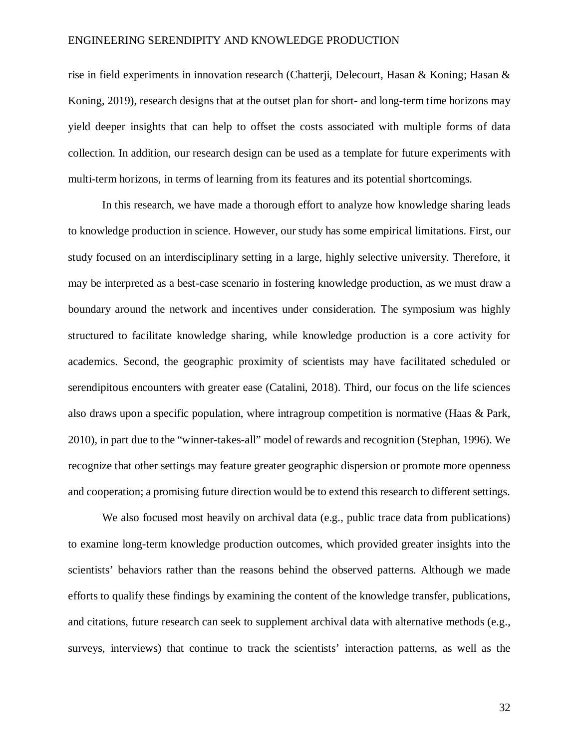rise in field experiments in innovation research (Chatterji, Delecourt, Hasan & Koning; Hasan & Koning, 2019), research designs that at the outset plan for short- and long-term time horizons may yield deeper insights that can help to offset the costs associated with multiple forms of data collection. In addition, our research design can be used as a template for future experiments with multi-term horizons, in terms of learning from its features and its potential shortcomings.

In this research, we have made a thorough effort to analyze how knowledge sharing leads to knowledge production in science. However, our study has some empirical limitations. First, our study focused on an interdisciplinary setting in a large, highly selective university. Therefore, it may be interpreted as a best-case scenario in fostering knowledge production, as we must draw a boundary around the network and incentives under consideration. The symposium was highly structured to facilitate knowledge sharing, while knowledge production is a core activity for academics. Second, the geographic proximity of scientists may have facilitated scheduled or serendipitous encounters with greater ease (Catalini, 2018). Third, our focus on the life sciences also draws upon a specific population, where intragroup competition is normative (Haas & Park, 2010), in part due to the "winner-takes-all" model of rewards and recognition (Stephan, 1996). We recognize that other settings may feature greater geographic dispersion or promote more openness and cooperation; a promising future direction would be to extend this research to different settings.

We also focused most heavily on archival data (e.g., public trace data from publications) to examine long-term knowledge production outcomes, which provided greater insights into the scientists' behaviors rather than the reasons behind the observed patterns. Although we made efforts to qualify these findings by examining the content of the knowledge transfer, publications, and citations, future research can seek to supplement archival data with alternative methods (e.g., surveys, interviews) that continue to track the scientists' interaction patterns, as well as the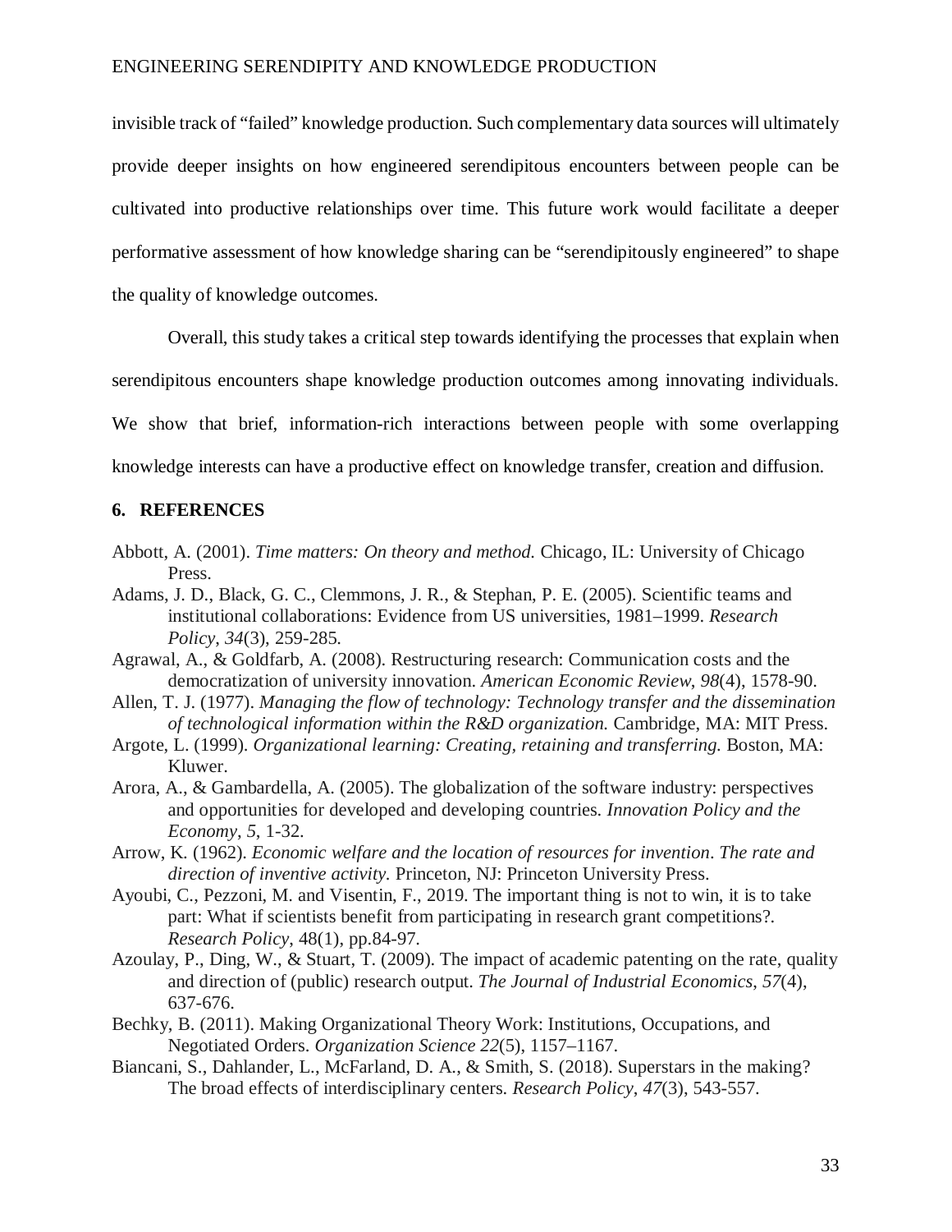invisible track of "failed" knowledge production. Such complementary data sources will ultimately provide deeper insights on how engineered serendipitous encounters between people can be cultivated into productive relationships over time. This future work would facilitate a deeper performative assessment of how knowledge sharing can be "serendipitously engineered" to shape the quality of knowledge outcomes.

Overall, this study takes a critical step towards identifying the processes that explain when serendipitous encounters shape knowledge production outcomes among innovating individuals. We show that brief, information-rich interactions between people with some overlapping knowledge interests can have a productive effect on knowledge transfer, creation and diffusion.

## 6. REFERENCES

Abbott, A. (2001). *Time matters: On theory and method.* Chicago, IL: University of Chicago Press.

Adams, J. D., Black, G. C., Clemmons, J. R., & Stephan, P. E. (2005). Scientific teams and institutional collaborations: Evidence from US universities, 1981–1999. *Research Policy*, *34*(3), 259-285.

Agrawal, A., & Goldfarb, A. (2008). Restructuring research: Communication costs and the democratization of university innovation. *American Economic Review*, *98*(4), 1578-90.

Allen, T. J. (1977). *Managing the flow of technology: Technology transfer and the dissemination of technological information within the R&D organization.* Cambridge, MA: MIT Press.

Argote, L. (1999). *Organizational learning: Creating, retaining and transferring.* Boston, MA: Kluwer.

Arora, A., & Gambardella, A. (2005). The globalization of the software industry: perspectives and opportunities for developed and developing countries. *Innovation Policy and the Economy*, *5*, 1-32.

Arrow, K. (1962). *Economic welfare and the location of resources for invention*. *The rate and direction of inventive activity.* Princeton, NJ: Princeton University Press.

Ayoubi, C., Pezzoni, M. and Visentin, F., 2019. The important thing is not to win, it is to take part: What if scientists benefit from participating in research grant competitions?. *Research Policy*, 48(1), pp.84-97.

Azoulay, P., Ding, W., & Stuart, T. (2009). The impact of academic patenting on the rate, quality and direction of (public) research output. *The Journal of Industrial Economics*, *57*(4), 637-676.

Bechky, B. (2011). Making Organizational Theory Work: Institutions, Occupations, and Negotiated Orders. *Organization Science 22*(5), 1157–1167.

Biancani, S., Dahlander, L., McFarland, D. A., & Smith, S. (2018). Superstars in the making? The broad effects of interdisciplinary centers. *Research Policy*, *47*(3), 543-557.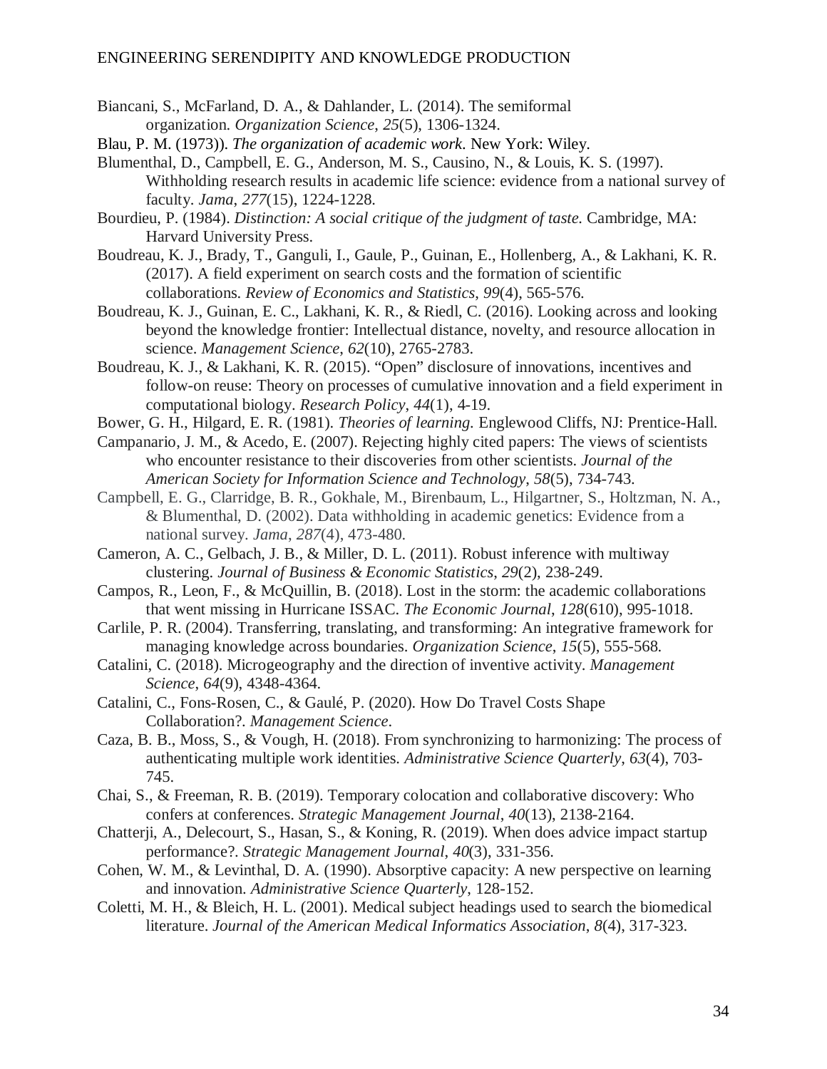Biancani, S., McFarland, D. A., & Dahlander, L. (2014). The semiformal organization. *Organization Science*, *25*(5), 1306-1324.

Blau, P. M. (1973)). *The organization of academic work*. New York: Wiley.

Blumenthal, D., Campbell, E. G., Anderson, M. S., Causino, N., & Louis, K. S. (1997). Withholding research results in academic life science: evidence from a national survey of faculty. *Jama*, *277*(15), 1224-1228.

Bourdieu, P. (1984). *Distinction: A social critique of the judgment of taste*. Cambridge, MA: Harvard University Press.

Boudreau, K. J., Brady, T., Ganguli, I., Gaule, P., Guinan, E., Hollenberg, A., & Lakhani, K. R. (2017). A field experiment on search costs and the formation of scientific collaborations. *Review of Economics and Statistics*, *99*(4), 565-576.

Boudreau, K. J., Guinan, E. C., Lakhani, K. R., & Riedl, C. (2016). Looking across and looking beyond the knowledge frontier: Intellectual distance, novelty, and resource allocation in science. *Management Science*, *62*(10), 2765-2783.

Boudreau, K. J., & Lakhani, K. R. (2015). "Open" disclosure of innovations, incentives and follow-on reuse: Theory on processes of cumulative innovation and a field experiment in computational biology. *Research Policy*, *44*(1), 4-19.

Bower, G. H., Hilgard, E. R. (1981). *Theories of learning*. Englewood Cliffs, NJ: Prentice-Hall.

Campanario, J. M., & Acedo, E. (2007). Rejecting highly cited papers: The views of scientists who encounter resistance to their discoveries from other scientists. *Journal of the American Society for Information Science and Technology*, *58*(5), 734-743.

Campbell, E. G., Clarridge, B. R., Gokhale, M., Birenbaum, L., Hilgartner, S., Holtzman, N. A., & Blumenthal, D. (2002). Data withholding in academic genetics: Evidence from a national survey. *Jama*, *287*(4), 473-480.

Cameron, A. C., Gelbach, J. B., & Miller, D. L. (2011). Robust inference with multiway clustering. *Journal of Business & Economic Statistics*, *29*(2), 238-249.

Campos, R., Leon, F., & McQuillin, B. (2018). Lost in the storm: the academic collaborations that went missing in Hurricane ISSAC. *The Economic Journal*, *128*(610), 995-1018.

Carlile, P. R. (2004). Transferring, translating, and transforming: An integrative framework for managing knowledge across boundaries. *Organization Science*, *15*(5), 555-568.

Catalini, C. (2018). Microgeography and the direction of inventive activity. *Management Science*, *64*(9), 4348-4364.

Catalini, C., Fons-Rosen, C., & Gaulé, P. (2020). How Do Travel Costs Shape Collaboration?. *Management Science*.

Caza, B. B., Moss, S., & Vough, H. (2018). From synchronizing to harmonizing: The process of authenticating multiple work identities. *Administrative Science Quarterly*, *63*(4), 703-745.

Chai, S., & Freeman, R. B. (2019). Temporary colocation and collaborative discovery: Who confers at conferences. *Strategic Management Journal*, *40*(13), 2138-2164.

Chatterji, A., Delecourt, S., Hasan, S., & Koning, R. (2019). When does advice impact startup performance?. *Strategic Management Journal*, *40*(3), 331-356.

Cohen, W. M., & Levinthal, D. A. (1990). Absorptive capacity: A new perspective on learning and innovation. *Administrative Science Quarterly*, 128-152.

Coletti, M. H., & Bleich, H. L. (2001). Medical subject headings used to search the biomedical literature. *Journal of the American Medical Informatics Association*, *8*(4), 317-323.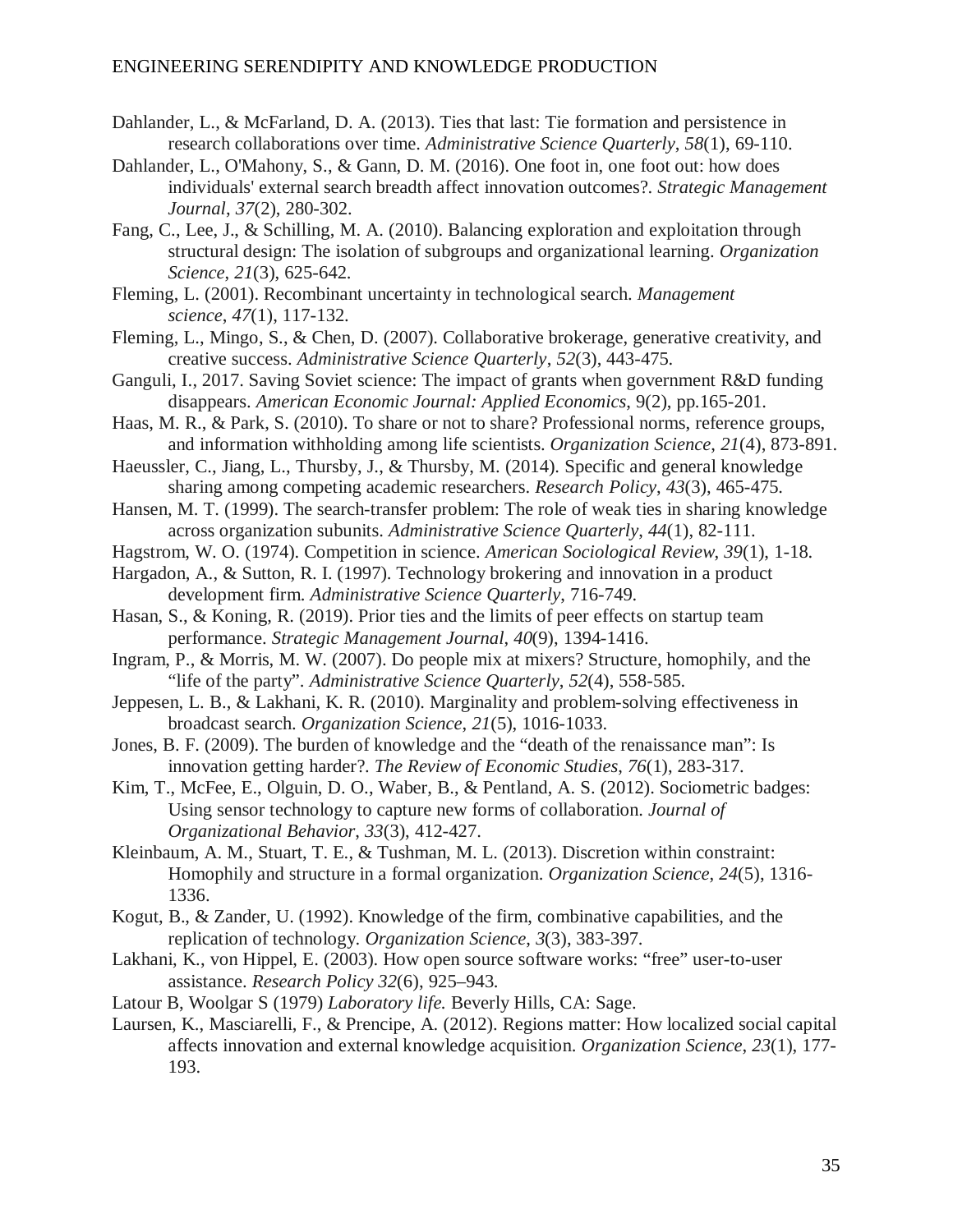Dahlander, L., & McFarland, D. A. (2013). Ties that last: Tie formation and persistence in research collaborations over time. *Administrative Science Quarterly*, *58*(1), 69-110.

Dahlander, L., O'Mahony, S., & Gann, D. M. (2016). One foot in, one foot out: how does individuals' external search breadth affect innovation outcomes?. *Strategic Management Journal*, *37*(2), 280-302.

Fang, C., Lee, J., & Schilling, M. A. (2010). Balancing exploration and exploitation through structural design: The isolation of subgroups and organizational learning. *Organization Science*, *21*(3), 625-642.

Fleming, L. (2001). Recombinant uncertainty in technological search. *Management science*, *47*(1), 117-132.

Fleming, L., Mingo, S., & Chen, D. (2007). Collaborative brokerage, generative creativity, and creative success. *Administrative Science Quarterly*, *52*(3), 443-475.

Ganguli, I., 2017. Saving Soviet science: The impact of grants when government R&D funding disappears. *American Economic Journal: Applied Economics*, 9(2), pp.165-201.

Haas, M. R., & Park, S. (2010). To share or not to share? Professional norms, reference groups, and information withholding among life scientists. *Organization Science*, *21*(4), 873-891.

Haeussler, C., Jiang, L., Thursby, J., & Thursby, M. (2014). Specific and general knowledge sharing among competing academic researchers. *Research Policy*, *43*(3), 465-475.

Hansen, M. T. (1999). The search-transfer problem: The role of weak ties in sharing knowledge across organization subunits. *Administrative Science Quarterly*, *44*(1), 82-111.

Hagstrom, W. O. (1974). Competition in science. *American Sociological Review*, *39*(1), 1-18.

Hargadon, A., & Sutton, R. I. (1997). Technology brokering and innovation in a product development firm. *Administrative Science Quarterly*, 716-749.

Hasan, S., & Koning, R. (2019). Prior ties and the limits of peer effects on startup team performance. *Strategic Management Journal*, *40*(9), 1394-1416.

Ingram, P., & Morris, M. W. (2007). Do people mix at mixers? Structure, homophily, and the "life of the party". *Administrative Science Quarterly*, *52*(4), 558-585.

Jeppesen, L. B., & Lakhani, K. R. (2010). Marginality and problem-solving effectiveness in broadcast search. *Organization Science*, *21*(5), 1016-1033.

Jones, B. F. (2009). The burden of knowledge and the "death of the renaissance man": Is innovation getting harder?. *The Review of Economic Studies*, *76*(1), 283-317.

Kim, T., McFee, E., Olguin, D. O., Waber, B., & Pentland, A. S. (2012). Sociometric badges: Using sensor technology to capture new forms of collaboration. *Journal of Organizational Behavior*, *33*(3), 412-427.

Kleinbaum, A. M., Stuart, T. E., & Tushman, M. L. (2013). Discretion within constraint: Homophily and structure in a formal organization. *Organization Science*, *24*(5), 1316-1336.

Kogut, B., & Zander, U. (1992). Knowledge of the firm, combinative capabilities, and the replication of technology. *Organization Science*, *3*(3), 383-397.

Lakhani, K., von Hippel, E. (2003). How open source software works: "free" user-to-user assistance. *Research Policy 32*(6), 925–943.

Latour B, Woolgar S (1979) *Laboratory life.* Beverly Hills, CA: Sage.

Laursen, K., Masciarelli, F., & Prencipe, A. (2012). Regions matter: How localized social capital affects innovation and external knowledge acquisition. *Organization Science*, *23*(1), 177-193.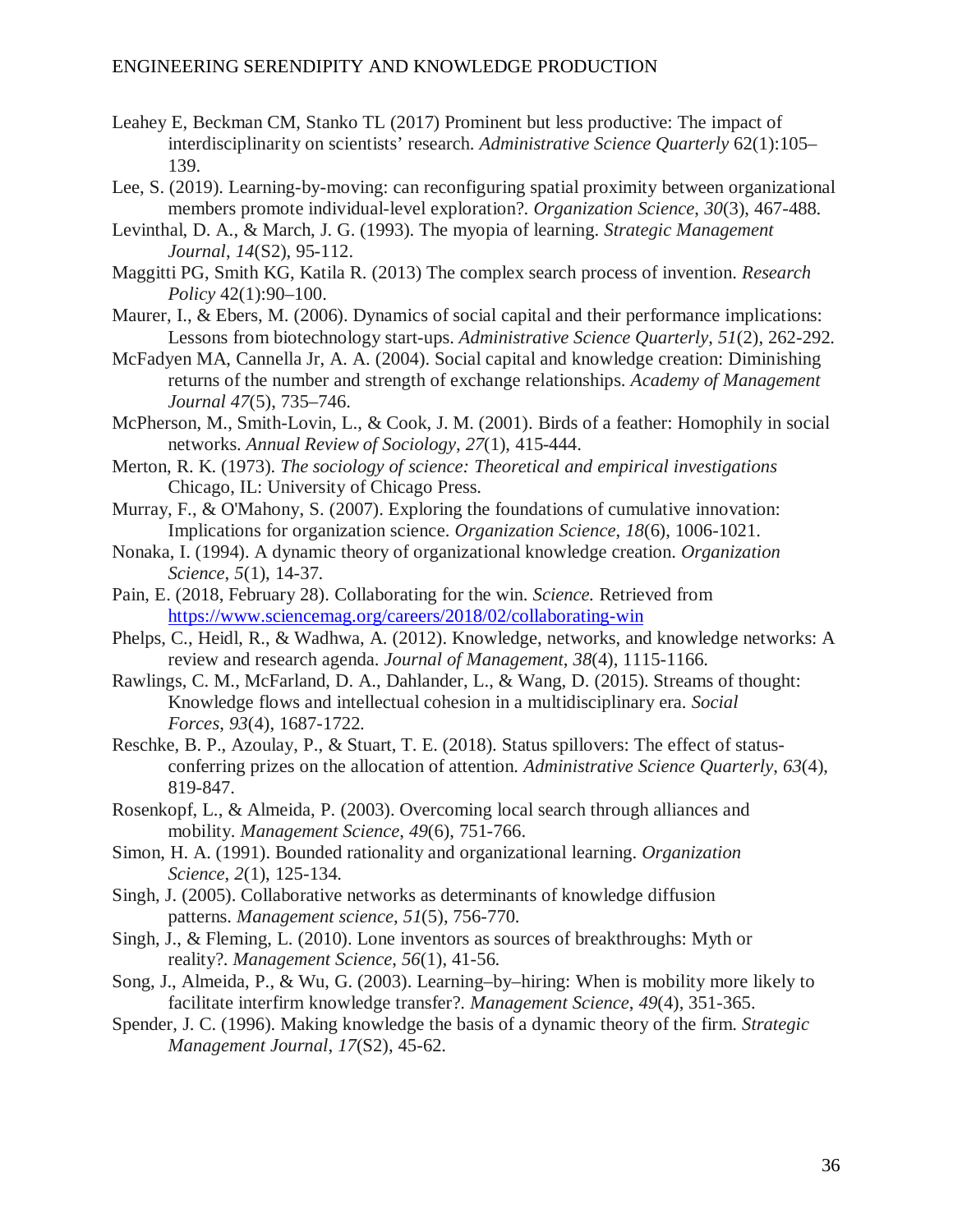Leahey E, Beckman CM, Stanko TL (2017) Prominent but less productive: The impact of interdisciplinarity on scientists' research. *Administrative Science Quarterly* 62(1):105–139.

Lee, S. (2019). Learning-by-moving: can reconfiguring spatial proximity between organizational members promote individual-level exploration?. *Organization Science*, *30*(3), 467-488.

Levinthal, D. A., & March, J. G. (1993). The myopia of learning. *Strategic Management Journal*, *14*(S2), 95-112.

Maggitti PG, Smith KG, Katila R. (2013) The complex search process of invention. *Research Policy* 42(1):90–100.

Maurer, I., & Ebers, M. (2006). Dynamics of social capital and their performance implications: Lessons from biotechnology start-ups. *Administrative Science Quarterly*, *51*(2), 262-292.

McFadyen MA, Cannella Jr, A. A. (2004). Social capital and knowledge creation: Diminishing returns of the number and strength of exchange relationships. *Academy of Management Journal 47*(5), 735–746.

McPherson, M., Smith-Lovin, L., & Cook, J. M. (2001). Birds of a feather: Homophily in social networks. *Annual Review of Sociology*, *27*(1), 415-444.

Merton, R. K. (1973). *The sociology of science: Theoretical and empirical investigations* Chicago, IL: University of Chicago Press.

Murray, F., & O'Mahony, S. (2007). Exploring the foundations of cumulative innovation: Implications for organization science. *Organization Science*, *18*(6), 1006-1021.

Nonaka, I. (1994). A dynamic theory of organizational knowledge creation. *Organization Science*, *5*(1), 14-37.

Pain, E. (2018, February 28). Collaborating for the win. *Science.* Retrieved from https://www.sciencemag.org/careers/2018/02/collaborating-win

Phelps, C., Heidl, R., & Wadhwa, A. (2012). Knowledge, networks, and knowledge networks: A review and research agenda. *Journal of Management*, *38*(4), 1115-1166.

Rawlings, C. M., McFarland, D. A., Dahlander, L., & Wang, D. (2015). Streams of thought: Knowledge flows and intellectual cohesion in a multidisciplinary era. *Social Forces*, *93*(4), 1687-1722.

Reschke, B. P., Azoulay, P., & Stuart, T. E. (2018). Status spillovers: The effect of status-conferring prizes on the allocation of attention. *Administrative Science Quarterly*, *63*(4), 819-847.

Rosenkopf, L., & Almeida, P. (2003). Overcoming local search through alliances and mobility. *Management Science*, *49*(6), 751-766.

Simon, H. A. (1991). Bounded rationality and organizational learning. *Organization Science*, *2*(1), 125-134.

Singh, J. (2005). Collaborative networks as determinants of knowledge diffusion patterns. *Management science*, *51*(5), 756-770.

Singh, J., & Fleming, L. (2010). Lone inventors as sources of breakthroughs: Myth or reality?. *Management Science*, *56*(1), 41-56.

Song, J., Almeida, P., & Wu, G. (2003). Learning–by–hiring: When is mobility more likely to facilitate interfirm knowledge transfer?. *Management Science*, *49*(4), 351-365.

Spender, J. C. (1996). Making knowledge the basis of a dynamic theory of the firm. *Strategic Management Journal*, *17*(S2), 45-62.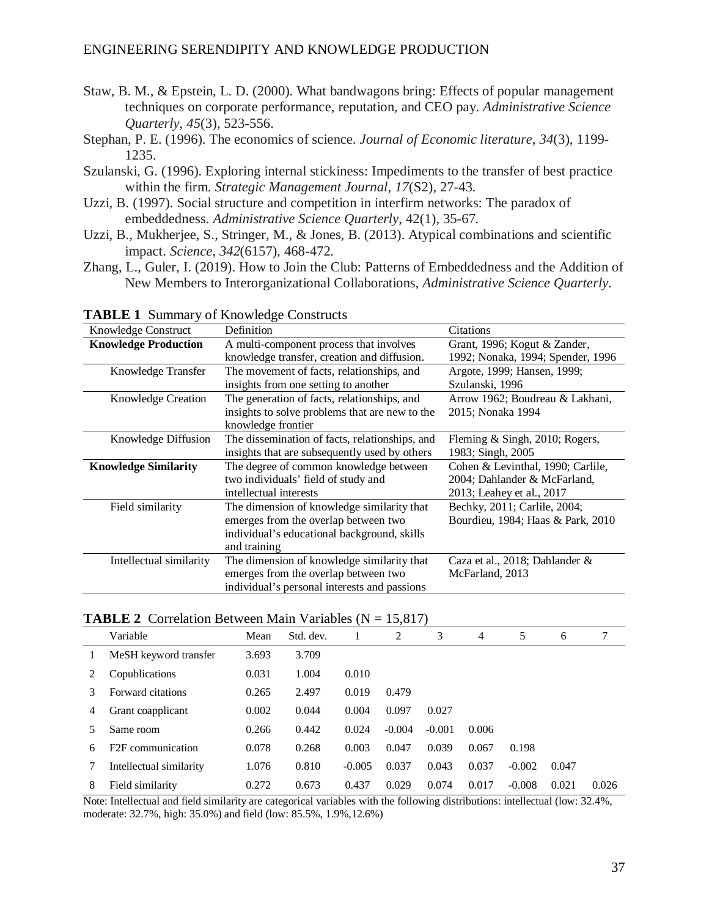Staw, B. M., & Epstein, L. D. (2000). What bandwagons bring: Effects of popular management techniques on corporate performance, reputation, and CEO pay. *Administrative Science Quarterly*, *45*(3), 523-556.

Stephan, P. E. (1996). The economics of science. *Journal of Economic literature*, *34*(3), 1199-1235.

Szulanski, G. (1996). Exploring internal stickiness: Impediments to the transfer of best practice within the firm. *Strategic Management Journal*, *17*(S2), 27-43.

Uzzi, B. (1997). Social structure and competition in interfirm networks: The paradox of embeddedness. *Administrative Science Quarterly*, 42(1), 35-67.

Uzzi, B., Mukherjee, S., Stringer, M., & Jones, B. (2013). Atypical combinations and scientific impact. *Science*, *342*(6157), 468-472.

Zhang, L., Guler, I. (2019). How to Join the Club: Patterns of Embeddedness and the Addition of New Members to Interorganizational Collaborations, *Administrative Science Quarterly*.

**TABLE 1** Summary of Knowledge Constructs

| Knowledge Construct | Definition | Citations |
|---|---|---|
| **Knowledge Production** | A multi-component process that involves knowledge transfer, creation and diffusion. | Grant, 1996; Kogut & Zander, 1992; Nonaka, 1994; Spender, 1996 |
| Knowledge Transfer | The movement of facts, relationships, and insights from one setting to another | Argote, 1999; Hansen, 1999; Szulanski, 1996 |
| Knowledge Creation | The generation of facts, relationships, and insights to solve problems that are new to the knowledge frontier | Arrow 1962; Boudreau & Lakhani, 2015; Nonaka 1994 |
| Knowledge Diffusion | The dissemination of facts, relationships, and insights that are subsequently used by others | Fleming & Singh, 2010; Rogers, 1983; Singh, 2005 |
| **Knowledge Similarity** | The degree of common knowledge between two individuals' field of study and intellectual interests | Cohen & Levinthal, 1990; Carlile, 2004; Dahlander & McFarland, 2013; Leahey et al., 2017 |
| Field similarity | The dimension of knowledge similarity that emerges from the overlap between two individual's educational background, skills and training | Bechky, 2011; Carlile, 2004; Bourdieu, 1984; Haas & Park, 2010 |
| Intellectual similarity | The dimension of knowledge similarity that emerges from the overlap between two individual's personal interests and passions | Caza et al., 2018; Dahlander & McFarland, 2013 |

**TABLE 2** Correlation Between Main Variables (N = 15,817)

| | Variable | Mean | Std. dev. | 1 | 2 | 3 | 4 | 5 | 6 | 7 |
|---|---|---|---|---|---|---|---|---|---|---|
| 1 | MeSH keyword transfer | 3.693 | 3.709 | | | | | | | |
| 2 | Copublications | 0.031 | 1.004 | 0.010 | | | | | | |
| 3 | Forward citations | 0.265 | 2.497 | 0.019 | 0.479 | | | | | |
| 4 | Grant coapplicant | 0.002 | 0.044 | 0.004 | 0.097 | 0.027 | | | | |
| 5 | Same room | 0.266 | 0.442 | 0.024 | -0.004 | -0.001 | 0.006 | | | |
| 6 | F2F communication | 0.078 | 0.268 | 0.003 | 0.047 | 0.039 | 0.067 | 0.198 | | |
| 7 | Intellectual similarity | 1.076 | 0.810 | -0.005 | 0.037 | 0.043 | 0.037 | -0.002 | 0.047 | |
| 8 | Field similarity | 0.272 | 0.673 | 0.437 | 0.029 | 0.074 | 0.017 | -0.008 | 0.021 | 0.026 |

Note: Intellectual and field similarity are categorical variables with the following distributions: intellectual (low: 32.4%, moderate: 32.7%, high: 35.0%) and field (low: 85.5%, 1.9%,12.6%)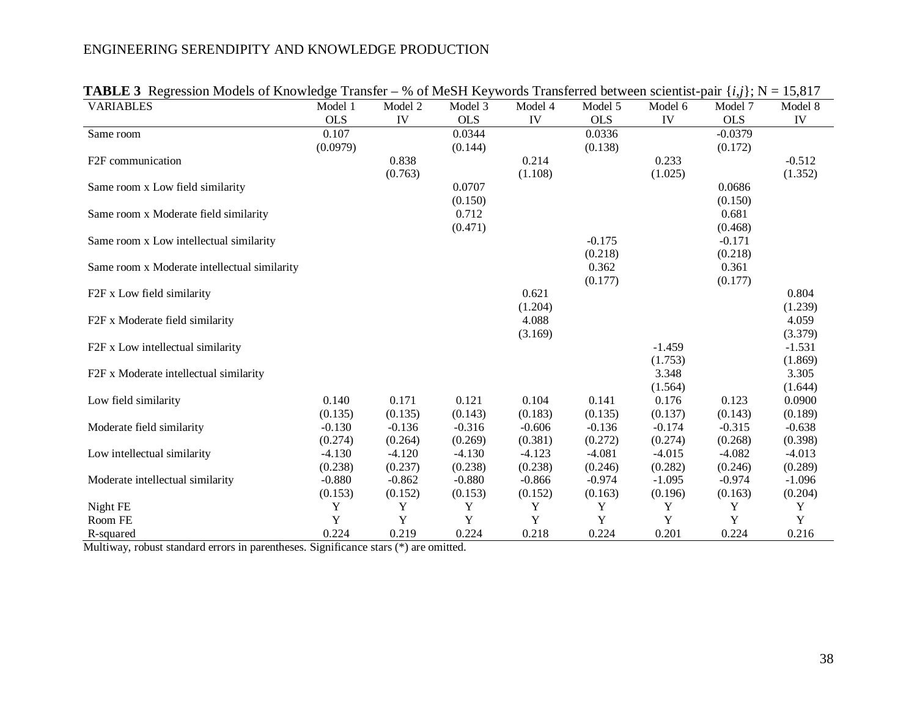**TABLE 3** Regression Models of Knowledge Transfer – % of MeSH Keywords Transferred between scientist-pair $\{i,j\}$; N = 15,817

| VARIABLES | Model 1 | Model 2 | Model 3 | Model 4 | Model 5 | Model 6 | Model 7 | Model 8 |
|---|---|---|---|---|---|---|---|---|
| | OLS | IV | OLS | IV | OLS | IV | OLS | IV |
| Same room | 0.107 | | 0.0344 | | 0.0336 | | -0.0379 | |
| | (0.0979) | | (0.144) | | (0.138) | | (0.172) | |
| F2F communication | | 0.838 | | 0.214 | | 0.233 | | -0.512 |
| | | (0.763) | | (1.108) | | (1.025) | | (1.352) |
| Same room x Low field similarity | | | 0.0707 | | | | 0.0686 | |
| | | | (0.150) | | | | (0.150) | |
| Same room x Moderate field similarity | | | 0.712 | | | | 0.681 | |
| | | | (0.471) | | | | (0.468) | |
| Same room x Low intellectual similarity | | | | | -0.175 | | -0.171 | |
| | | | | | (0.218) | | (0.218) | |
| Same room x Moderate intellectual similarity | | | | | 0.362 | | 0.361 | |
| | | | | | (0.177) | | (0.177) | |
| F2F x Low field similarity | | | | 0.621 | | | | 0.804 |
| | | | | (1.204) | | | | (1.239) |
| F2F x Moderate field similarity | | | | 4.088 | | | | 4.059 |
| | | | | (3.169) | | | | (3.379) |
| F2F x Low intellectual similarity | | | | | | -1.459 | | -1.531 |
| | | | | | | (1.753) | | (1.869) |
| F2F x Moderate intellectual similarity | | | | | | 3.348 | | 3.305 |
| | | | | | | (1.564) | | (1.644) |
| Low field similarity | 0.140 | 0.171 | 0.121 | 0.104 | 0.141 | 0.176 | 0.123 | 0.0900 |
| | (0.135) | (0.135) | (0.143) | (0.183) | (0.135) | (0.137) | (0.143) | (0.189) |
| Moderate field similarity | -0.130 | -0.136 | -0.316 | -0.606 | -0.136 | -0.174 | -0.315 | -0.638 |
| | (0.274) | (0.264) | (0.269) | (0.381) | (0.272) | (0.274) | (0.268) | (0.398) |
| Low intellectual similarity | -4.130 | -4.120 | -4.130 | -4.123 | -4.081 | -4.015 | -4.082 | -4.013 |
| | (0.238) | (0.237) | (0.238) | (0.238) | (0.246) | (0.282) | (0.246) | (0.289) |
| Moderate intellectual similarity | -0.880 | -0.862 | -0.880 | -0.866 | -0.974 | -1.095 | -0.974 | -1.096 |
| | (0.153) | (0.152) | (0.153) | (0.152) | (0.163) | (0.196) | (0.163) | (0.204) |
| Night FE | Y | Y | Y | Y | Y | Y | Y | Y |
| Room FE | Y | Y | Y | Y | Y | Y | Y | Y |
| R-squared | 0.224 | 0.219 | 0.224 | 0.218 | 0.224 | 0.201 | 0.224 | 0.216 |

Multiway, robust standard errors in parentheses. Significance stars (*) are omitted.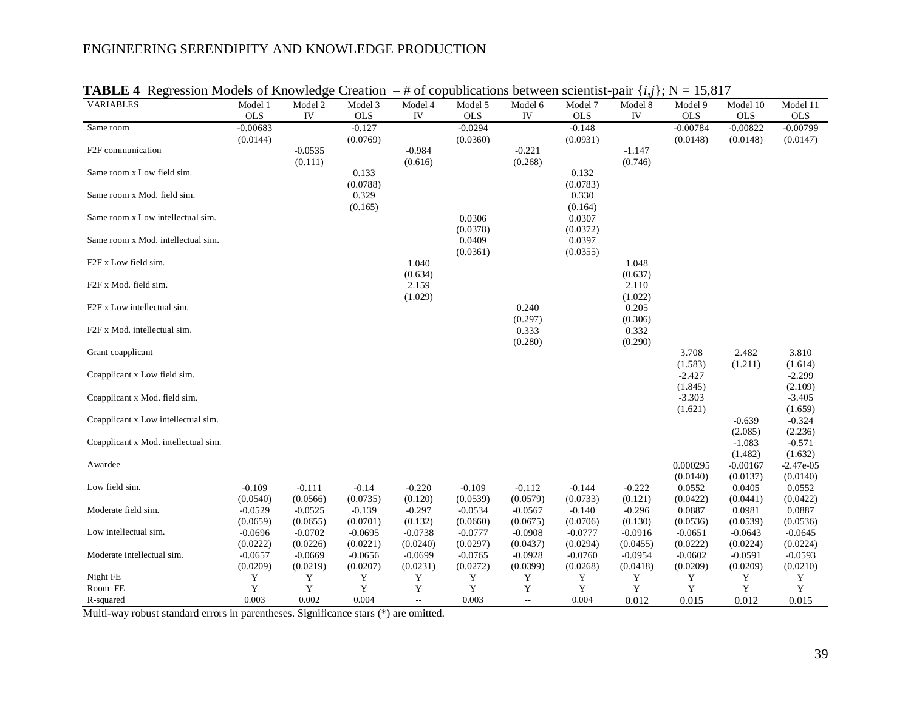**TABLE 4** Regression Models of Knowledge Creation – # of copublications between scientist-pair $\{i,j\}$; N = 15,817

| VARIABLES | Model 1 OLS | Model 2 IV | Model 3 OLS | Model 4 IV | Model 5 OLS | Model 6 IV | Model 7 OLS | Model 8 IV | Model 9 OLS | Model 10 OLS | Model 11 OLS |
|---|---|---|---|---|---|---|---|---|---|---|---|
| Same room | -0.00683 | | -0.127 | | -0.0294 | | -0.148 | | -0.00784 | -0.00822 | -0.00799 |
| | (0.0144) | | (0.0769) | | (0.0360) | | (0.0931) | | (0.0148) | (0.0148) | (0.0147) |
| F2F communication | | -0.0535 | | -0.984 | | -0.221 | | -1.147 | | | |
| | | (0.111) | | (0.616) | | (0.268) | | (0.746) | | | |
| Same room x Low field sim. | | | 0.133 | | | | 0.132 | | | | |
| | | | (0.0788) | | | | (0.0783) | | | | |
| Same room x Mod. field sim. | | | 0.329 | | | | 0.330 | | | | |
| | | | (0.165) | | | | (0.164) | | | | |
| Same room x Low intellectual sim. | | | | | 0.0306 | | 0.0307 | | | | |
| | | | | | (0.0378) | | (0.0372) | | | | |
| Same room x Mod. intellectual sim. | | | | | 0.0409 | | 0.0397 | | | | |
| | | | | | (0.0361) | | (0.0355) | | | | |
| F2F x Low field sim. | | | | 1.040 | | | | 1.048 | | | |
| | | | | (0.634) | | | | (0.637) | | | |
| F2F x Mod. field sim. | | | | 2.159 | | | | 2.110 | | | |
| | | | | (1.029) | | | | (1.022) | | | |
| F2F x Low intellectual sim. | | | | | | 0.240 | | 0.205 | | | |
| | | | | | | (0.297) | | (0.306) | | | |
| F2F x Mod. intellectual sim. | | | | | | 0.333 | | 0.332 | | | |
| | | | | | | (0.280) | | (0.290) | | | |
| Grant coapplicant | | | | | | | | | 3.708 | 2.482 | 3.810 |
| | | | | | | | | | (1.583) | (1.211) | (1.614) |
| Coapplicant x Low field sim. | | | | | | | | | -2.427 | | -2.299 |
| | | | | | | | | | (1.845) | | (2.109) |
| Coapplicant x Mod. field sim. | | | | | | | | | -3.303 | | -3.405 |
| | | | | | | | | | (1.621) | | (1.659) |
| Coapplicant x Low intellectual sim. | | | | | | | | | | -0.639 | -0.324 |
| | | | | | | | | | | (2.085) | (2.236) |
| Coapplicant x Mod. intellectual sim. | | | | | | | | | | -1.083 | -0.571 |
| | | | | | | | | | | (1.482) | (1.632) |
| Awardee | | | | | | | | | 0.000295 | -0.00167 | -2.47e-05 |
| | | | | | | | | | (0.0140) | (0.0137) | (0.0140) |
| Low field sim. | -0.109 | -0.111 | -0.14 | -0.220 | -0.109 | -0.112 | -0.144 | -0.222 | 0.0552 | 0.0405 | 0.0552 |
| | (0.0540) | (0.0566) | (0.0735) | (0.120) | (0.0539) | (0.0579) | (0.0733) | (0.121) | (0.0422) | (0.0441) | (0.0422) |
| Moderate field sim. | -0.0529 | -0.0525 | -0.139 | -0.297 | -0.0534 | -0.0567 | -0.140 | -0.296 | 0.0887 | 0.0981 | 0.0887 |
| | (0.0659) | (0.0655) | (0.0701) | (0.132) | (0.0660) | (0.0675) | (0.0706) | (0.130) | (0.0536) | (0.0539) | (0.0536) |
| Low intellectual sim. | -0.0696 | -0.0702 | -0.0695 | -0.0738 | -0.0777 | -0.0908 | -0.0777 | -0.0916 | -0.0651 | -0.0643 | -0.0645 |
| | (0.0222) | (0.0226) | (0.0221) | (0.0240) | (0.0297) | (0.0437) | (0.0294) | (0.0455) | (0.0222) | (0.0224) | (0.0224) |
| Moderate intellectual sim. | -0.0657 | -0.0669 | -0.0656 | -0.0699 | -0.0765 | -0.0928 | -0.0760 | -0.0954 | -0.0602 | -0.0591 | -0.0593 |
| | (0.0209) | (0.0219) | (0.0207) | (0.0231) | (0.0272) | (0.0399) | (0.0268) | (0.0418) | (0.0209) | (0.0209) | (0.0210) |
| Night FE | Y | Y | Y | Y | Y | Y | Y | Y | Y | Y | Y |
| Room FE | Y | Y | Y | Y | Y | Y | Y | Y | Y | Y | Y |
| R-squared | 0.003 | 0.002 | 0.004 | -- | 0.003 | -- | 0.004 | 0.012 | 0.015 | 0.012 | 0.015 |

Multi-way robust standard errors in parentheses. Significance stars (*) are omitted.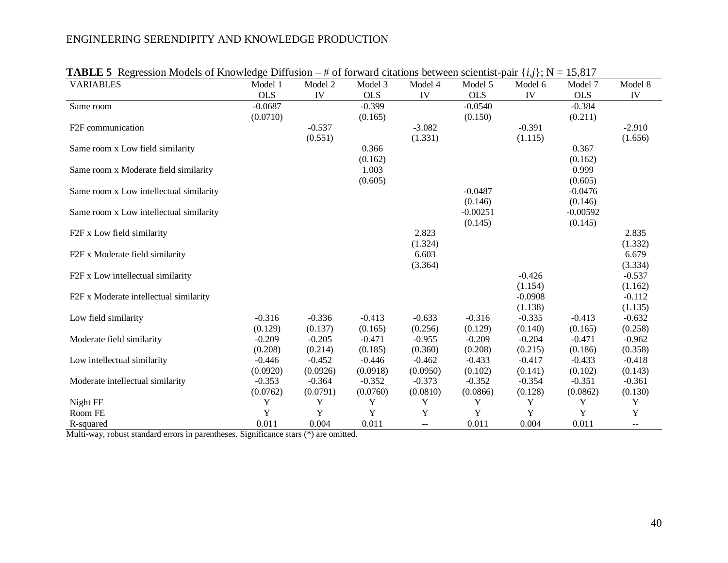**TABLE 5** Regression Models of Knowledge Diffusion – # of forward citations between scientist-pair $\{i,j\}$; N = 15,817

| VARIABLES | Model 1 | Model 2 | Model 3 | Model 4 | Model 5 | Model 6 | Model 7 | Model 8 |
|---|---|---|---|---|---|---|---|---|
| | OLS | IV | OLS | IV | OLS | IV | OLS | IV |
| Same room | -0.0687 | | -0.399 | | -0.0540 | | -0.384 | |
| | (0.0710) | | (0.165) | | (0.150) | | (0.211) | |
| F2F communication | | -0.537 | | -3.082 | | -0.391 | | -2.910 |
| | | (0.551) | | (1.331) | | (1.115) | | (1.656) |
| Same room x Low field similarity | | | 0.366 | | | | 0.367 | |
| | | | (0.162) | | | | (0.162) | |
| Same room x Moderate field similarity | | | 1.003 | | | | 0.999 | |
| | | | (0.605) | | | | (0.605) | |
| Same room x Low intellectual similarity | | | | | -0.0487 | | -0.0476 | |
| | | | | | (0.146) | | (0.146) | |
| Same room x Low intellectual similarity | | | | | -0.00251 | | -0.00592 | |
| | | | | | (0.145) | | (0.145) | |
| F2F x Low field similarity | | | | 2.823 | | | | 2.835 |
| | | | | (1.324) | | | | (1.332) |
| F2F x Moderate field similarity | | | | 6.603 | | | | 6.679 |
| | | | | (3.364) | | | | (3.334) |
| F2F x Low intellectual similarity | | | | | | -0.426 | | -0.537 |
| | | | | | | (1.154) | | (1.162) |
| F2F x Moderate intellectual similarity | | | | | | -0.0908 | | -0.112 |
| | | | | | | (1.138) | | (1.135) |
| Low field similarity | -0.316 | -0.336 | -0.413 | -0.633 | -0.316 | -0.335 | -0.413 | -0.632 |
| | (0.129) | (0.137) | (0.165) | (0.256) | (0.129) | (0.140) | (0.165) | (0.258) |
| Moderate field similarity | -0.209 | -0.205 | -0.471 | -0.955 | -0.209 | -0.204 | -0.471 | -0.962 |
| | (0.208) | (0.214) | (0.185) | (0.360) | (0.208) | (0.215) | (0.186) | (0.358) |
| Low intellectual similarity | -0.446 | -0.452 | -0.446 | -0.462 | -0.433 | -0.417 | -0.433 | -0.418 |
| | (0.0920) | (0.0926) | (0.0918) | (0.0950) | (0.102) | (0.141) | (0.102) | (0.143) |
| Moderate intellectual similarity | -0.353 | -0.364 | -0.352 | -0.373 | -0.352 | -0.354 | -0.351 | -0.361 |
| | (0.0762) | (0.0791) | (0.0760) | (0.0810) | (0.0866) | (0.128) | (0.0862) | (0.130) |
| Night FE | Y | Y | Y | Y | Y | Y | Y | Y |
| Room FE | Y | Y | Y | Y | Y | Y | Y | Y |
| R-squared | 0.011 | 0.004 | 0.011 | -- | 0.011 | 0.004 | 0.011 | -- |

Multi-way, robust standard errors in parentheses. Significance stars (*) are omitted.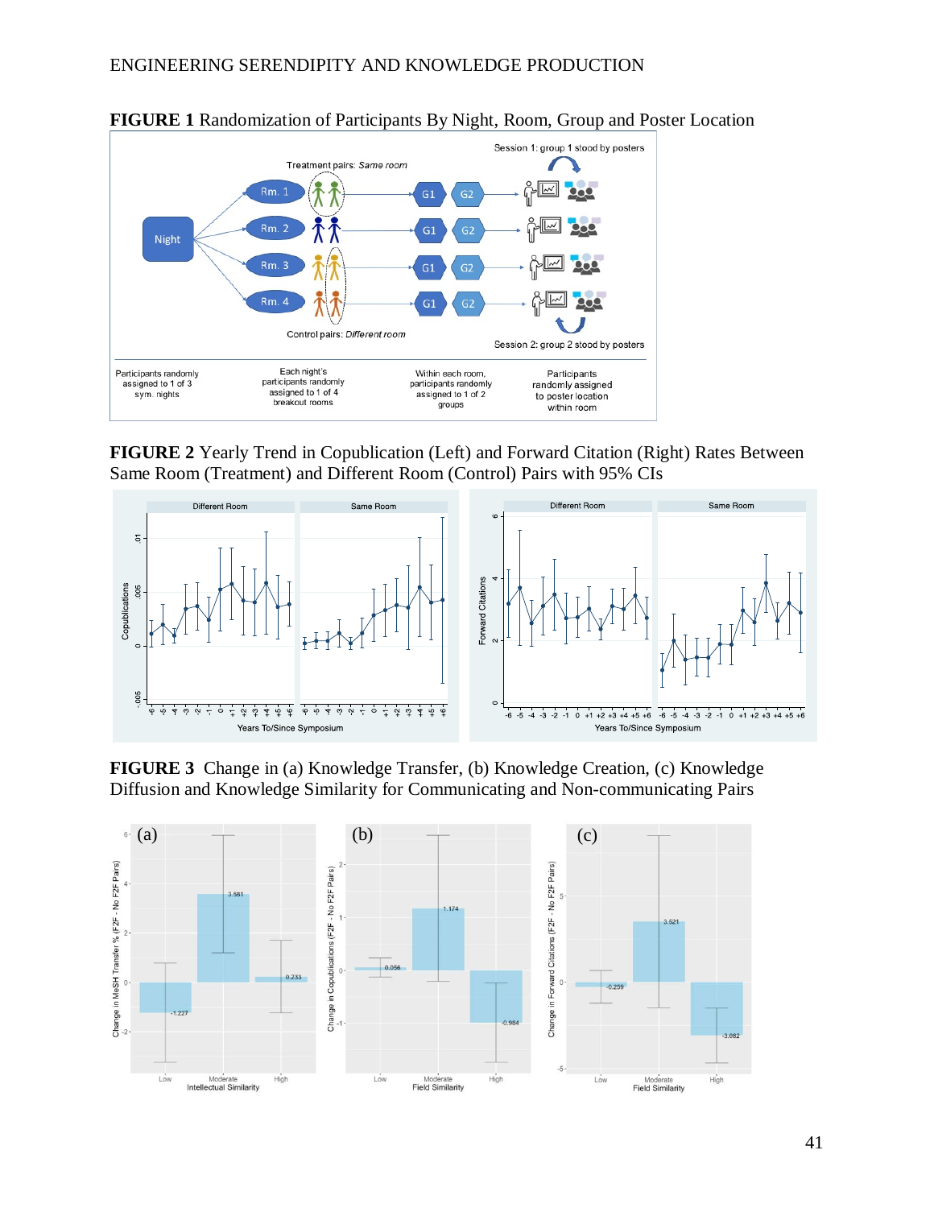**FIGURE 1** Randomization of Participants By Night, Room, Group and Poster Location

**FIGURE 2** Yearly Trend in Copublication (Left) and Forward Citation (Right) Rates Between Same Room (Treatment) and Different Room (Control) Pairs with 95% CIs

**FIGURE 3** Change in (a) Knowledge Transfer, (b) Knowledge Creation, (c) Knowledge Diffusion and Knowledge Similarity for Communicating and Non-communicating Pairs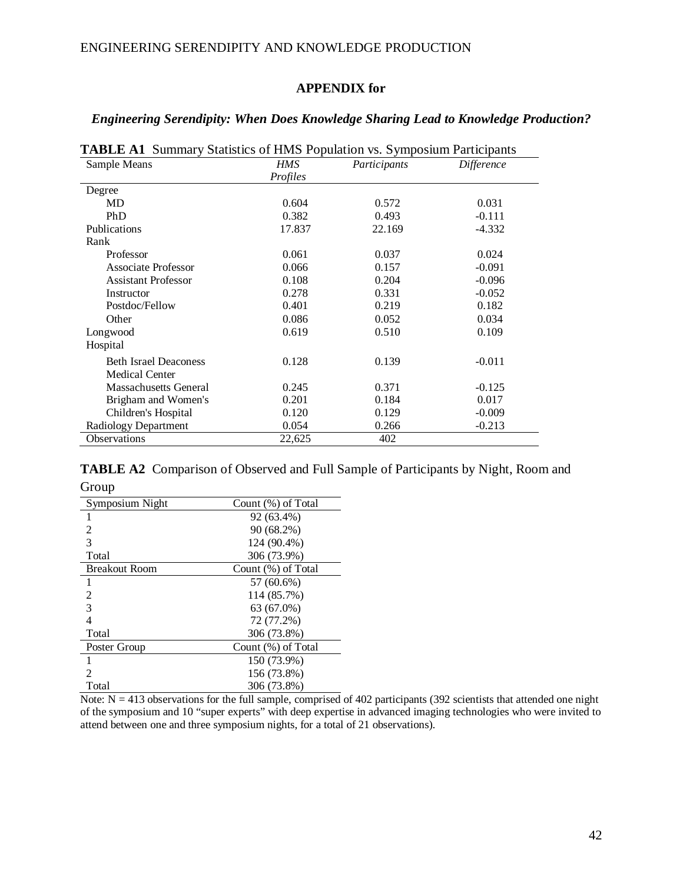**APPENDIX for**

***Engineering Serendipity: When Does Knowledge Sharing Lead to Knowledge Production?***

**TABLE A1** Summary Statistics of HMS Population vs. Symposium Participants

| Sample Means | *HMS Profiles* | *Participants* | *Difference* |
|---|---|---|---|
| Degree | | | |
| MD | 0.604 | 0.572 | 0.031 |
| PhD | 0.382 | 0.493 | -0.111 |
| Publications | 17.837 | 22.169 | -4.332 |
| Rank | | | |
| Professor | 0.061 | 0.037 | 0.024 |
| Associate Professor | 0.066 | 0.157 | -0.091 |
| Assistant Professor | 0.108 | 0.204 | -0.096 |
| Instructor | 0.278 | 0.331 | -0.052 |
| Postdoc/Fellow | 0.401 | 0.219 | 0.182 |
| Other | 0.086 | 0.052 | 0.034 |
| Longwood | 0.619 | 0.510 | 0.109 |
| Hospital | | | |
| Beth Israel Deaconess Medical Center | 0.128 | 0.139 | -0.011 |
| Massachusetts General | 0.245 | 0.371 | -0.125 |
| Brigham and Women's | 0.201 | 0.184 | 0.017 |
| Children's Hospital | 0.120 | 0.129 | -0.009 |
| Radiology Department | 0.054 | 0.266 | -0.213 |
| Observations | 22,625 | 402 | |

**TABLE A2** Comparison of Observed and Full Sample of Participants by Night, Room and Group

| Symposium Night | Count (%) of Total |
|---|---|
| 1 | 92 (63.4%) |
| 2 | 90 (68.2%) |
| 3 | 124 (90.4%) |
| Total | 306 (73.9%) |
| **Breakout Room** | **Count (%) of Total** |
| 1 | 57 (60.6%) |
| 2 | 114 (85.7%) |
| 3 | 63 (67.0%) |
| 4 | 72 (77.2%) |
| Total | 306 (73.8%) |
| **Poster Group** | **Count (%) of Total** |
| 1 | 150 (73.9%) |
| 2 | 156 (73.8%) |
| Total | 306 (73.8%) |

Note: N = 413 observations for the full sample, comprised of 402 participants (392 scientists that attended one night of the symposium and 10 "super experts" with deep expertise in advanced imaging technologies who were invited to attend between one and three symposium nights, for a total of 21 observations).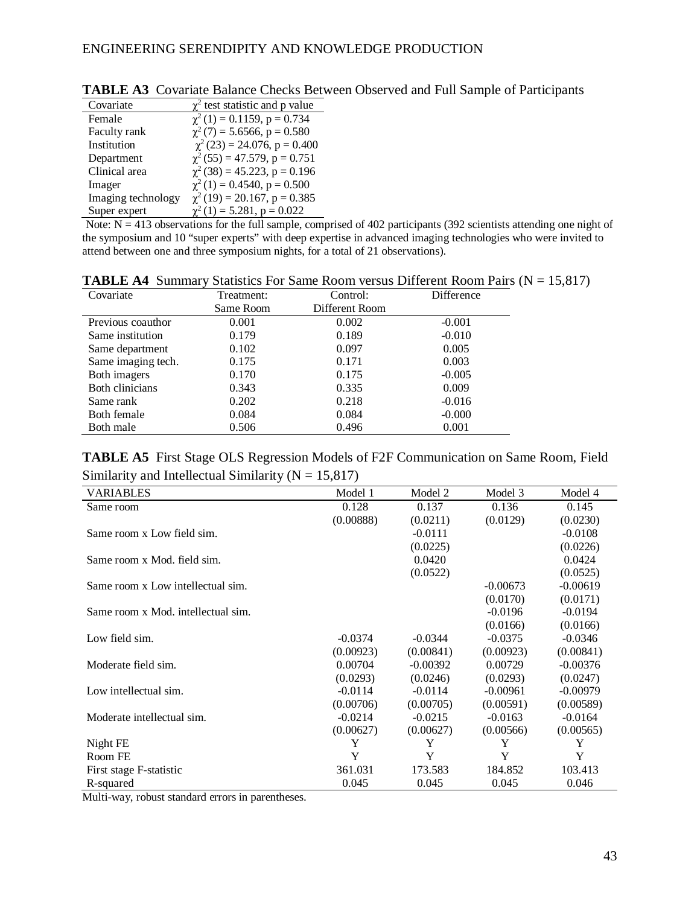**TABLE A3** Covariate Balance Checks Between Observed and Full Sample of Participants

| Covariate | $\chi^2$ test statistic and p value |
|---|---|
| Female | $\chi^2(1) = 0.1159$, p = 0.734 |
| Faculty rank | $\chi^2(7) = 5.6566$, p = 0.580 |
| Institution | $\chi^2(23) = 24.076$, p = 0.400 |
| Department | $\chi^2(55) = 47.579$, p = 0.751 |
| Clinical area | $\chi^2(38) = 45.223$, p = 0.196 |
| Imager | $\chi^2(1) = 0.4540$, p = 0.500 |
| Imaging technology | $\chi^2(19) = 20.167$, p = 0.385 |
| Super expert | $\chi^2(1) = 5.281$, p = 0.022 |

Note: N = 413 observations for the full sample, comprised of 402 participants (392 scientists attending one night of the symposium and 10 "super experts" with deep expertise in advanced imaging technologies who were invited to attend between one and three symposium nights, for a total of 21 observations).

**TABLE A4** Summary Statistics For Same Room versus Different Room Pairs (N = 15,817)

| Covariate | Treatment: Same Room | Control: Different Room | Difference |
|---|---|---|---|
| Previous coauthor | 0.001 | 0.002 | -0.001 |
| Same institution | 0.179 | 0.189 | -0.010 |
| Same department | 0.102 | 0.097 | 0.005 |
| Same imaging tech. | 0.175 | 0.171 | 0.003 |
| Both imagers | 0.170 | 0.175 | -0.005 |
| Both clinicians | 0.343 | 0.335 | 0.009 |
| Same rank | 0.202 | 0.218 | -0.016 |
| Both female | 0.084 | 0.084 | -0.000 |
| Both male | 0.506 | 0.496 | 0.001 |

**TABLE A5** First Stage OLS Regression Models of F2F Communication on Same Room, Field Similarity and Intellectual Similarity (N = 15,817)

| VARIABLES | Model 1 | Model 2 | Model 3 | Model 4 |
|---|---|---|---|---|
| Same room | 0.128 | 0.137 | 0.136 | 0.145 |
| | (0.00888) | (0.0211) | (0.0129) | (0.0230) |
| Same room x Low field sim. | | -0.0111 | | -0.0108 |
| | | (0.0225) | | (0.0226) |
| Same room x Mod. field sim. | | 0.0420 | | 0.0424 |
| | | (0.0522) | | (0.0525) |
| Same room x Low intellectual sim. | | | -0.00673 | -0.00619 |
| | | | (0.0170) | (0.0171) |
| Same room x Mod. intellectual sim. | | | -0.0196 | -0.0194 |
| | | | (0.0166) | (0.0166) |
| Low field sim. | -0.0374 | -0.0344 | -0.0375 | -0.0346 |
| | (0.00923) | (0.00841) | (0.00923) | (0.00841) |
| Moderate field sim. | 0.00704 | -0.00392 | 0.00729 | -0.00376 |
| | (0.0293) | (0.0246) | (0.0293) | (0.0247) |
| Low intellectual sim. | -0.0114 | -0.0114 | -0.00961 | -0.00979 |
| | (0.00706) | (0.00705) | (0.00591) | (0.00589) |
| Moderate intellectual sim. | -0.0214 | -0.0215 | -0.0163 | -0.0164 |
| | (0.00627) | (0.00627) | (0.00566) | (0.00565) |
| Night FE | Y | Y | Y | Y |
| Room FE | Y | Y | Y | Y |
| First stage F-statistic | 361.031 | 173.583 | 184.852 | 103.413 |
| R-squared | 0.045 | 0.045 | 0.045 | 0.046 |

Multi-way, robust standard errors in parentheses.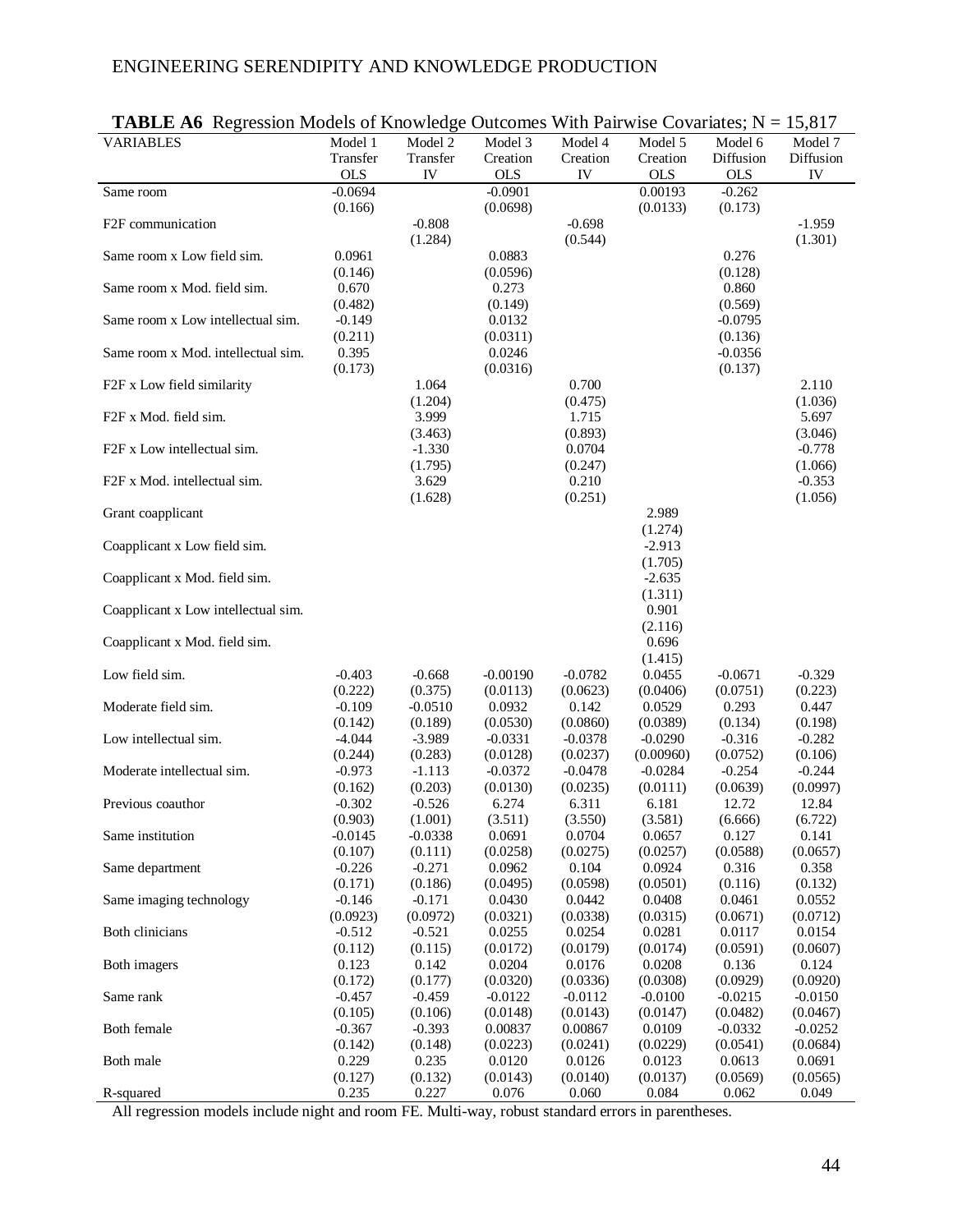**TABLE A6** Regression Models of Knowledge Outcomes With Pairwise Covariates; N = 15,817

| VARIABLES | Model 1 Transfer OLS | Model 2 Transfer IV | Model 3 Creation OLS | Model 4 Creation IV | Model 5 Creation OLS | Model 6 Diffusion OLS | Model 7 Diffusion IV |
|---|---|---|---|---|---|---|---|
| Same room | -0.0694 | | -0.0901 | | 0.00193 | -0.262 | |
| | (0.166) | | (0.0698) | | (0.0133) | (0.173) | |
| F2F communication | | -0.808 | | -0.698 | | | -1.959 |
| | | (1.284) | | (0.544) | | | (1.301) |
| Same room x Low field sim. | 0.0961 | | 0.0883 | | | 0.276 | |
| | (0.146) | | (0.0596) | | | (0.128) | |
| Same room x Mod. field sim. | 0.670 | | 0.273 | | | 0.860 | |
| | (0.482) | | (0.149) | | | (0.569) | |
| Same room x Low intellectual sim. | -0.149 | | 0.0132 | | | -0.0795 | |
| | (0.211) | | (0.0311) | | | (0.136) | |
| Same room x Mod. intellectual sim. | 0.395 | | 0.0246 | | | -0.0356 | |
| | (0.173) | | (0.0316) | | | (0.137) | |
| F2F x Low field similarity | | 1.064 | | 0.700 | | | 2.110 |
| | | (1.204) | | (0.475) | | | (1.036) |
| F2F x Mod. field sim. | | 3.999 | | 1.715 | | | 5.697 |
| | | (3.463) | | (0.893) | | | (3.046) |
| F2F x Low intellectual sim. | | -1.330 | | 0.0704 | | | -0.778 |
| | | (1.795) | | (0.247) | | | (1.066) |
| F2F x Mod. intellectual sim. | | 3.629 | | 0.210 | | | -0.353 |
| | | (1.628) | | (0.251) | | | (1.056) |
| Grant coapplicant | | | | | 2.989 | | |
| | | | | | (1.274) | | |
| Coapplicant x Low field sim. | | | | | -2.913 | | |
| | | | | | (1.705) | | |
| Coapplicant x Mod. field sim. | | | | | -2.635 | | |
| | | | | | (1.311) | | |
| Coapplicant x Low intellectual sim. | | | | | 0.901 | | |
| | | | | | (2.116) | | |
| Coapplicant x Mod. field sim. | | | | | 0.696 | | |
| | | | | | (1.415) | | |
| Low field sim. | -0.403 | -0.668 | -0.00190 | -0.0782 | 0.0455 | -0.0671 | -0.329 |
| | (0.222) | (0.375) | (0.0113) | (0.0623) | (0.0406) | (0.0751) | (0.223) |
| Moderate field sim. | -0.109 | -0.0510 | 0.0932 | 0.142 | 0.0529 | 0.293 | 0.447 |
| | (0.142) | (0.189) | (0.0530) | (0.0860) | (0.0389) | (0.134) | (0.198) |
| Low intellectual sim. | -4.044 | -3.989 | -0.0331 | -0.0378 | -0.0290 | -0.316 | -0.282 |
| | (0.244) | (0.283) | (0.0128) | (0.0237) | (0.00960) | (0.0752) | (0.106) |
| Moderate intellectual sim. | -0.973 | -1.113 | -0.0372 | -0.0478 | -0.0284 | -0.254 | -0.244 |
| | (0.162) | (0.203) | (0.0130) | (0.0235) | (0.0111) | (0.0639) | (0.0997) |
| Previous coauthor | -0.302 | -0.526 | 6.274 | 6.311 | 6.181 | 12.72 | 12.84 |
| | (0.903) | (1.001) | (3.511) | (3.550) | (3.581) | (6.666) | (6.722) |
| Same institution | -0.0145 | -0.0338 | 0.0691 | 0.0704 | 0.0657 | 0.127 | 0.141 |
| | (0.107) | (0.111) | (0.0258) | (0.0275) | (0.0257) | (0.0588) | (0.0657) |
| Same department | -0.226 | -0.271 | 0.0962 | 0.104 | 0.0924 | 0.316 | 0.358 |
| | (0.171) | (0.186) | (0.0495) | (0.0598) | (0.0501) | (0.116) | (0.132) |
| Same imaging technology | -0.146 | -0.171 | 0.0430 | 0.0442 | 0.0408 | 0.0461 | 0.0552 |
| | (0.0923) | (0.0972) | (0.0321) | (0.0338) | (0.0315) | (0.0671) | (0.0712) |
| Both clinicians | -0.512 | -0.521 | 0.0255 | 0.0254 | 0.0281 | 0.0117 | 0.0154 |
| | (0.112) | (0.115) | (0.0172) | (0.0179) | (0.0174) | (0.0591) | (0.0607) |
| Both imagers | 0.123 | 0.142 | 0.0204 | 0.0176 | 0.0208 | 0.136 | 0.124 |
| | (0.172) | (0.177) | (0.0320) | (0.0336) | (0.0308) | (0.0929) | (0.0920) |
| Same rank | -0.457 | -0.459 | -0.0122 | -0.0112 | -0.0100 | -0.0215 | -0.0150 |
| | (0.105) | (0.106) | (0.0148) | (0.0143) | (0.0147) | (0.0482) | (0.0467) |
| Both female | -0.367 | -0.393 | 0.00837 | 0.00867 | 0.0109 | -0.0332 | -0.0252 |
| | (0.142) | (0.148) | (0.0223) | (0.0241) | (0.0229) | (0.0541) | (0.0684) |
| Both male | 0.229 | 0.235 | 0.0120 | 0.0126 | 0.0123 | 0.0613 | 0.0691 |
| | (0.127) | (0.132) | (0.0143) | (0.0140) | (0.0137) | (0.0569) | (0.0565) |
| R-squared | 0.235 | 0.227 | 0.076 | 0.060 | 0.084 | 0.062 | 0.049 |

All regression models include night and room FE. Multi-way, robust standard errors in parentheses.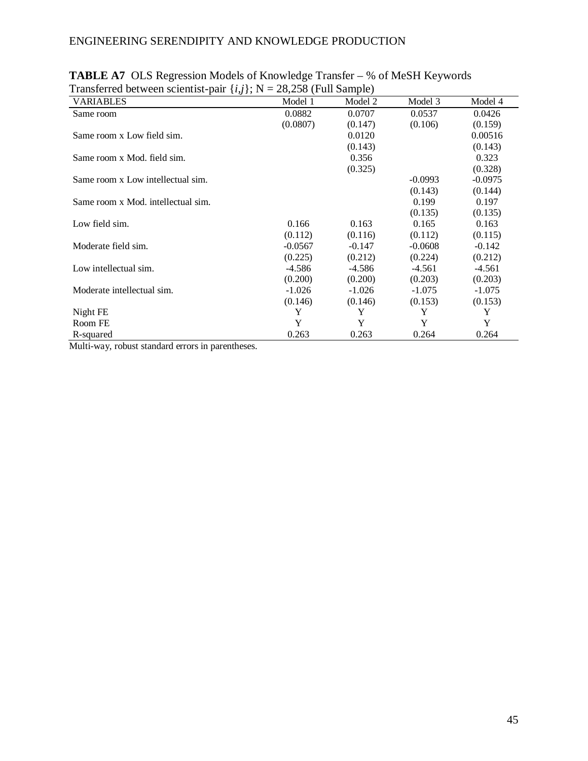**TABLE A7** OLS Regression Models of Knowledge Transfer – % of MeSH Keywords Transferred between scientist-pair $\{i,j\}$; N = 28,258 (Full Sample)

| VARIABLES | Model 1 | Model 2 | Model 3 | Model 4 |
|---|---|---|---|---|
| Same room | 0.0882 | 0.0707 | 0.0537 | 0.0426 |
| | (0.0807) | (0.147) | (0.106) | (0.159) |
| Same room x Low field sim. | | 0.0120 | | 0.00516 |
| | | (0.143) | | (0.143) |
| Same room x Mod. field sim. | | 0.356 | | 0.323 |
| | | (0.325) | | (0.328) |
| Same room x Low intellectual sim. | | | -0.0993 | -0.0975 |
| | | | (0.143) | (0.144) |
| Same room x Mod. intellectual sim. | | | 0.199 | 0.197 |
| | | | (0.135) | (0.135) |
| Low field sim. | 0.166 | 0.163 | 0.165 | 0.163 |
| | (0.112) | (0.116) | (0.112) | (0.115) |
| Moderate field sim. | -0.0567 | -0.147 | -0.0608 | -0.142 |
| | (0.225) | (0.212) | (0.224) | (0.212) |
| Low intellectual sim. | -4.586 | -4.586 | -4.561 | -4.561 |
| | (0.200) | (0.200) | (0.203) | (0.203) |
| Moderate intellectual sim. | -1.026 | -1.026 | -1.075 | -1.075 |
| | (0.146) | (0.146) | (0.153) | (0.153) |
| Night FE | Y | Y | Y | Y |
| Room FE | Y | Y | Y | Y |
| R-squared | 0.263 | 0.263 | 0.264 | 0.264 |

Multi-way, robust standard errors in parentheses.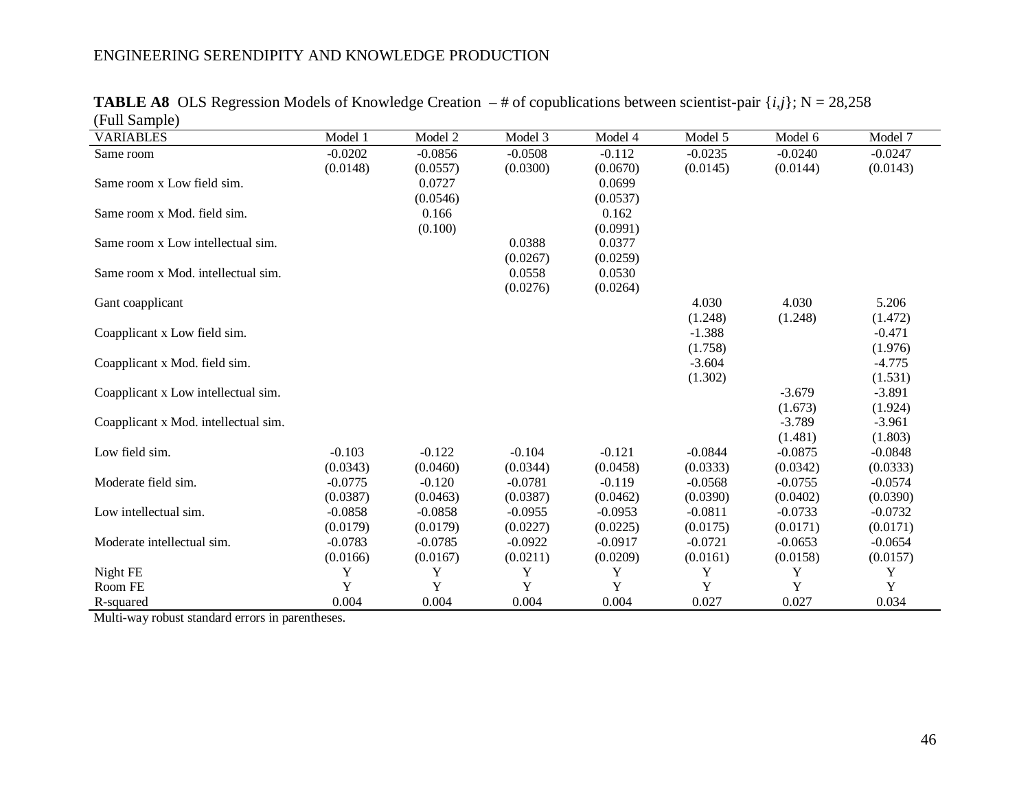**TABLE A8** OLS Regression Models of Knowledge Creation – # of copublications between scientist-pair $\{i,j\}$; N = 28,258 (Full Sample)

| VARIABLES | Model 1 | Model 2 | Model 3 | Model 4 | Model 5 | Model 6 | Model 7 |
|---|---|---|---|---|---|---|---|
| Same room | -0.0202 | -0.0856 | -0.0508 | -0.112 | -0.0235 | -0.0240 | -0.0247 |
| | (0.0148) | (0.0557) | (0.0300) | (0.0670) | (0.0145) | (0.0144) | (0.0143) |
| Same room x Low field sim. | | 0.0727 | | 0.0699 | | | |
| | | (0.0546) | | (0.0537) | | | |
| Same room x Mod. field sim. | | 0.166 | | 0.162 | | | |
| | | (0.100) | | (0.0991) | | | |
| Same room x Low intellectual sim. | | | 0.0388 | 0.0377 | | | |
| | | | (0.0267) | (0.0259) | | | |
| Same room x Mod. intellectual sim. | | | 0.0558 | 0.0530 | | | |
| | | | (0.0276) | (0.0264) | | | |
| Gant coapplicant | | | | | 4.030 | 4.030 | 5.206 |
| | | | | | (1.248) | (1.248) | (1.472) |
| Coapplicant x Low field sim. | | | | | -1.388 | | -0.471 |
| | | | | | (1.758) | | (1.976) |
| Coapplicant x Mod. field sim. | | | | | -3.604 | | -4.775 |
| | | | | | (1.302) | | (1.531) |
| Coapplicant x Low intellectual sim. | | | | | | -3.679 | -3.891 |
| | | | | | | (1.673) | (1.924) |
| Coapplicant x Mod. intellectual sim. | | | | | | -3.789 | -3.961 |
| | | | | | | (1.481) | (1.803) |
| Low field sim. | -0.103 | -0.122 | -0.104 | -0.121 | -0.0844 | -0.0875 | -0.0848 |
| | (0.0343) | (0.0460) | (0.0344) | (0.0458) | (0.0333) | (0.0342) | (0.0333) |
| Moderate field sim. | -0.0775 | -0.120 | -0.0781 | -0.119 | -0.0568 | -0.0755 | -0.0574 |
| | (0.0387) | (0.0463) | (0.0387) | (0.0462) | (0.0390) | (0.0402) | (0.0390) |
| Low intellectual sim. | -0.0858 | -0.0858 | -0.0955 | -0.0953 | -0.0811 | -0.0733 | -0.0732 |
| | (0.0179) | (0.0179) | (0.0227) | (0.0225) | (0.0175) | (0.0171) | (0.0171) |
| Moderate intellectual sim. | -0.0783 | -0.0785 | -0.0922 | -0.0917 | -0.0721 | -0.0653 | -0.0654 |
| | (0.0166) | (0.0167) | (0.0211) | (0.0209) | (0.0161) | (0.0158) | (0.0157) |
| Night FE | Y | Y | Y | Y | Y | Y | Y |
| Room FE | Y | Y | Y | Y | Y | Y | Y |
| R-squared | 0.004 | 0.004 | 0.004 | 0.004 | 0.027 | 0.027 | 0.034 |

Multi-way robust standard errors in parentheses.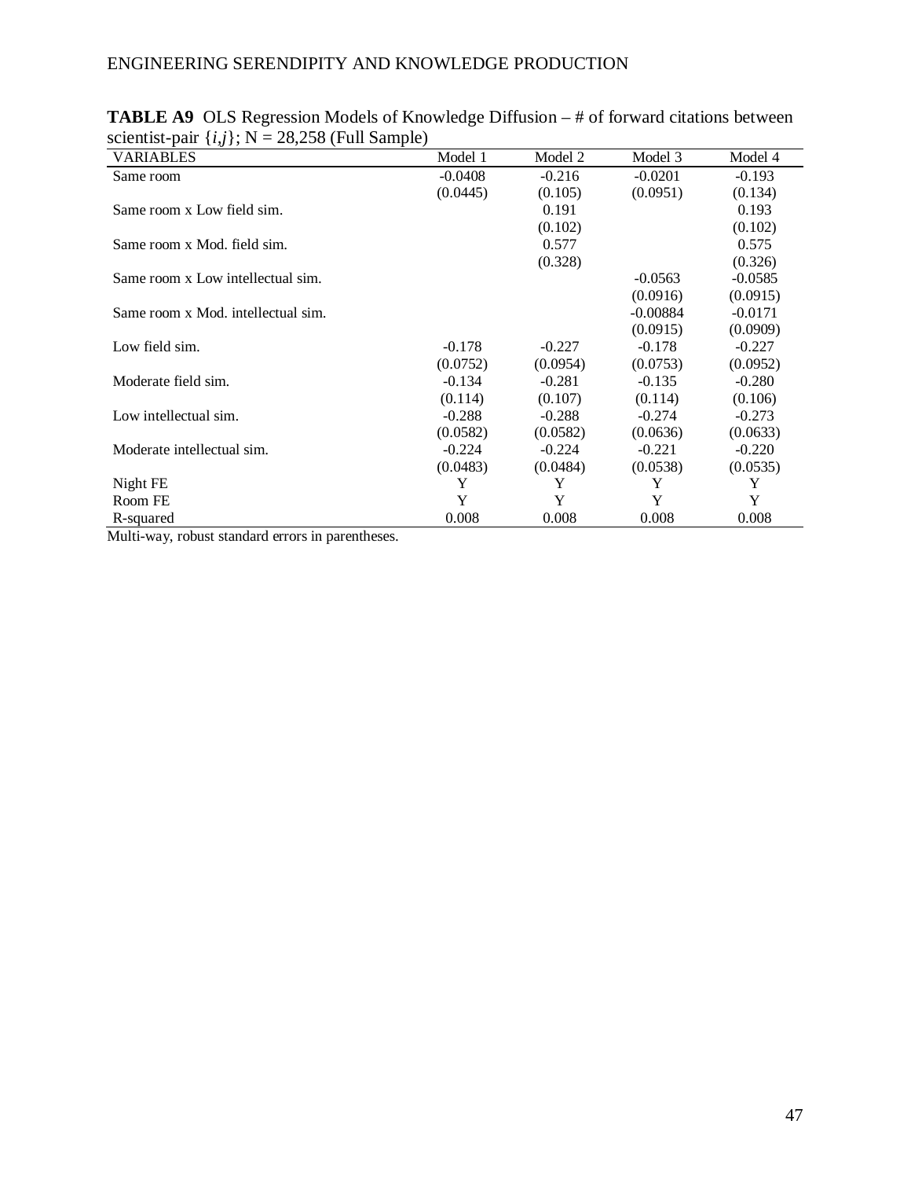**TABLE A9** OLS Regression Models of Knowledge Diffusion – # of forward citations between scientist-pair $\{i,j\}$; N = 28,258 (Full Sample)

| VARIABLES | Model 1 | Model 2 | Model 3 | Model 4 |
|---|---|---|---|---|
| Same room | -0.0408 | -0.216 | -0.0201 | -0.193 |
| | (0.0445) | (0.105) | (0.0951) | (0.134) |
| Same room x Low field sim. | | 0.191 | | 0.193 |
| | | (0.102) | | (0.102) |
| Same room x Mod. field sim. | | 0.577 | | 0.575 |
| | | (0.328) | | (0.326) |
| Same room x Low intellectual sim. | | | -0.0563 | -0.0585 |
| | | | (0.0916) | (0.0915) |
| Same room x Mod. intellectual sim. | | | -0.00884 | -0.0171 |
| | | | (0.0915) | (0.0909) |
| Low field sim. | -0.178 | -0.227 | -0.178 | -0.227 |
| | (0.0752) | (0.0954) | (0.0753) | (0.0952) |
| Moderate field sim. | -0.134 | -0.281 | -0.135 | -0.280 |
| | (0.114) | (0.107) | (0.114) | (0.106) |
| Low intellectual sim. | -0.288 | -0.288 | -0.274 | -0.273 |
| | (0.0582) | (0.0582) | (0.0636) | (0.0633) |
| Moderate intellectual sim. | -0.224 | -0.224 | -0.221 | -0.220 |
| | (0.0483) | (0.0484) | (0.0538) | (0.0535) |
| Night FE | Y | Y | Y | Y |
| Room FE | Y | Y | Y | Y |
| R-squared | 0.008 | 0.008 | 0.008 | 0.008 |

Multi-way, robust standard errors in parentheses.